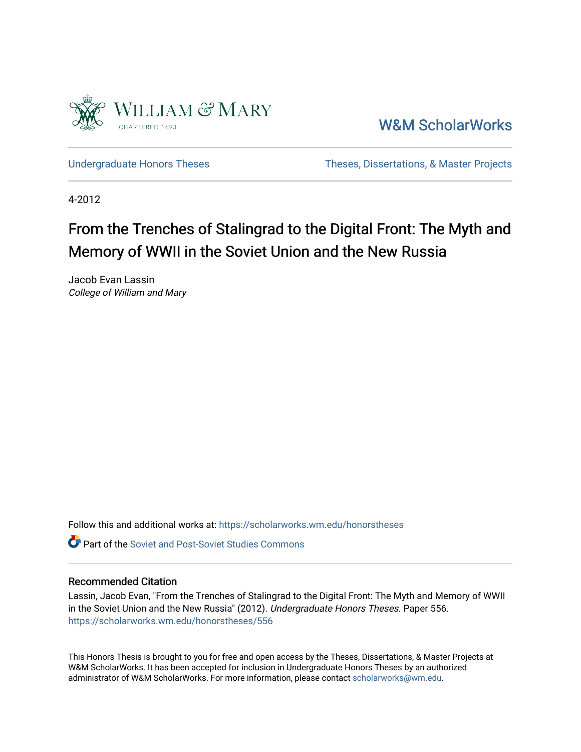William & Mary

CHARTERED 1693

W&M ScholarWorks

Undergraduate Honors Theses

Theses, Dissertations, & Master Projects

4-2012

# From the Trenches of Stalingrad to the Digital Front: The Myth and Memory of WWII in the Soviet Union and the New Russia

Jacob Evan Lassin
*College of William and Mary*

Follow this and additional works at: https://scholarworks.wm.edu/honorstheses

Part of the Soviet and Post-Soviet Studies Commons

## Recommended Citation

Lassin, Jacob Evan, "From the Trenches of Stalingrad to the Digital Front: The Myth and Memory of WWII in the Soviet Union and the New Russia" (2012). *Undergraduate Honors Theses.* Paper 556.
https://scholarworks.wm.edu/honorstheses/556

This Honors Thesis is brought to you for free and open access by the Theses, Dissertations, & Master Projects at W&M ScholarWorks. It has been accepted for inclusion in Undergraduate Honors Theses by an authorized administrator of W&M ScholarWorks. For more information, please contact scholarworks@wm.edu.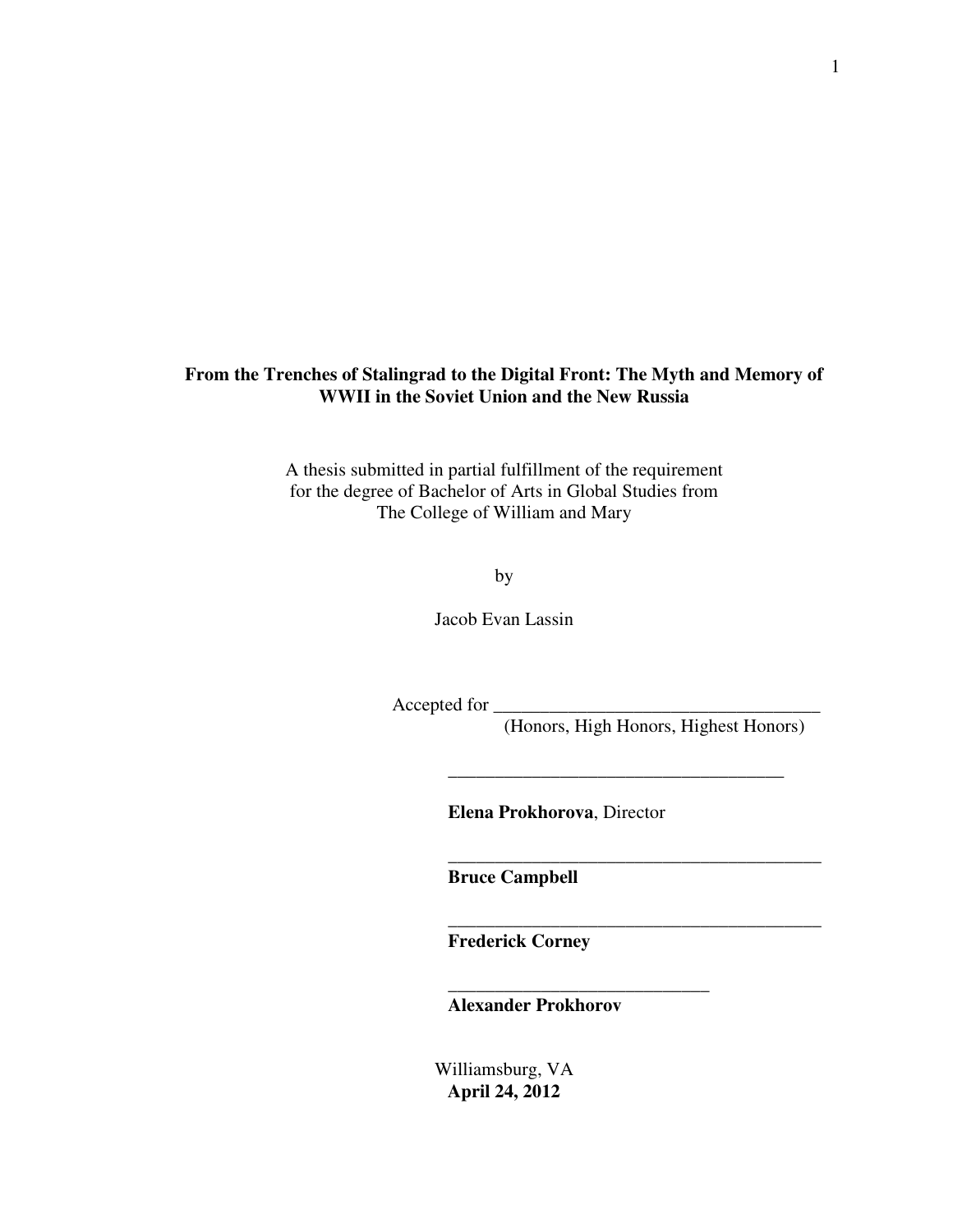**From the Trenches of Stalingrad to the Digital Front: The Myth and Memory of WWII in the Soviet Union and the New Russia**

A thesis submitted in partial fulfillment of the requirement
for the degree of Bachelor of Arts in Global Studies from
The College of William and Mary

by

Jacob Evan Lassin

Accepted for ___________________________________
(Honors, High Honors, Highest Honors)

_____________________________________

**Elena Prokhorova**, Director

_________________________________________

**Bruce Campbell**

_________________________________________

**Frederick Corney**

_____________________________

**Alexander Prokhorov**

Williamsburg, VA
**April 24, 2012**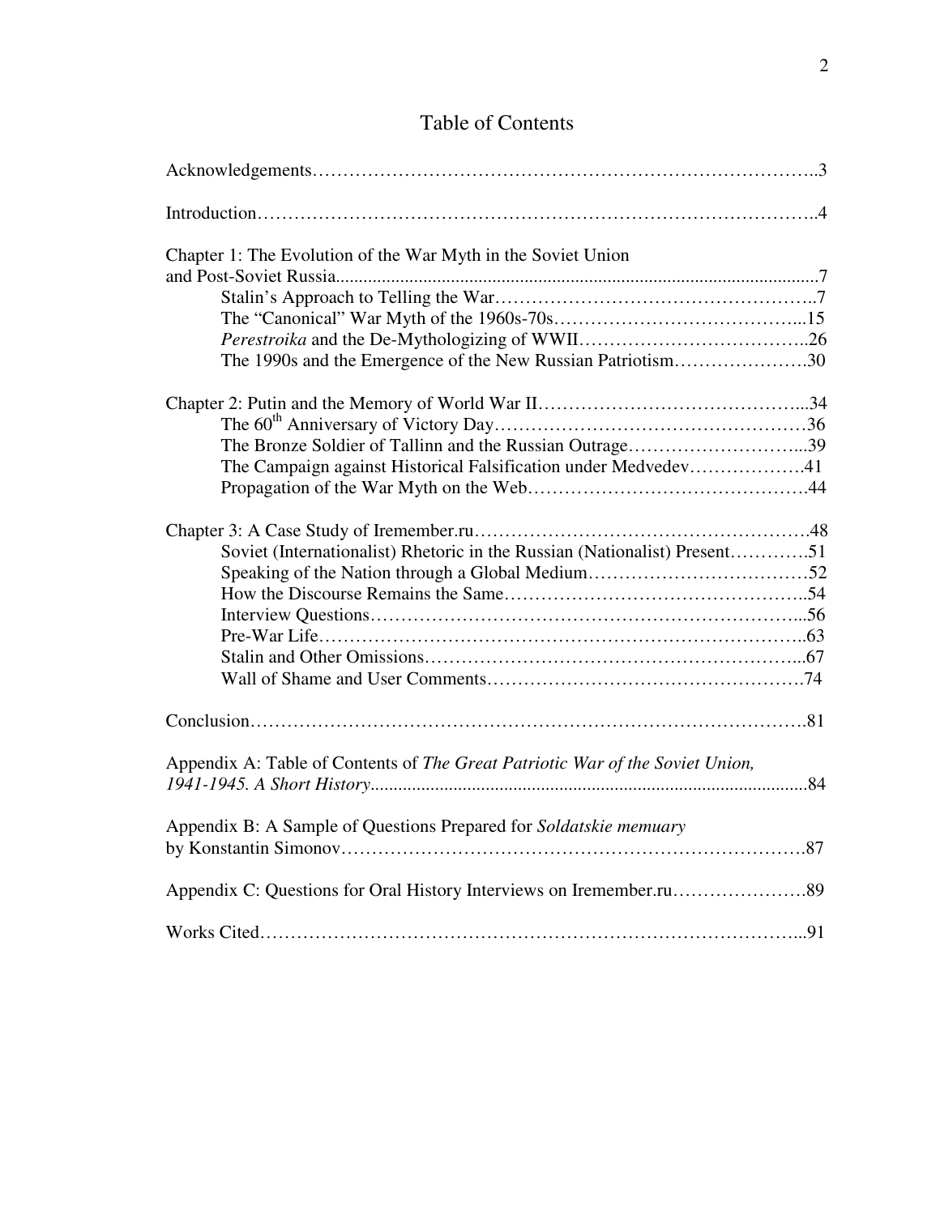# Table of Contents

Acknowledgements……………………………………………………………………..3

Introduction……………………………………………………………………………..4

Chapter 1: The Evolution of the War Myth in the Soviet Union and Post-Soviet Russia.......................................................................................................7

- Stalin's Approach to Telling the War……………………………………………..7
- The "Canonical" War Myth of the 1960s-70s…………………………………...15
- *Perestroika* and the De-Mythologizing of WWII………………………………..26
- The 1990s and the Emergence of the New Russian Patriotism………………….30

Chapter 2: Putin and the Memory of World War II……………………………………...34

- The 60th Anniversary of Victory Day……………………………………………36
- The Bronze Soldier of Tallinn and the Russian Outrage………………………...39
- The Campaign against Historical Falsification under Medvedev……………….41
- Propagation of the War Myth on the Web……………………………………….44

Chapter 3: A Case Study of Iremember.ru……………………………………………….48

- Soviet (Internationalist) Rhetoric in the Russian (Nationalist) Present………….51
- Speaking of the Nation through a Global Medium………………………………52
- How the Discourse Remains the Same…………………………………………..54
- Interview Questions……………………………………………………………...56
- Pre-War Life……………………………………………………………………..63
- Stalin and Other Omissions……………………………………………………...67
- Wall of Shame and User Comments…………………………………………….74

Conclusion………………………………………………………………………….81

Appendix A: Table of Contents of *The Great Patriotic War of the Soviet Union, 1941-1945. A Short History*...............................................................................................84

Appendix B: A Sample of Questions Prepared for *Soldatskie memuary* by Konstantin Simonov……………………………………………………………….87

Appendix C: Questions for Oral History Interviews on Iremember.ru………………….89

Works Cited…………………………………………………………………………...91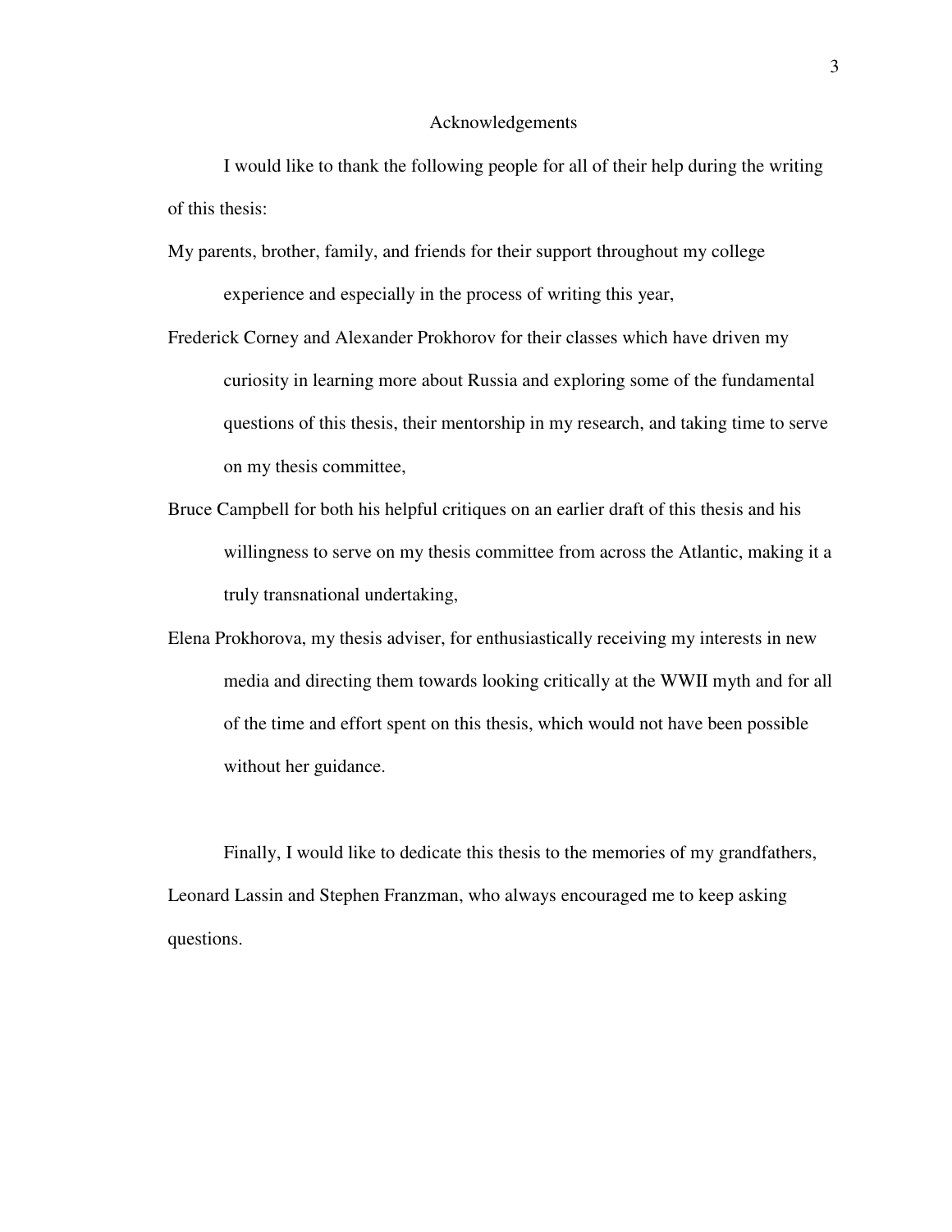# Acknowledgements

I would like to thank the following people for all of their help during the writing of this thesis:

My parents, brother, family, and friends for their support throughout my college experience and especially in the process of writing this year,

Frederick Corney and Alexander Prokhorov for their classes which have driven my curiosity in learning more about Russia and exploring some of the fundamental questions of this thesis, their mentorship in my research, and taking time to serve on my thesis committee,

Bruce Campbell for both his helpful critiques on an earlier draft of this thesis and his willingness to serve on my thesis committee from across the Atlantic, making it a truly transnational undertaking,

Elena Prokhorova, my thesis adviser, for enthusiastically receiving my interests in new media and directing them towards looking critically at the WWII myth and for all of the time and effort spent on this thesis, which would not have been possible without her guidance.

Finally, I would like to dedicate this thesis to the memories of my grandfathers, Leonard Lassin and Stephen Franzman, who always encouraged me to keep asking questions.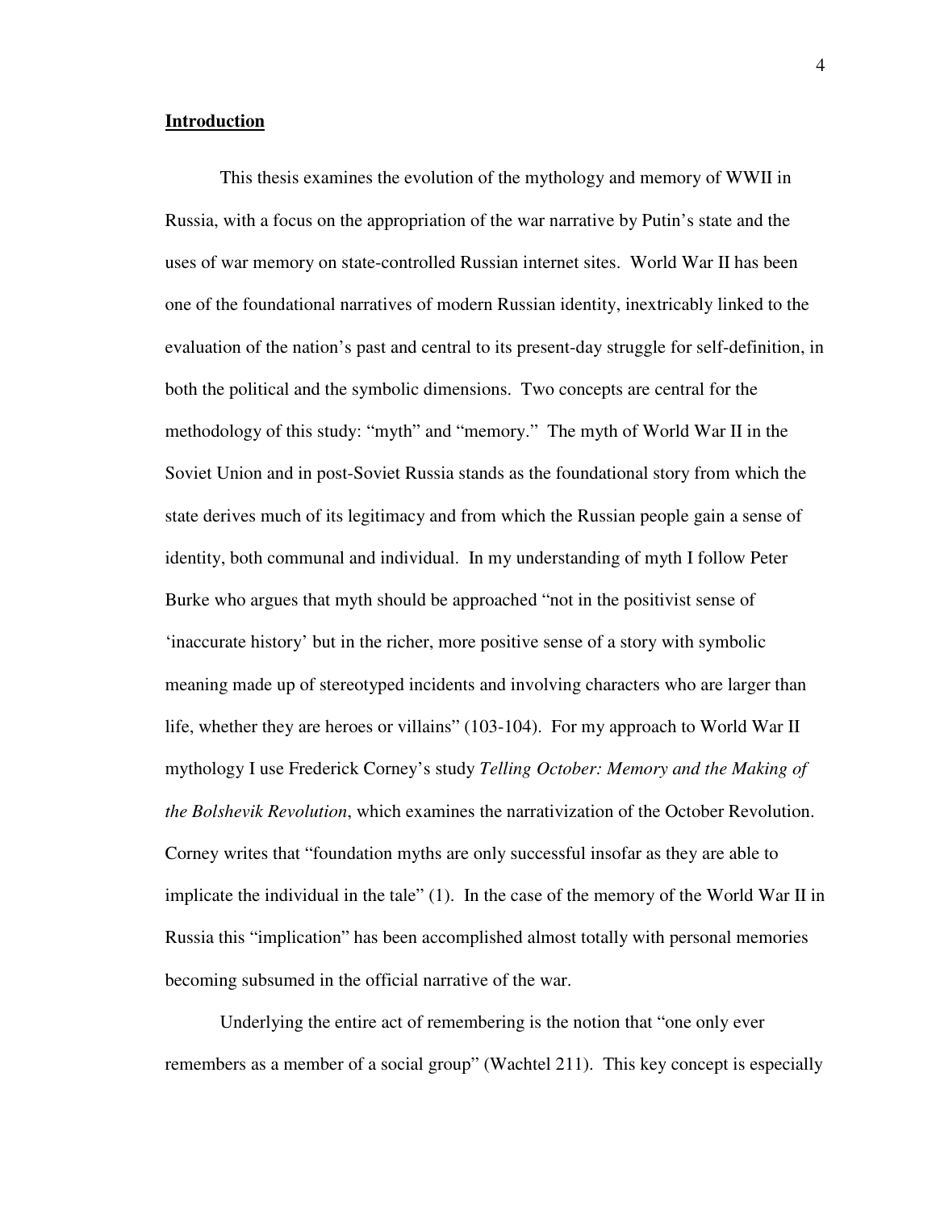## **Introduction**

This thesis examines the evolution of the mythology and memory of WWII in Russia, with a focus on the appropriation of the war narrative by Putin's state and the uses of war memory on state-controlled Russian internet sites. World War II has been one of the foundational narratives of modern Russian identity, inextricably linked to the evaluation of the nation's past and central to its present-day struggle for self-definition, in both the political and the symbolic dimensions. Two concepts are central for the methodology of this study: "myth" and "memory." The myth of World War II in the Soviet Union and in post-Soviet Russia stands as the foundational story from which the state derives much of its legitimacy and from which the Russian people gain a sense of identity, both communal and individual. In my understanding of myth I follow Peter Burke who argues that myth should be approached "not in the positivist sense of 'inaccurate history' but in the richer, more positive sense of a story with symbolic meaning made up of stereotyped incidents and involving characters who are larger than life, whether they are heroes or villains" (103-104). For my approach to World War II mythology I use Frederick Corney's study *Telling October: Memory and the Making of the Bolshevik Revolution*, which examines the narrativization of the October Revolution. Corney writes that "foundation myths are only successful insofar as they are able to implicate the individual in the tale" (1). In the case of the memory of the World War II in Russia this "implication" has been accomplished almost totally with personal memories becoming subsumed in the official narrative of the war.

Underlying the entire act of remembering is the notion that "one only ever remembers as a member of a social group" (Wachtel 211). This key concept is especially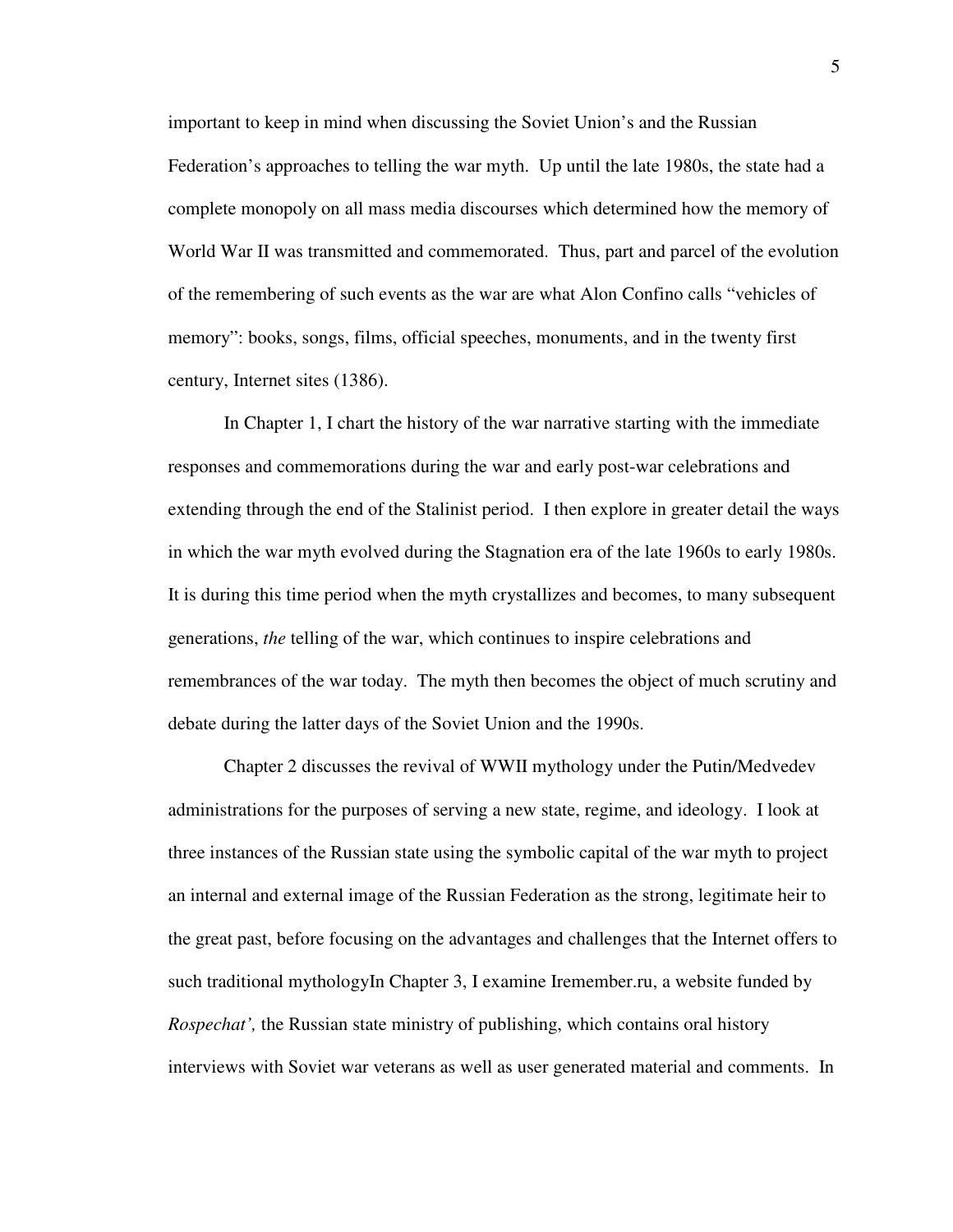important to keep in mind when discussing the Soviet Union's and the Russian Federation's approaches to telling the war myth. Up until the late 1980s, the state had a complete monopoly on all mass media discourses which determined how the memory of World War II was transmitted and commemorated. Thus, part and parcel of the evolution of the remembering of such events as the war are what Alon Confino calls "vehicles of memory": books, songs, films, official speeches, monuments, and in the twenty first century, Internet sites (1386).

In Chapter 1, I chart the history of the war narrative starting with the immediate responses and commemorations during the war and early post-war celebrations and extending through the end of the Stalinist period. I then explore in greater detail the ways in which the war myth evolved during the Stagnation era of the late 1960s to early 1980s. It is during this time period when the myth crystallizes and becomes, to many subsequent generations, *the* telling of the war, which continues to inspire celebrations and remembrances of the war today. The myth then becomes the object of much scrutiny and debate during the latter days of the Soviet Union and the 1990s.

Chapter 2 discusses the revival of WWII mythology under the Putin/Medvedev administrations for the purposes of serving a new state, regime, and ideology. I look at three instances of the Russian state using the symbolic capital of the war myth to project an internal and external image of the Russian Federation as the strong, legitimate heir to the great past, before focusing on the advantages and challenges that the Internet offers to such traditional mythologyIn Chapter 3, I examine Iremember.ru, a website funded by *Rospechat',* the Russian state ministry of publishing, which contains oral history interviews with Soviet war veterans as well as user generated material and comments. In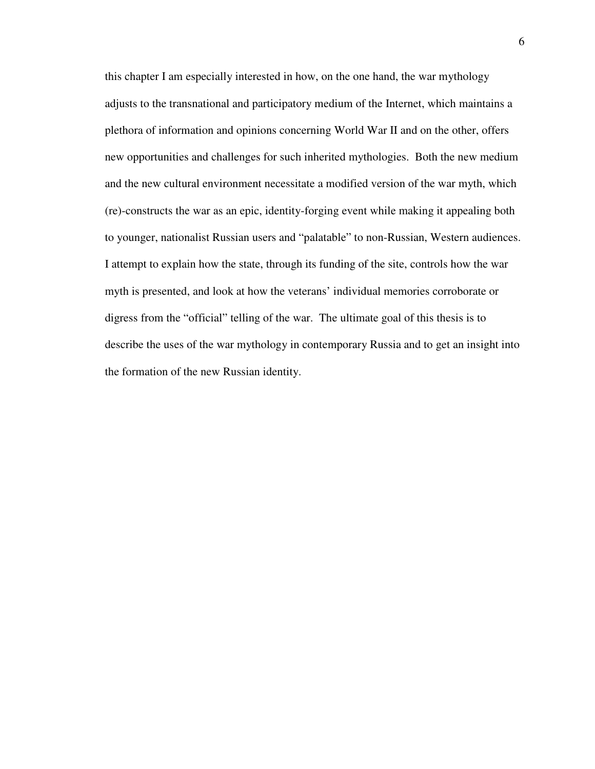this chapter I am especially interested in how, on the one hand, the war mythology adjusts to the transnational and participatory medium of the Internet, which maintains a plethora of information and opinions concerning World War II and on the other, offers new opportunities and challenges for such inherited mythologies. Both the new medium and the new cultural environment necessitate a modified version of the war myth, which (re)-constructs the war as an epic, identity-forging event while making it appealing both to younger, nationalist Russian users and "palatable" to non-Russian, Western audiences. I attempt to explain how the state, through its funding of the site, controls how the war myth is presented, and look at how the veterans' individual memories corroborate or digress from the "official" telling of the war. The ultimate goal of this thesis is to describe the uses of the war mythology in contemporary Russia and to get an insight into the formation of the new Russian identity.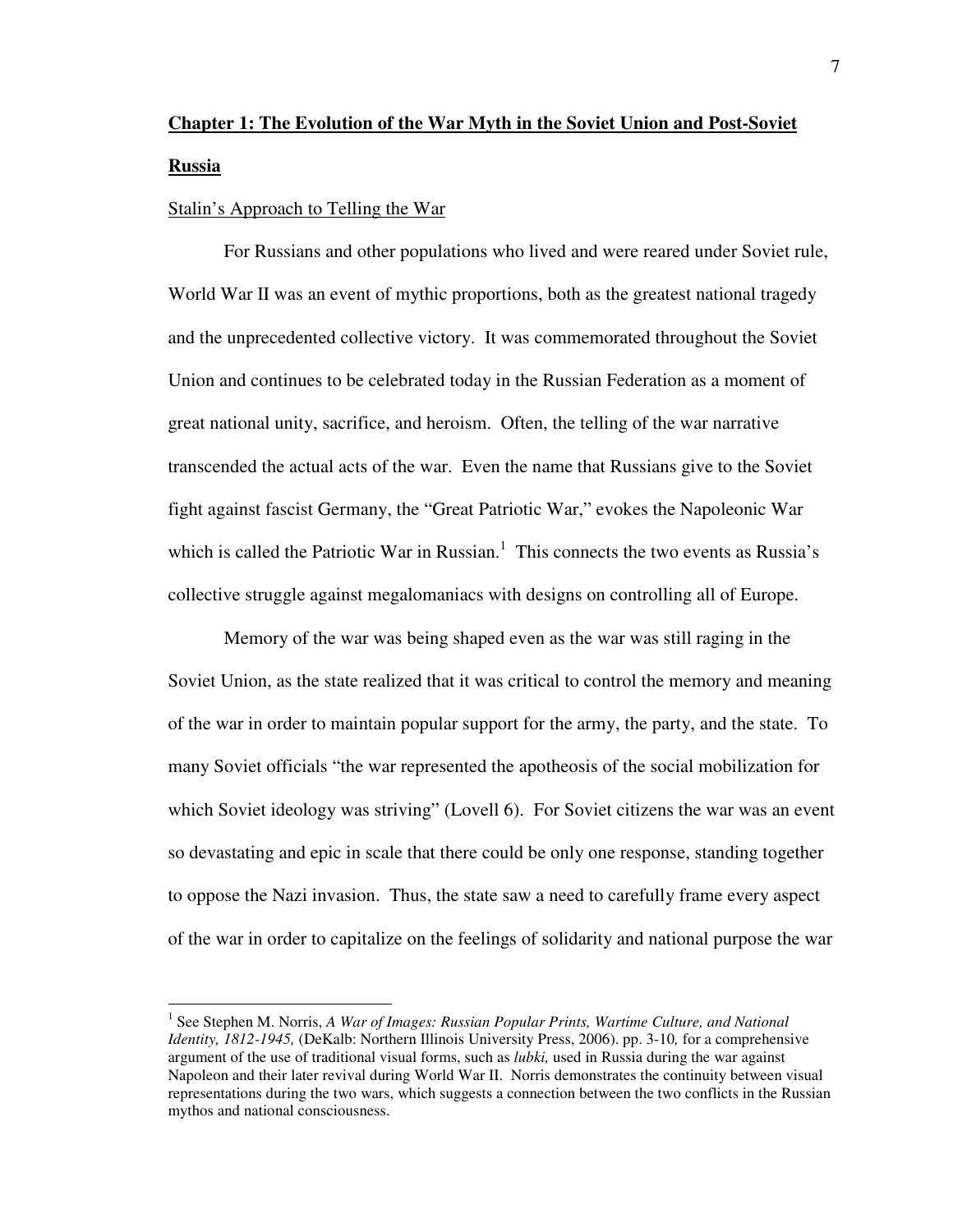# **Chapter 1: The Evolution of the War Myth in the Soviet Union and Post-Soviet Russia**

## Stalin's Approach to Telling the War

For Russians and other populations who lived and were reared under Soviet rule, World War II was an event of mythic proportions, both as the greatest national tragedy and the unprecedented collective victory. It was commemorated throughout the Soviet Union and continues to be celebrated today in the Russian Federation as a moment of great national unity, sacrifice, and heroism. Often, the telling of the war narrative transcended the actual acts of the war. Even the name that Russians give to the Soviet fight against fascist Germany, the "Great Patriotic War," evokes the Napoleonic War which is called the Patriotic War in Russian.[1] This connects the two events as Russia's collective struggle against megalomaniacs with designs on controlling all of Europe.

Memory of the war was being shaped even as the war was still raging in the Soviet Union, as the state realized that it was critical to control the memory and meaning of the war in order to maintain popular support for the army, the party, and the state. To many Soviet officials "the war represented the apotheosis of the social mobilization for which Soviet ideology was striving" (Lovell 6). For Soviet citizens the war was an event so devastating and epic in scale that there could be only one response, standing together to oppose the Nazi invasion. Thus, the state saw a need to carefully frame every aspect of the war in order to capitalize on the feelings of solidarity and national purpose the war

---

[1] See Stephen M. Norris, *A War of Images: Russian Popular Prints, Wartime Culture, and National Identity, 1812-1945,* (DeKalb: Northern Illinois University Press, 2006). pp. 3-10*,* for a comprehensive argument of the use of traditional visual forms, such as *lubki,* used in Russia during the war against Napoleon and their later revival during World War II. Norris demonstrates the continuity between visual representations during the two wars, which suggests a connection between the two conflicts in the Russian mythos and national consciousness.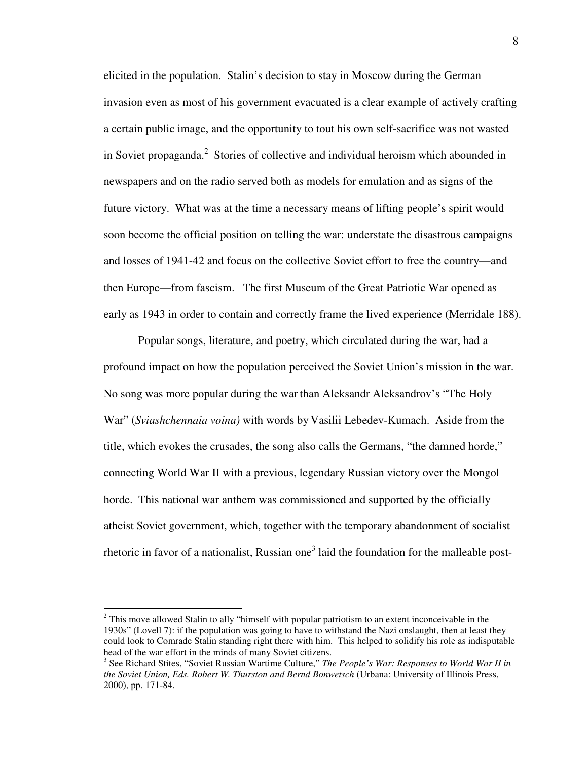elicited in the population. Stalin's decision to stay in Moscow during the German invasion even as most of his government evacuated is a clear example of actively crafting a certain public image, and the opportunity to tout his own self-sacrifice was not wasted in Soviet propaganda.[2] Stories of collective and individual heroism which abounded in newspapers and on the radio served both as models for emulation and as signs of the future victory. What was at the time a necessary means of lifting people's spirit would soon become the official position on telling the war: understate the disastrous campaigns and losses of 1941-42 and focus on the collective Soviet effort to free the country—and then Europe—from fascism. The first Museum of the Great Patriotic War opened as early as 1943 in order to contain and correctly frame the lived experience (Merridale 188).

Popular songs, literature, and poetry, which circulated during the war, had a profound impact on how the population perceived the Soviet Union's mission in the war. No song was more popular during the war than Aleksandr Aleksandrov's "The Holy War" (*Sviashchennaia voina)* with words by Vasilii Lebedev-Kumach. Aside from the title, which evokes the crusades, the song also calls the Germans, "the damned horde," connecting World War II with a previous, legendary Russian victory over the Mongol horde. This national war anthem was commissioned and supported by the officially atheist Soviet government, which, together with the temporary abandonment of socialist rhetoric in favor of a nationalist, Russian one[3] laid the foundation for the malleable post-

---

[2] This move allowed Stalin to ally "himself with popular patriotism to an extent inconceivable in the 1930s" (Lovell 7): if the population was going to have to withstand the Nazi onslaught, then at least they could look to Comrade Stalin standing right there with him. This helped to solidify his role as indisputable head of the war effort in the minds of many Soviet citizens.

[3] See Richard Stites, "Soviet Russian Wartime Culture," *The People's War: Responses to World War II in the Soviet Union, Eds. Robert W. Thurston and Bernd Bonwetsch* (Urbana: University of Illinois Press, 2000), pp. 171-84.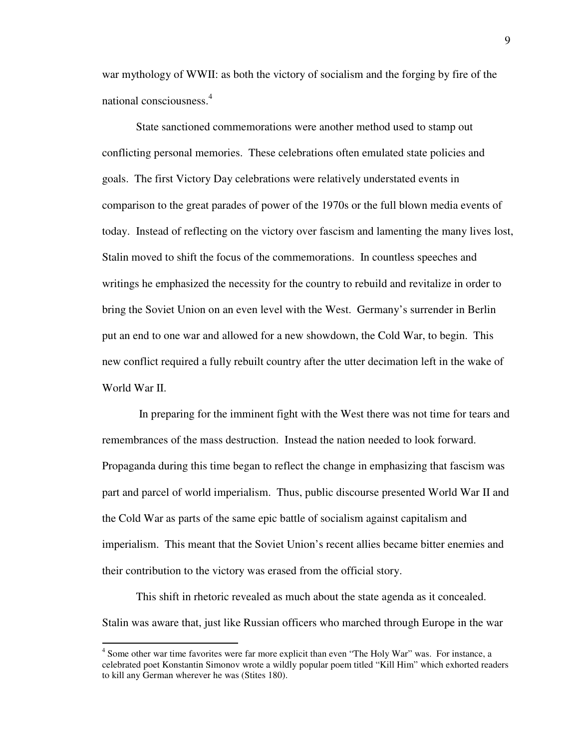war mythology of WWII: as both the victory of socialism and the forging by fire of the national consciousness.[4]

State sanctioned commemorations were another method used to stamp out conflicting personal memories. These celebrations often emulated state policies and goals. The first Victory Day celebrations were relatively understated events in comparison to the great parades of power of the 1970s or the full blown media events of today. Instead of reflecting on the victory over fascism and lamenting the many lives lost, Stalin moved to shift the focus of the commemorations. In countless speeches and writings he emphasized the necessity for the country to rebuild and revitalize in order to bring the Soviet Union on an even level with the West. Germany's surrender in Berlin put an end to one war and allowed for a new showdown, the Cold War, to begin. This new conflict required a fully rebuilt country after the utter decimation left in the wake of World War II.

In preparing for the imminent fight with the West there was not time for tears and remembrances of the mass destruction. Instead the nation needed to look forward. Propaganda during this time began to reflect the change in emphasizing that fascism was part and parcel of world imperialism. Thus, public discourse presented World War II and the Cold War as parts of the same epic battle of socialism against capitalism and imperialism. This meant that the Soviet Union's recent allies became bitter enemies and their contribution to the victory was erased from the official story.

This shift in rhetoric revealed as much about the state agenda as it concealed. Stalin was aware that, just like Russian officers who marched through Europe in the war

---

[4] Some other war time favorites were far more explicit than even "The Holy War" was. For instance, a celebrated poet Konstantin Simonov wrote a wildly popular poem titled "Kill Him" which exhorted readers to kill any German wherever he was (Stites 180).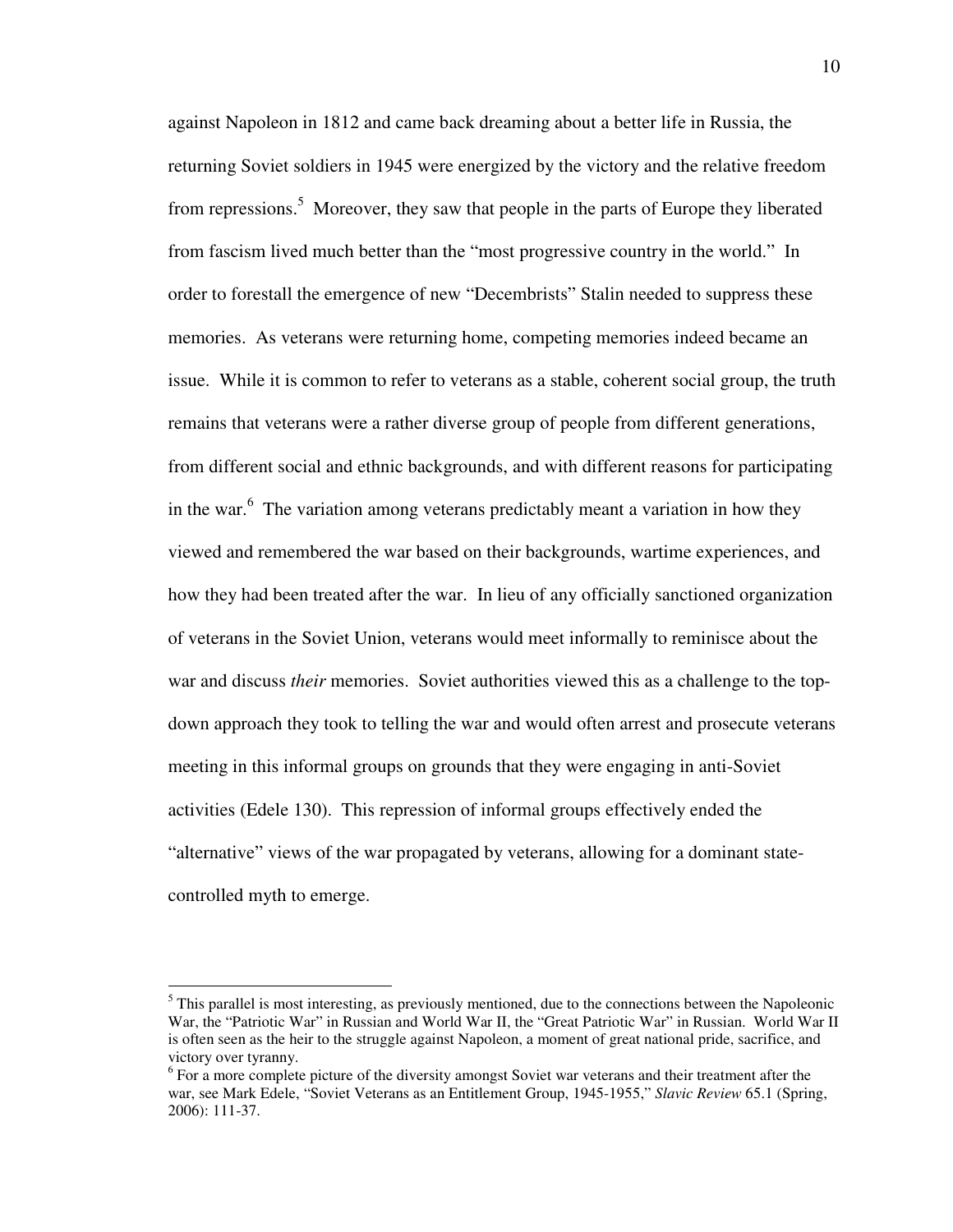against Napoleon in 1812 and came back dreaming about a better life in Russia, the returning Soviet soldiers in 1945 were energized by the victory and the relative freedom from repressions.[5] Moreover, they saw that people in the parts of Europe they liberated from fascism lived much better than the "most progressive country in the world." In order to forestall the emergence of new "Decembrists" Stalin needed to suppress these memories. As veterans were returning home, competing memories indeed became an issue. While it is common to refer to veterans as a stable, coherent social group, the truth remains that veterans were a rather diverse group of people from different generations, from different social and ethnic backgrounds, and with different reasons for participating in the war.[6] The variation among veterans predictably meant a variation in how they viewed and remembered the war based on their backgrounds, wartime experiences, and how they had been treated after the war. In lieu of any officially sanctioned organization of veterans in the Soviet Union, veterans would meet informally to reminisce about the war and discuss *their* memories. Soviet authorities viewed this as a challenge to the top-down approach they took to telling the war and would often arrest and prosecute veterans meeting in this informal groups on grounds that they were engaging in anti-Soviet activities (Edele 130). This repression of informal groups effectively ended the "alternative" views of the war propagated by veterans, allowing for a dominant state-controlled myth to emerge.

---

[5] This parallel is most interesting, as previously mentioned, due to the connections between the Napoleonic War, the "Patriotic War" in Russian and World War II, the "Great Patriotic War" in Russian. World War II is often seen as the heir to the struggle against Napoleon, a moment of great national pride, sacrifice, and victory over tyranny.

[6] For a more complete picture of the diversity amongst Soviet war veterans and their treatment after the war, see Mark Edele, "Soviet Veterans as an Entitlement Group, 1945-1955," *Slavic Review* 65.1 (Spring, 2006): 111-37.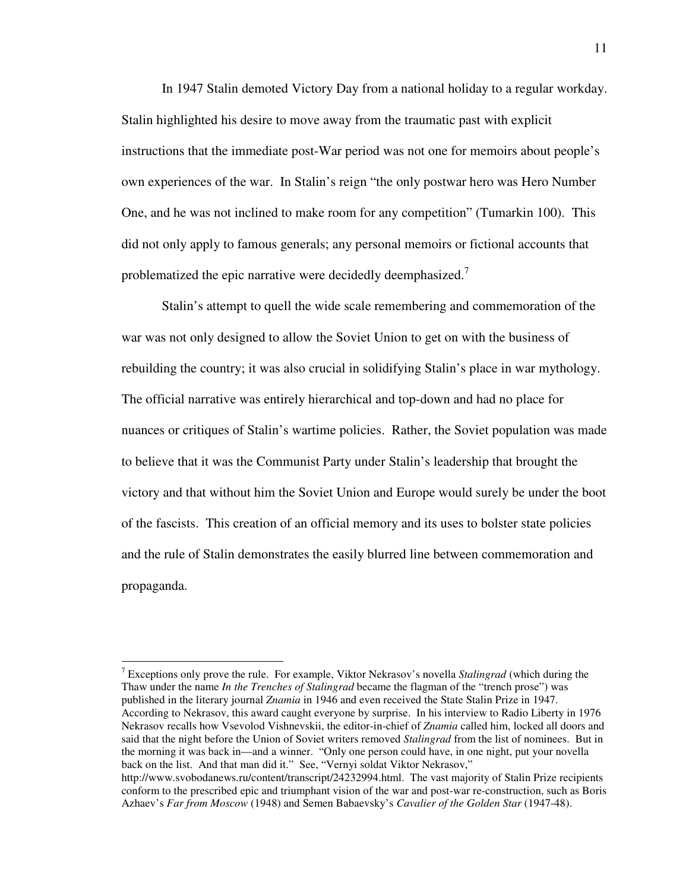In 1947 Stalin demoted Victory Day from a national holiday to a regular workday. Stalin highlighted his desire to move away from the traumatic past with explicit instructions that the immediate post-War period was not one for memoirs about people's own experiences of the war. In Stalin's reign "the only postwar hero was Hero Number One, and he was not inclined to make room for any competition" (Tumarkin 100). This did not only apply to famous generals; any personal memoirs or fictional accounts that problematized the epic narrative were decidedly deemphasized.[7]

Stalin's attempt to quell the wide scale remembering and commemoration of the war was not only designed to allow the Soviet Union to get on with the business of rebuilding the country; it was also crucial in solidifying Stalin's place in war mythology. The official narrative was entirely hierarchical and top-down and had no place for nuances or critiques of Stalin's wartime policies. Rather, the Soviet population was made to believe that it was the Communist Party under Stalin's leadership that brought the victory and that without him the Soviet Union and Europe would surely be under the boot of the fascists. This creation of an official memory and its uses to bolster state policies and the rule of Stalin demonstrates the easily blurred line between commemoration and propaganda.

---

[7] Exceptions only prove the rule. For example, Viktor Nekrasov's novella *Stalingrad* (which during the Thaw under the name *In the Trenches of Stalingrad* became the flagman of the "trench prose") was published in the literary journal *Znamia* in 1946 and even received the State Stalin Prize in 1947. According to Nekrasov, this award caught everyone by surprise. In his interview to Radio Liberty in 1976 Nekrasov recalls how Vsevolod Vishnevskii, the editor-in-chief of *Znamia* called him, locked all doors and said that the night before the Union of Soviet writers removed *Stalingrad* from the list of nominees. But in the morning it was back in—and a winner. "Only one person could have, in one night, put your novella back on the list. And that man did it." See, "Vernyi soldat Viktor Nekrasov," http://www.svobodanews.ru/content/transcript/24232994.html. The vast majority of Stalin Prize recipients conform to the prescribed epic and triumphant vision of the war and post-war re-construction, such as Boris Azhaev's *Far from Moscow* (1948) and Semen Babaevsky's *Cavalier of the Golden Star* (1947-48).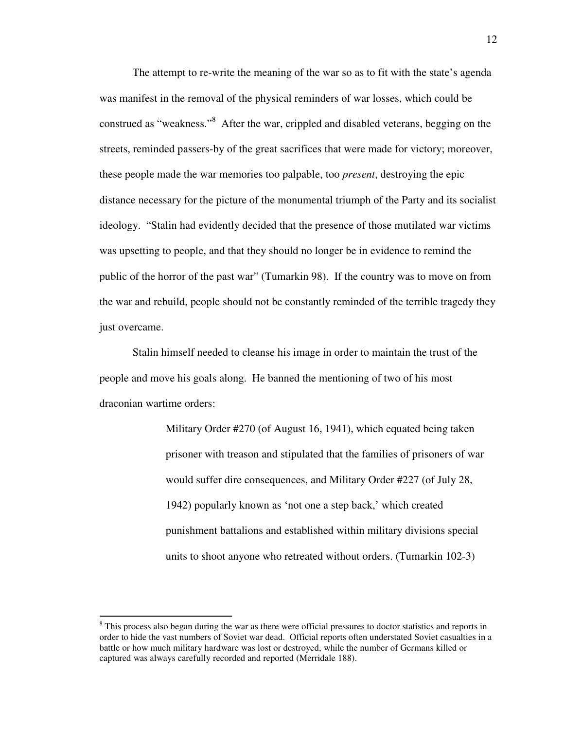The attempt to re-write the meaning of the war so as to fit with the state's agenda was manifest in the removal of the physical reminders of war losses, which could be construed as "weakness."[8] After the war, crippled and disabled veterans, begging on the streets, reminded passers-by of the great sacrifices that were made for victory; moreover, these people made the war memories too palpable, too *present*, destroying the epic distance necessary for the picture of the monumental triumph of the Party and its socialist ideology. "Stalin had evidently decided that the presence of those mutilated war victims was upsetting to people, and that they should no longer be in evidence to remind the public of the horror of the past war" (Tumarkin 98). If the country was to move on from the war and rebuild, people should not be constantly reminded of the terrible tragedy they just overcame.

Stalin himself needed to cleanse his image in order to maintain the trust of the people and move his goals along. He banned the mentioning of two of his most draconian wartime orders:

> Military Order #270 (of August 16, 1941), which equated being taken prisoner with treason and stipulated that the families of prisoners of war would suffer dire consequences, and Military Order #227 (of July 28, 1942) popularly known as 'not one a step back,' which created punishment battalions and established within military divisions special units to shoot anyone who retreated without orders. (Tumarkin 102-3)

---

[8] This process also began during the war as there were official pressures to doctor statistics and reports in order to hide the vast numbers of Soviet war dead. Official reports often understated Soviet casualties in a battle or how much military hardware was lost or destroyed, while the number of Germans killed or captured was always carefully recorded and reported (Merridale 188).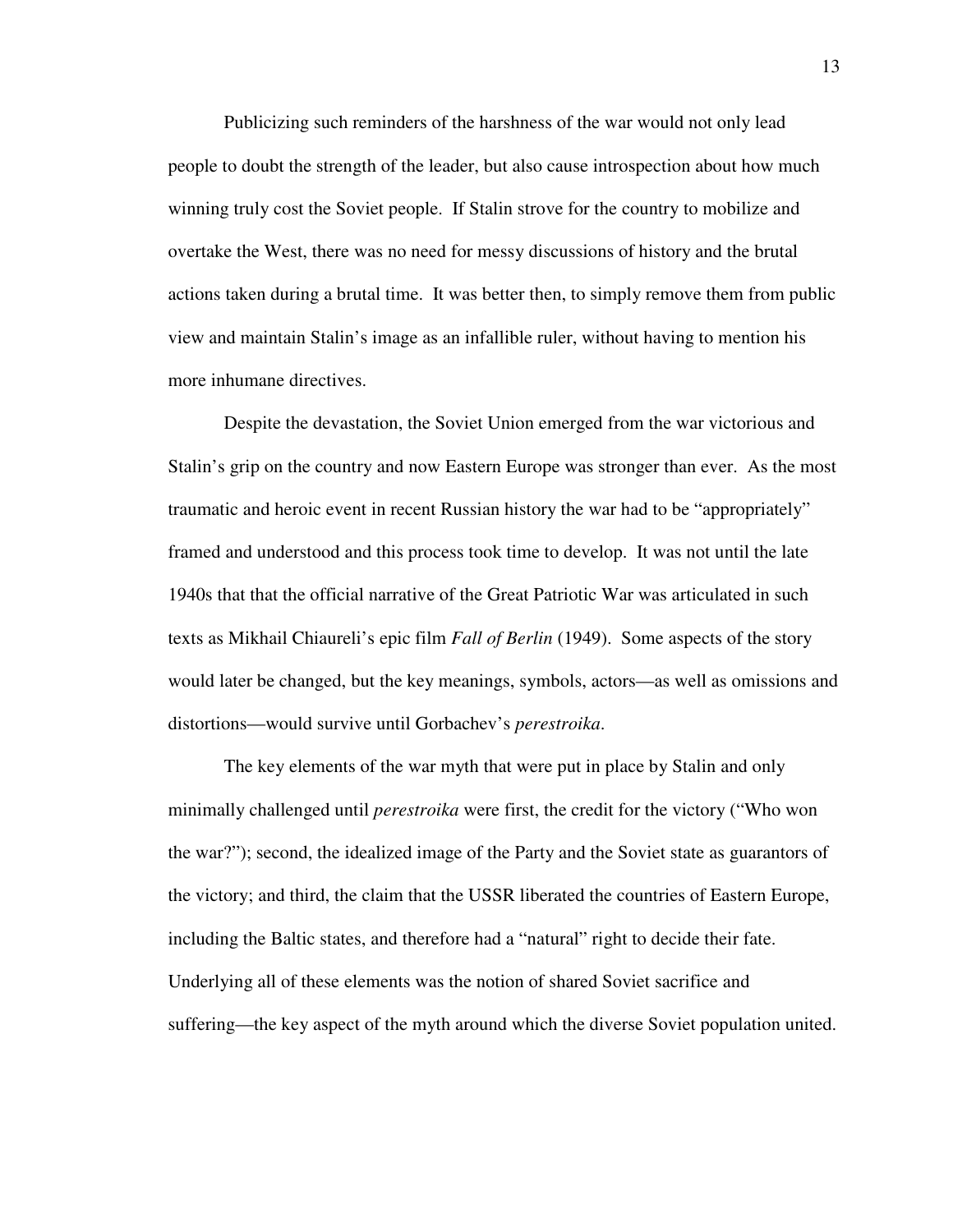Publicizing such reminders of the harshness of the war would not only lead people to doubt the strength of the leader, but also cause introspection about how much winning truly cost the Soviet people. If Stalin strove for the country to mobilize and overtake the West, there was no need for messy discussions of history and the brutal actions taken during a brutal time. It was better then, to simply remove them from public view and maintain Stalin's image as an infallible ruler, without having to mention his more inhumane directives.

Despite the devastation, the Soviet Union emerged from the war victorious and Stalin's grip on the country and now Eastern Europe was stronger than ever. As the most traumatic and heroic event in recent Russian history the war had to be "appropriately" framed and understood and this process took time to develop. It was not until the late 1940s that that the official narrative of the Great Patriotic War was articulated in such texts as Mikhail Chiaureli's epic film *Fall of Berlin* (1949). Some aspects of the story would later be changed, but the key meanings, symbols, actors—as well as omissions and distortions—would survive until Gorbachev's *perestroika*.

The key elements of the war myth that were put in place by Stalin and only minimally challenged until *perestroika* were first, the credit for the victory ("Who won the war?"); second, the idealized image of the Party and the Soviet state as guarantors of the victory; and third, the claim that the USSR liberated the countries of Eastern Europe, including the Baltic states, and therefore had a "natural" right to decide their fate. Underlying all of these elements was the notion of shared Soviet sacrifice and suffering—the key aspect of the myth around which the diverse Soviet population united.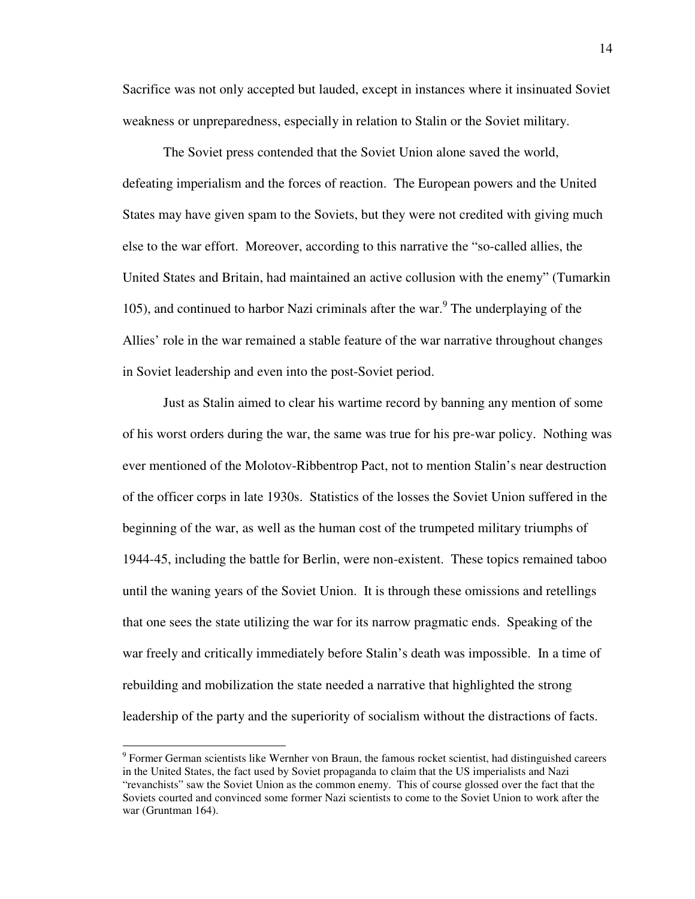Sacrifice was not only accepted but lauded, except in instances where it insinuated Soviet weakness or unpreparedness, especially in relation to Stalin or the Soviet military.

The Soviet press contended that the Soviet Union alone saved the world, defeating imperialism and the forces of reaction. The European powers and the United States may have given spam to the Soviets, but they were not credited with giving much else to the war effort. Moreover, according to this narrative the "so-called allies, the United States and Britain, had maintained an active collusion with the enemy" (Tumarkin 105), and continued to harbor Nazi criminals after the war.[9] The underplaying of the Allies' role in the war remained a stable feature of the war narrative throughout changes in Soviet leadership and even into the post-Soviet period.

Just as Stalin aimed to clear his wartime record by banning any mention of some of his worst orders during the war, the same was true for his pre-war policy. Nothing was ever mentioned of the Molotov-Ribbentrop Pact, not to mention Stalin's near destruction of the officer corps in late 1930s. Statistics of the losses the Soviet Union suffered in the beginning of the war, as well as the human cost of the trumpeted military triumphs of 1944-45, including the battle for Berlin, were non-existent. These topics remained taboo until the waning years of the Soviet Union. It is through these omissions and retellings that one sees the state utilizing the war for its narrow pragmatic ends. Speaking of the war freely and critically immediately before Stalin's death was impossible. In a time of rebuilding and mobilization the state needed a narrative that highlighted the strong leadership of the party and the superiority of socialism without the distractions of facts.

---

[9] Former German scientists like Wernher von Braun, the famous rocket scientist, had distinguished careers in the United States, the fact used by Soviet propaganda to claim that the US imperialists and Nazi "revanchists" saw the Soviet Union as the common enemy. This of course glossed over the fact that the Soviets courted and convinced some former Nazi scientists to come to the Soviet Union to work after the war (Gruntman 164).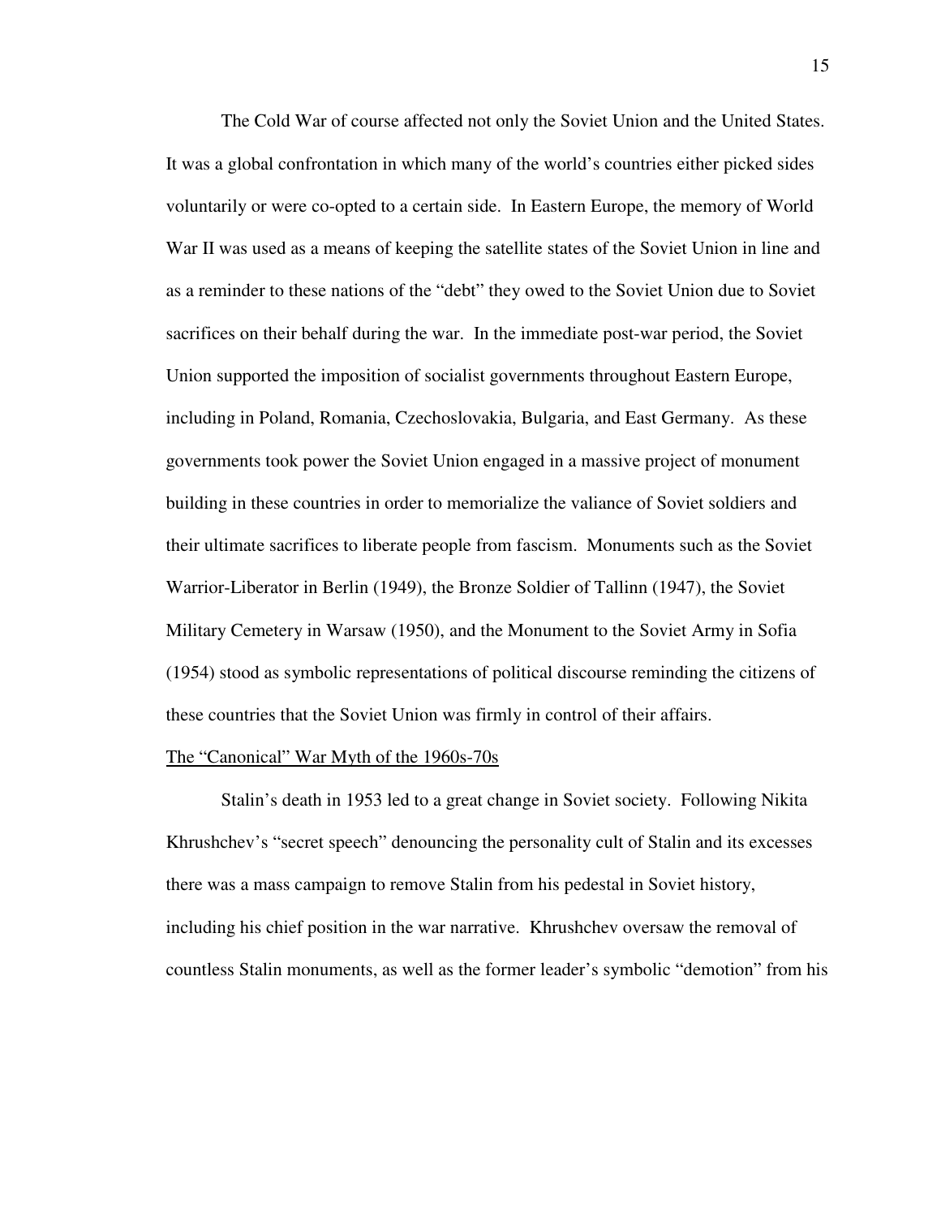The Cold War of course affected not only the Soviet Union and the United States. It was a global confrontation in which many of the world's countries either picked sides voluntarily or were co-opted to a certain side. In Eastern Europe, the memory of World War II was used as a means of keeping the satellite states of the Soviet Union in line and as a reminder to these nations of the "debt" they owed to the Soviet Union due to Soviet sacrifices on their behalf during the war. In the immediate post-war period, the Soviet Union supported the imposition of socialist governments throughout Eastern Europe, including in Poland, Romania, Czechoslovakia, Bulgaria, and East Germany. As these governments took power the Soviet Union engaged in a massive project of monument building in these countries in order to memorialize the valiance of Soviet soldiers and their ultimate sacrifices to liberate people from fascism. Monuments such as the Soviet Warrior-Liberator in Berlin (1949), the Bronze Soldier of Tallinn (1947), the Soviet Military Cemetery in Warsaw (1950), and the Monument to the Soviet Army in Sofia (1954) stood as symbolic representations of political discourse reminding the citizens of these countries that the Soviet Union was firmly in control of their affairs.

## The "Canonical" War Myth of the 1960s-70s

Stalin's death in 1953 led to a great change in Soviet society. Following Nikita Khrushchev's "secret speech" denouncing the personality cult of Stalin and its excesses there was a mass campaign to remove Stalin from his pedestal in Soviet history, including his chief position in the war narrative. Khrushchev oversaw the removal of countless Stalin monuments, as well as the former leader's symbolic "demotion" from his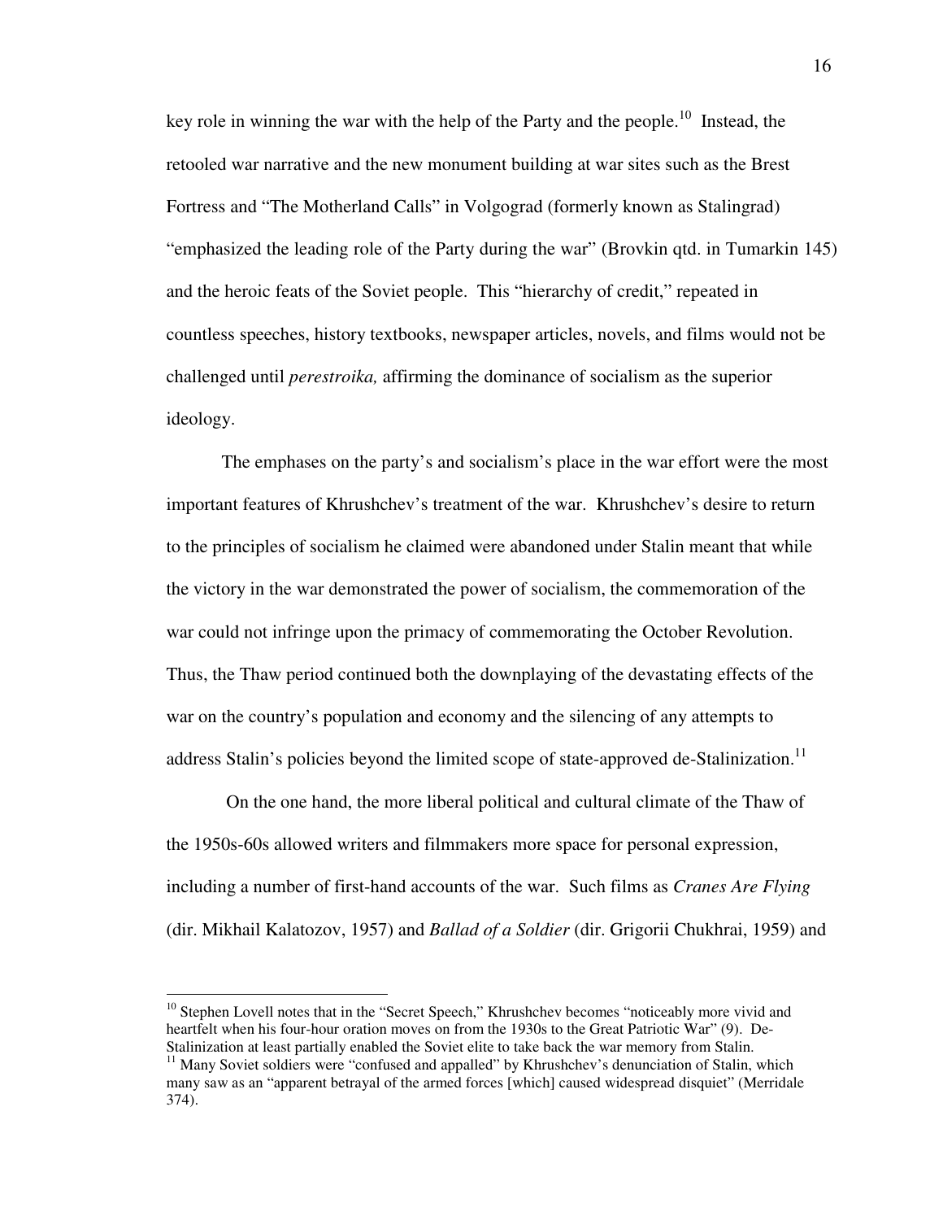key role in winning the war with the help of the Party and the people.[10] Instead, the retooled war narrative and the new monument building at war sites such as the Brest Fortress and "The Motherland Calls" in Volgograd (formerly known as Stalingrad) "emphasized the leading role of the Party during the war" (Brovkin qtd. in Tumarkin 145) and the heroic feats of the Soviet people. This "hierarchy of credit," repeated in countless speeches, history textbooks, newspaper articles, novels, and films would not be challenged until *perestroika,* affirming the dominance of socialism as the superior ideology.

The emphases on the party's and socialism's place in the war effort were the most important features of Khrushchev's treatment of the war. Khrushchev's desire to return to the principles of socialism he claimed were abandoned under Stalin meant that while the victory in the war demonstrated the power of socialism, the commemoration of the war could not infringe upon the primacy of commemorating the October Revolution. Thus, the Thaw period continued both the downplaying of the devastating effects of the war on the country's population and economy and the silencing of any attempts to address Stalin's policies beyond the limited scope of state-approved de-Stalinization.[11]

On the one hand, the more liberal political and cultural climate of the Thaw of the 1950s-60s allowed writers and filmmakers more space for personal expression, including a number of first-hand accounts of the war. Such films as *Cranes Are Flying* (dir. Mikhail Kalatozov, 1957) and *Ballad of a Soldier* (dir. Grigorii Chukhrai, 1959) and

---

[10] Stephen Lovell notes that in the "Secret Speech," Khrushchev becomes "noticeably more vivid and heartfelt when his four-hour oration moves on from the 1930s to the Great Patriotic War" (9). De-Stalinization at least partially enabled the Soviet elite to take back the war memory from Stalin.

[11] Many Soviet soldiers were "confused and appalled" by Khrushchev's denunciation of Stalin, which many saw as an "apparent betrayal of the armed forces [which] caused widespread disquiet" (Merridale 374).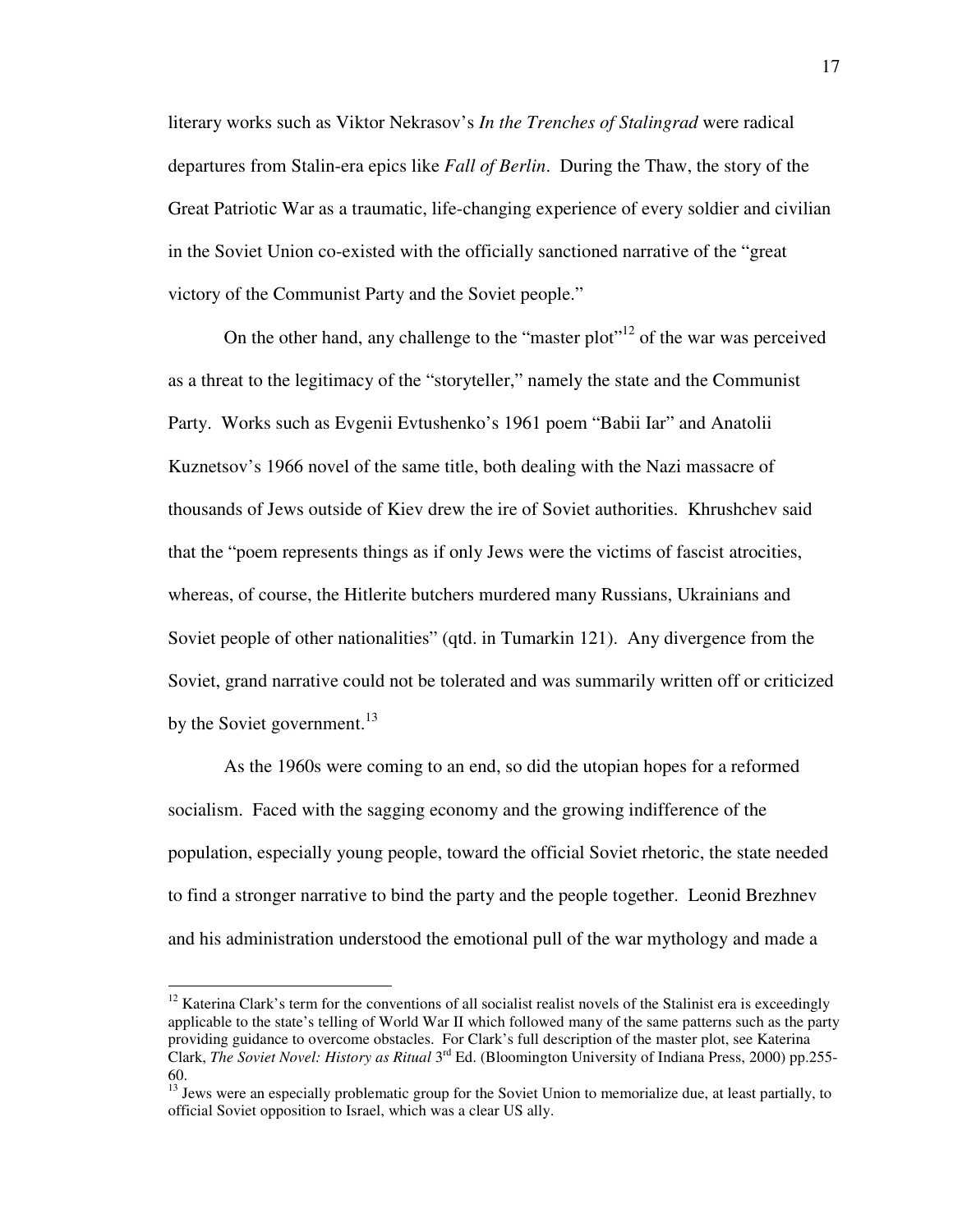literary works such as Viktor Nekrasov's *In the Trenches of Stalingrad* were radical departures from Stalin-era epics like *Fall of Berlin*. During the Thaw, the story of the Great Patriotic War as a traumatic, life-changing experience of every soldier and civilian in the Soviet Union co-existed with the officially sanctioned narrative of the "great victory of the Communist Party and the Soviet people."

On the other hand, any challenge to the "master plot"[12] of the war was perceived as a threat to the legitimacy of the "storyteller," namely the state and the Communist Party. Works such as Evgenii Evtushenko's 1961 poem "Babii Iar" and Anatolii Kuznetsov's 1966 novel of the same title, both dealing with the Nazi massacre of thousands of Jews outside of Kiev drew the ire of Soviet authorities. Khrushchev said that the "poem represents things as if only Jews were the victims of fascist atrocities, whereas, of course, the Hitlerite butchers murdered many Russians, Ukrainians and Soviet people of other nationalities" (qtd. in Tumarkin 121). Any divergence from the Soviet, grand narrative could not be tolerated and was summarily written off or criticized by the Soviet government.[13]

As the 1960s were coming to an end, so did the utopian hopes for a reformed socialism. Faced with the sagging economy and the growing indifference of the population, especially young people, toward the official Soviet rhetoric, the state needed to find a stronger narrative to bind the party and the people together. Leonid Brezhnev and his administration understood the emotional pull of the war mythology and made a

---

[12] Katerina Clark's term for the conventions of all socialist realist novels of the Stalinist era is exceedingly applicable to the state's telling of World War II which followed many of the same patterns such as the party providing guidance to overcome obstacles. For Clark's full description of the master plot, see Katerina Clark, *The Soviet Novel: History as Ritual* 3rd Ed. (Bloomington University of Indiana Press, 2000) pp.255-60.

[13] Jews were an especially problematic group for the Soviet Union to memorialize due, at least partially, to official Soviet opposition to Israel, which was a clear US ally.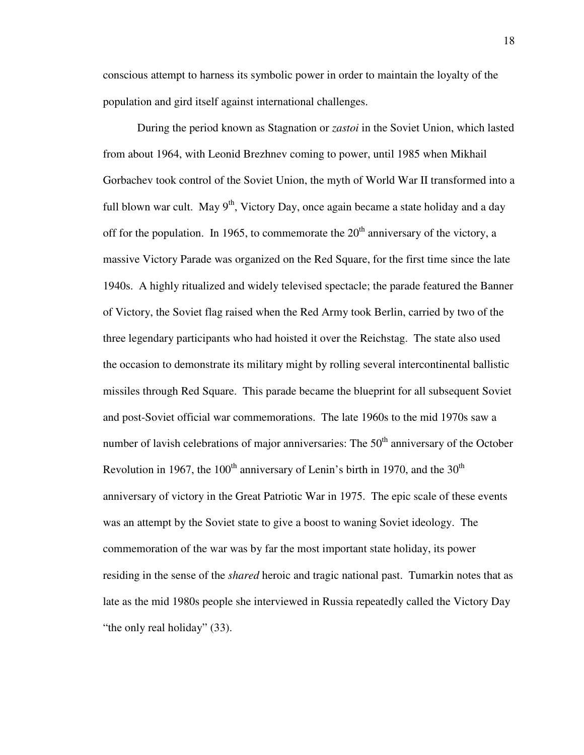conscious attempt to harness its symbolic power in order to maintain the loyalty of the population and gird itself against international challenges.

During the period known as Stagnation or *zastoi* in the Soviet Union, which lasted from about 1964, with Leonid Brezhnev coming to power, until 1985 when Mikhail Gorbachev took control of the Soviet Union, the myth of World War II transformed into a full blown war cult. May 9th, Victory Day, once again became a state holiday and a day off for the population. In 1965, to commemorate the 20th anniversary of the victory, a massive Victory Parade was organized on the Red Square, for the first time since the late 1940s. A highly ritualized and widely televised spectacle; the parade featured the Banner of Victory, the Soviet flag raised when the Red Army took Berlin, carried by two of the three legendary participants who had hoisted it over the Reichstag. The state also used the occasion to demonstrate its military might by rolling several intercontinental ballistic missiles through Red Square. This parade became the blueprint for all subsequent Soviet and post-Soviet official war commemorations. The late 1960s to the mid 1970s saw a number of lavish celebrations of major anniversaries: The 50th anniversary of the October Revolution in 1967, the 100th anniversary of Lenin's birth in 1970, and the 30th anniversary of victory in the Great Patriotic War in 1975. The epic scale of these events was an attempt by the Soviet state to give a boost to waning Soviet ideology. The commemoration of the war was by far the most important state holiday, its power residing in the sense of the *shared* heroic and tragic national past. Tumarkin notes that as late as the mid 1980s people she interviewed in Russia repeatedly called the Victory Day "the only real holiday" (33).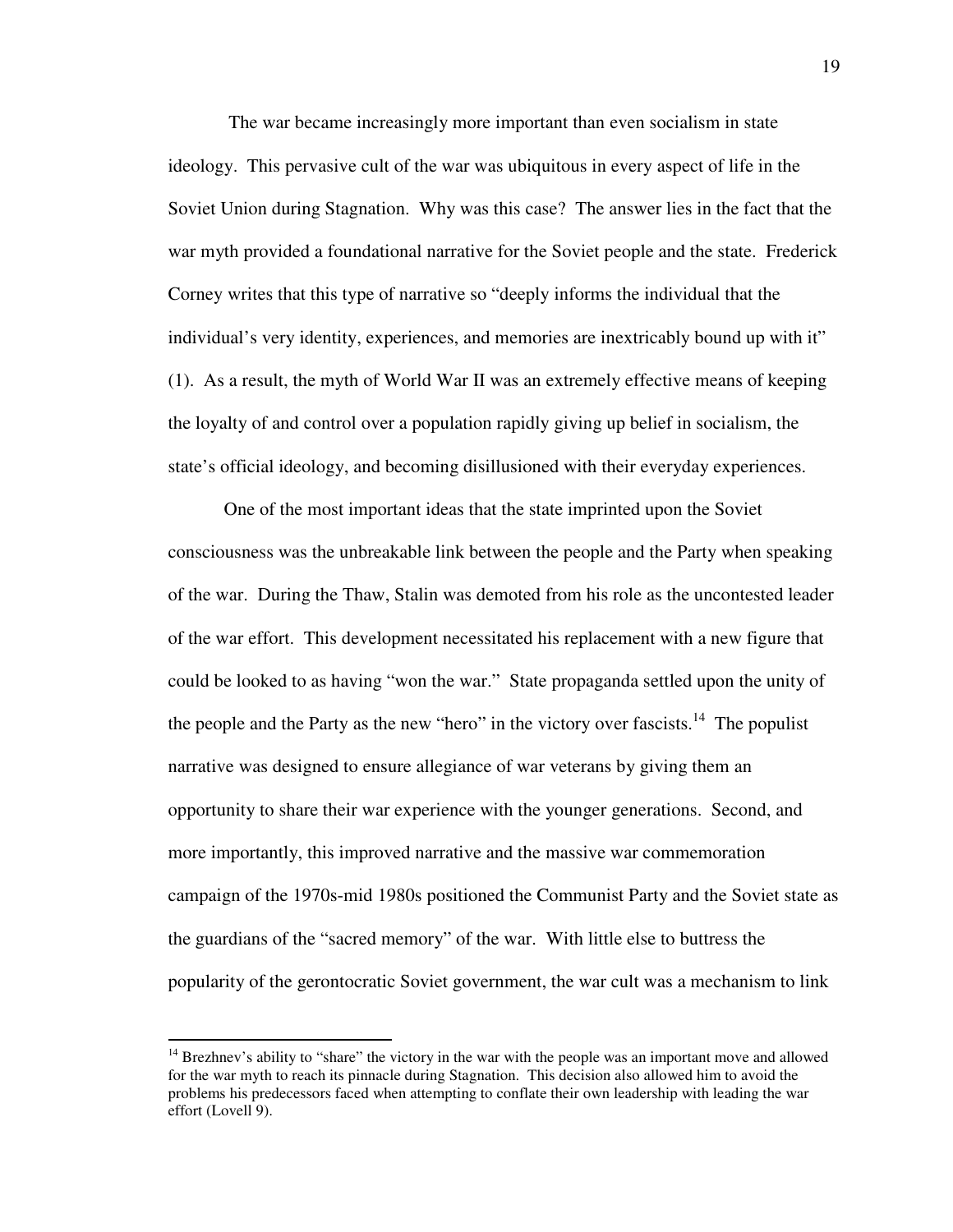The war became increasingly more important than even socialism in state ideology. This pervasive cult of the war was ubiquitous in every aspect of life in the Soviet Union during Stagnation. Why was this case? The answer lies in the fact that the war myth provided a foundational narrative for the Soviet people and the state. Frederick Corney writes that this type of narrative so "deeply informs the individual that the individual's very identity, experiences, and memories are inextricably bound up with it" (1). As a result, the myth of World War II was an extremely effective means of keeping the loyalty of and control over a population rapidly giving up belief in socialism, the state's official ideology, and becoming disillusioned with their everyday experiences.

One of the most important ideas that the state imprinted upon the Soviet consciousness was the unbreakable link between the people and the Party when speaking of the war. During the Thaw, Stalin was demoted from his role as the uncontested leader of the war effort. This development necessitated his replacement with a new figure that could be looked to as having "won the war." State propaganda settled upon the unity of the people and the Party as the new "hero" in the victory over fascists.[14] The populist narrative was designed to ensure allegiance of war veterans by giving them an opportunity to share their war experience with the younger generations. Second, and more importantly, this improved narrative and the massive war commemoration campaign of the 1970s-mid 1980s positioned the Communist Party and the Soviet state as the guardians of the "sacred memory" of the war. With little else to buttress the popularity of the gerontocratic Soviet government, the war cult was a mechanism to link

---

[14] Brezhnev's ability to "share" the victory in the war with the people was an important move and allowed for the war myth to reach its pinnacle during Stagnation. This decision also allowed him to avoid the problems his predecessors faced when attempting to conflate their own leadership with leading the war effort (Lovell 9).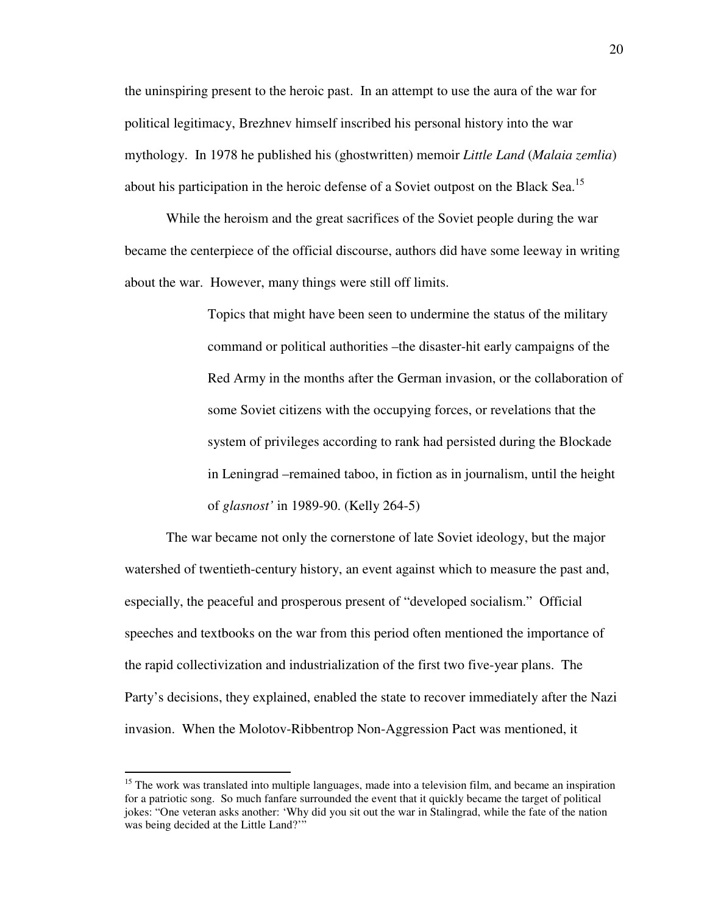the uninspiring present to the heroic past. In an attempt to use the aura of the war for political legitimacy, Brezhnev himself inscribed his personal history into the war mythology. In 1978 he published his (ghostwritten) memoir *Little Land* (*Malaia zemlia*) about his participation in the heroic defense of a Soviet outpost on the Black Sea.[15]

While the heroism and the great sacrifices of the Soviet people during the war became the centerpiece of the official discourse, authors did have some leeway in writing about the war. However, many things were still off limits.

> Topics that might have been seen to undermine the status of the military command or political authorities –the disaster-hit early campaigns of the Red Army in the months after the German invasion, or the collaboration of some Soviet citizens with the occupying forces, or revelations that the system of privileges according to rank had persisted during the Blockade in Leningrad –remained taboo, in fiction as in journalism, until the height of *glasnost'* in 1989-90. (Kelly 264-5)

The war became not only the cornerstone of late Soviet ideology, but the major watershed of twentieth-century history, an event against which to measure the past and, especially, the peaceful and prosperous present of "developed socialism." Official speeches and textbooks on the war from this period often mentioned the importance of the rapid collectivization and industrialization of the first two five-year plans. The Party's decisions, they explained, enabled the state to recover immediately after the Nazi invasion. When the Molotov-Ribbentrop Non-Aggression Pact was mentioned, it

[15] The work was translated into multiple languages, made into a television film, and became an inspiration for a patriotic song. So much fanfare surrounded the event that it quickly became the target of political jokes: "One veteran asks another: 'Why did you sit out the war in Stalingrad, while the fate of the nation was being decided at the Little Land?'"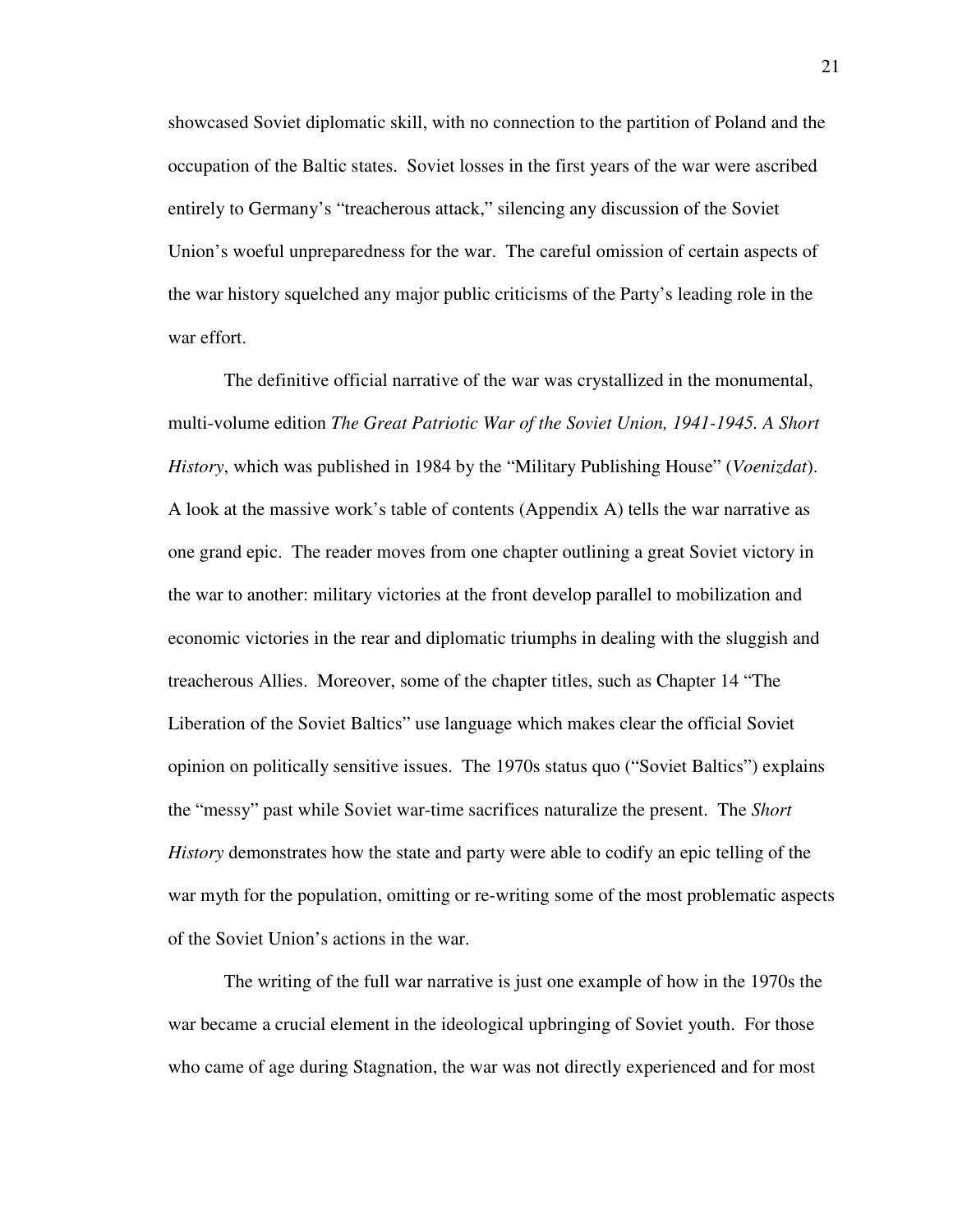showcased Soviet diplomatic skill, with no connection to the partition of Poland and the occupation of the Baltic states. Soviet losses in the first years of the war were ascribed entirely to Germany's "treacherous attack," silencing any discussion of the Soviet Union's woeful unpreparedness for the war. The careful omission of certain aspects of the war history squelched any major public criticisms of the Party's leading role in the war effort.

The definitive official narrative of the war was crystallized in the monumental, multi-volume edition *The Great Patriotic War of the Soviet Union, 1941-1945. A Short History*, which was published in 1984 by the "Military Publishing House" (*Voenizdat*). A look at the massive work's table of contents (Appendix A) tells the war narrative as one grand epic. The reader moves from one chapter outlining a great Soviet victory in the war to another: military victories at the front develop parallel to mobilization and economic victories in the rear and diplomatic triumphs in dealing with the sluggish and treacherous Allies. Moreover, some of the chapter titles, such as Chapter 14 "The Liberation of the Soviet Baltics" use language which makes clear the official Soviet opinion on politically sensitive issues. The 1970s status quo ("Soviet Baltics") explains the "messy" past while Soviet war-time sacrifices naturalize the present. The *Short History* demonstrates how the state and party were able to codify an epic telling of the war myth for the population, omitting or re-writing some of the most problematic aspects of the Soviet Union's actions in the war.

The writing of the full war narrative is just one example of how in the 1970s the war became a crucial element in the ideological upbringing of Soviet youth. For those who came of age during Stagnation, the war was not directly experienced and for most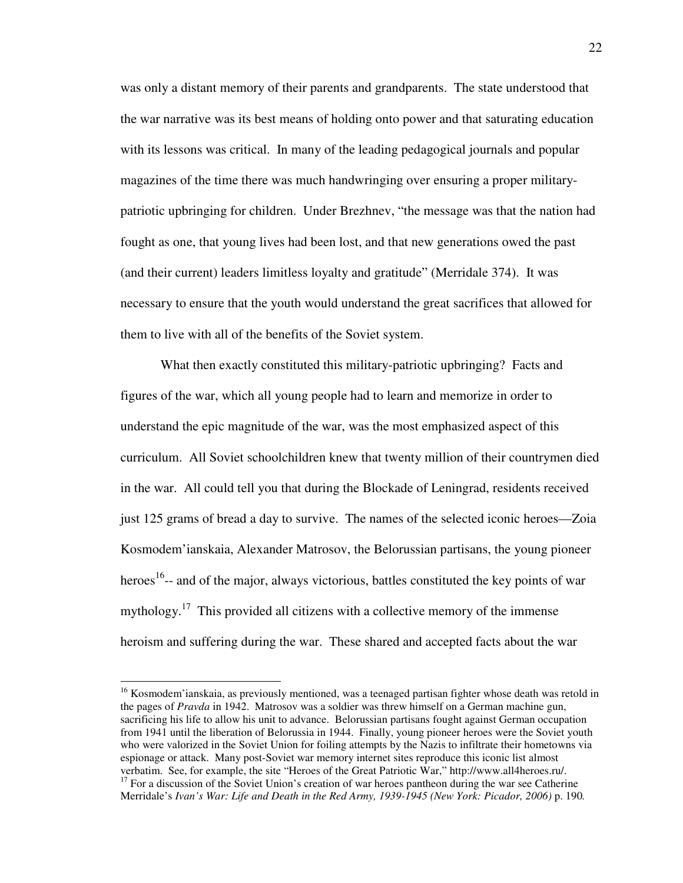was only a distant memory of their parents and grandparents. The state understood that the war narrative was its best means of holding onto power and that saturating education with its lessons was critical. In many of the leading pedagogical journals and popular magazines of the time there was much handwringing over ensuring a proper military-patriotic upbringing for children. Under Brezhnev, "the message was that the nation had fought as one, that young lives had been lost, and that new generations owed the past (and their current) leaders limitless loyalty and gratitude" (Merridale 374). It was necessary to ensure that the youth would understand the great sacrifices that allowed for them to live with all of the benefits of the Soviet system.

What then exactly constituted this military-patriotic upbringing? Facts and figures of the war, which all young people had to learn and memorize in order to understand the epic magnitude of the war, was the most emphasized aspect of this curriculum. All Soviet schoolchildren knew that twenty million of their countrymen died in the war. All could tell you that during the Blockade of Leningrad, residents received just 125 grams of bread a day to survive. The names of the selected iconic heroes—Zoia Kosmodem'ianskaia, Alexander Matrosov, the Belorussian partisans, the young pioneer heroes[16]-- and of the major, always victorious, battles constituted the key points of war mythology.[17] This provided all citizens with a collective memory of the immense heroism and suffering during the war. These shared and accepted facts about the war

---

[16] Kosmodem'ianskaia, as previously mentioned, was a teenaged partisan fighter whose death was retold in the pages of *Pravda* in 1942. Matrosov was a soldier was threw himself on a German machine gun, sacrificing his life to allow his unit to advance. Belorussian partisans fought against German occupation from 1941 until the liberation of Belorussia in 1944. Finally, young pioneer heroes were the Soviet youth who were valorized in the Soviet Union for foiling attempts by the Nazis to infiltrate their hometowns via espionage or attack. Many post-Soviet war memory internet sites reproduce this iconic list almost verbatim. See, for example, the site "Heroes of the Great Patriotic War," http://www.all4heroes.ru/.

[17] For a discussion of the Soviet Union's creation of war heroes pantheon during the war see Catherine Merridale's *Ivan's War: Life and Death in the Red Army, 1939-1945 (New York: Picador, 2006)* p. 190*.*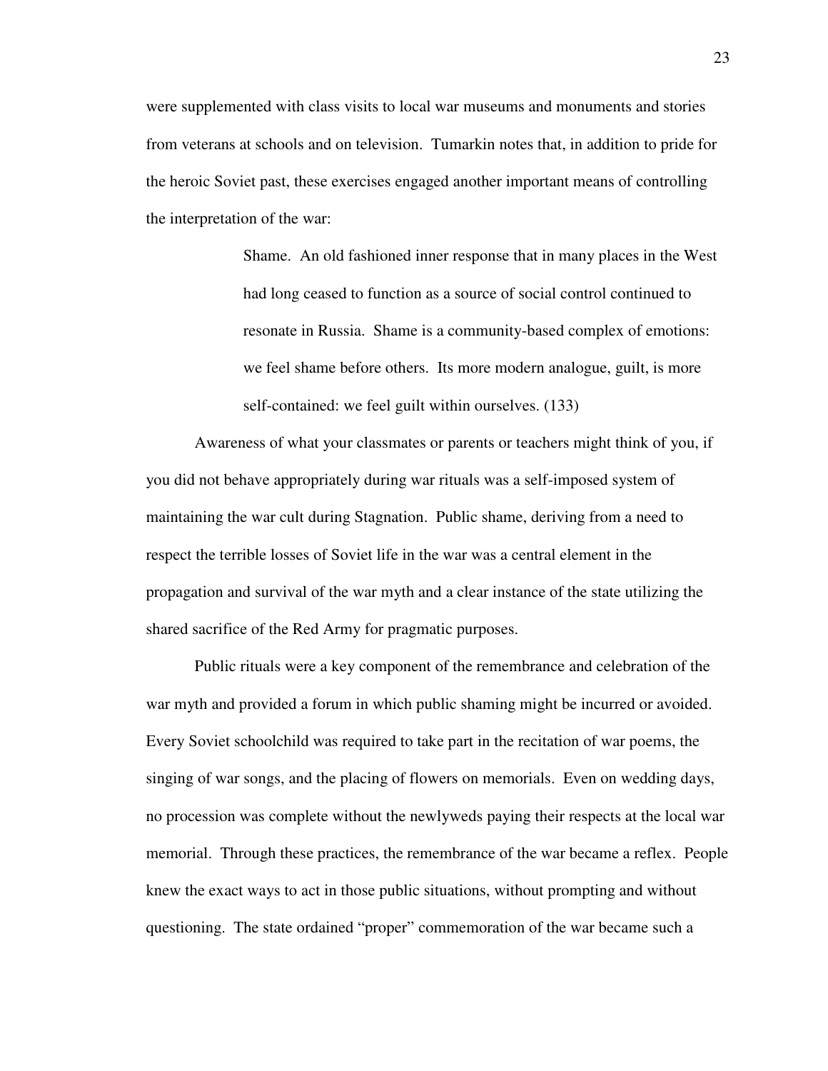were supplemented with class visits to local war museums and monuments and stories from veterans at schools and on television. Tumarkin notes that, in addition to pride for the heroic Soviet past, these exercises engaged another important means of controlling the interpretation of the war:

> Shame. An old fashioned inner response that in many places in the West had long ceased to function as a source of social control continued to resonate in Russia. Shame is a community-based complex of emotions: we feel shame before others. Its more modern analogue, guilt, is more self-contained: we feel guilt within ourselves. (133)

Awareness of what your classmates or parents or teachers might think of you, if you did not behave appropriately during war rituals was a self-imposed system of maintaining the war cult during Stagnation. Public shame, deriving from a need to respect the terrible losses of Soviet life in the war was a central element in the propagation and survival of the war myth and a clear instance of the state utilizing the shared sacrifice of the Red Army for pragmatic purposes.

Public rituals were a key component of the remembrance and celebration of the war myth and provided a forum in which public shaming might be incurred or avoided. Every Soviet schoolchild was required to take part in the recitation of war poems, the singing of war songs, and the placing of flowers on memorials. Even on wedding days, no procession was complete without the newlyweds paying their respects at the local war memorial. Through these practices, the remembrance of the war became a reflex. People knew the exact ways to act in those public situations, without prompting and without questioning. The state ordained "proper" commemoration of the war became such a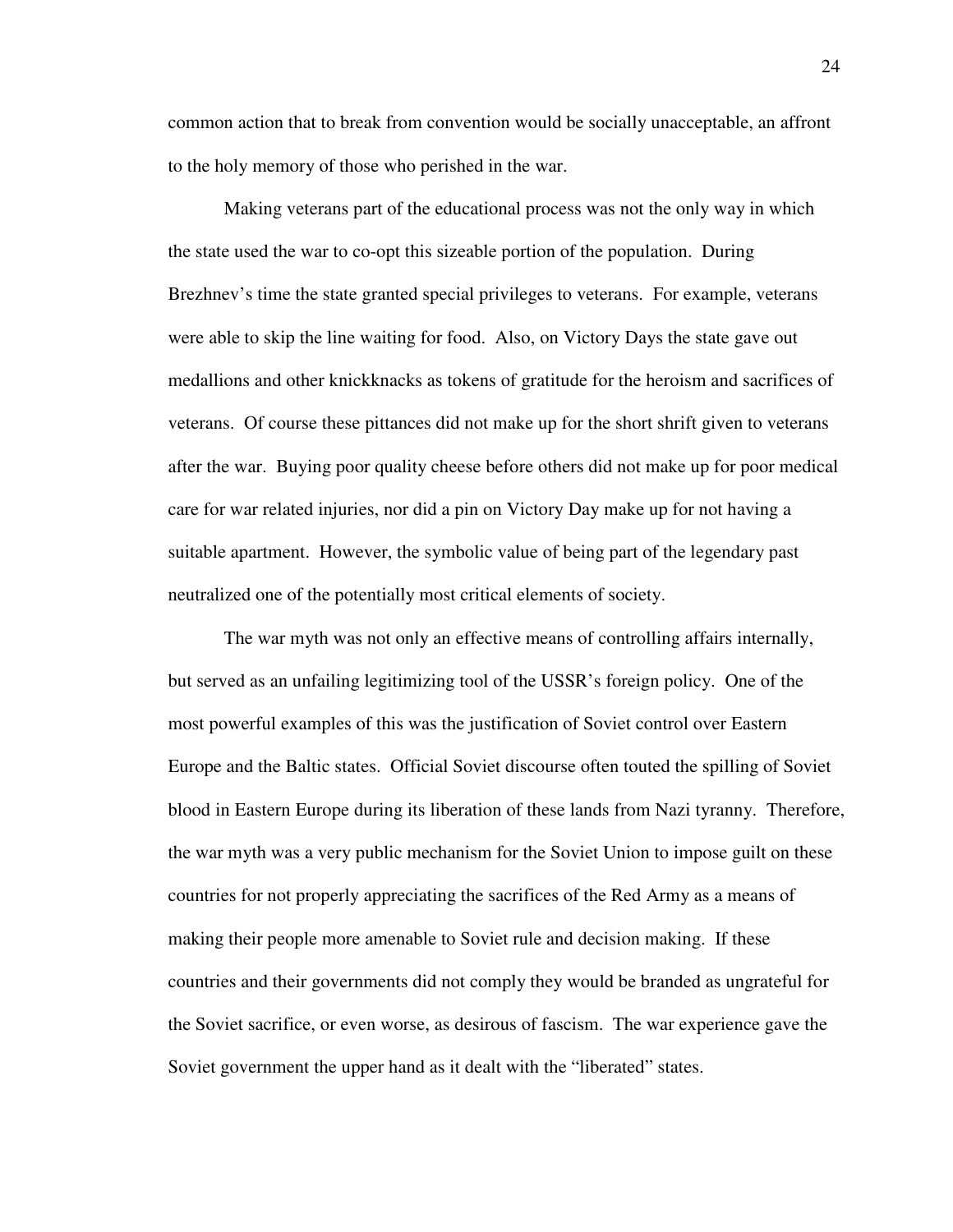common action that to break from convention would be socially unacceptable, an affront to the holy memory of those who perished in the war.

Making veterans part of the educational process was not the only way in which the state used the war to co-opt this sizeable portion of the population. During Brezhnev's time the state granted special privileges to veterans. For example, veterans were able to skip the line waiting for food. Also, on Victory Days the state gave out medallions and other knickknacks as tokens of gratitude for the heroism and sacrifices of veterans. Of course these pittances did not make up for the short shrift given to veterans after the war. Buying poor quality cheese before others did not make up for poor medical care for war related injuries, nor did a pin on Victory Day make up for not having a suitable apartment. However, the symbolic value of being part of the legendary past neutralized one of the potentially most critical elements of society.

The war myth was not only an effective means of controlling affairs internally, but served as an unfailing legitimizing tool of the USSR's foreign policy. One of the most powerful examples of this was the justification of Soviet control over Eastern Europe and the Baltic states. Official Soviet discourse often touted the spilling of Soviet blood in Eastern Europe during its liberation of these lands from Nazi tyranny. Therefore, the war myth was a very public mechanism for the Soviet Union to impose guilt on these countries for not properly appreciating the sacrifices of the Red Army as a means of making their people more amenable to Soviet rule and decision making. If these countries and their governments did not comply they would be branded as ungrateful for the Soviet sacrifice, or even worse, as desirous of fascism. The war experience gave the Soviet government the upper hand as it dealt with the "liberated" states.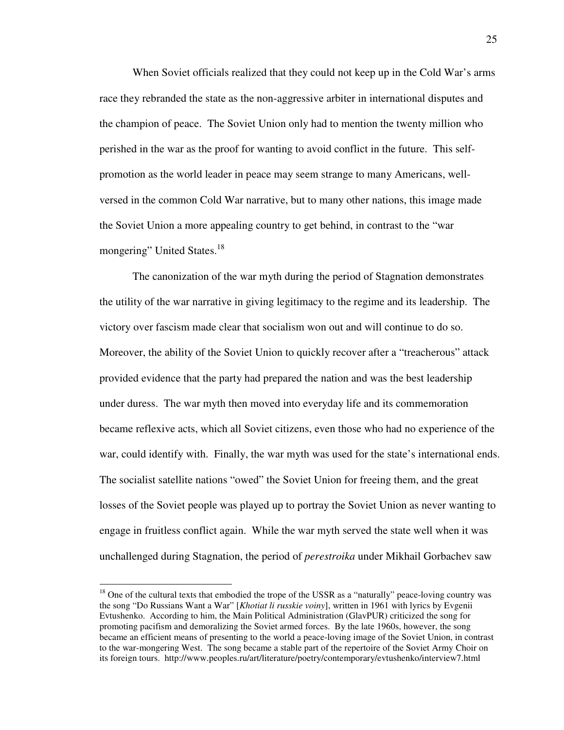When Soviet officials realized that they could not keep up in the Cold War's arms race they rebranded the state as the non-aggressive arbiter in international disputes and the champion of peace. The Soviet Union only had to mention the twenty million who perished in the war as the proof for wanting to avoid conflict in the future. This self-promotion as the world leader in peace may seem strange to many Americans, well-versed in the common Cold War narrative, but to many other nations, this image made the Soviet Union a more appealing country to get behind, in contrast to the "war mongering" United States.[18]

The canonization of the war myth during the period of Stagnation demonstrates the utility of the war narrative in giving legitimacy to the regime and its leadership. The victory over fascism made clear that socialism won out and will continue to do so. Moreover, the ability of the Soviet Union to quickly recover after a "treacherous" attack provided evidence that the party had prepared the nation and was the best leadership under duress. The war myth then moved into everyday life and its commemoration became reflexive acts, which all Soviet citizens, even those who had no experience of the war, could identify with. Finally, the war myth was used for the state's international ends. The socialist satellite nations "owed" the Soviet Union for freeing them, and the great losses of the Soviet people was played up to portray the Soviet Union as never wanting to engage in fruitless conflict again. While the war myth served the state well when it was unchallenged during Stagnation, the period of *perestroika* under Mikhail Gorbachev saw

---

[18] One of the cultural texts that embodied the trope of the USSR as a "naturally" peace-loving country was the song "Do Russians Want a War" [*Khotiat li russkie voiny*], written in 1961 with lyrics by Evgenii Evtushenko. According to him, the Main Political Administration (GlavPUR) criticized the song for promoting pacifism and demoralizing the Soviet armed forces. By the late 1960s, however, the song became an efficient means of presenting to the world a peace-loving image of the Soviet Union, in contrast to the war-mongering West. The song became a stable part of the repertoire of the Soviet Army Choir on its foreign tours. http://www.peoples.ru/art/literature/poetry/contemporary/evtushenko/interview7.html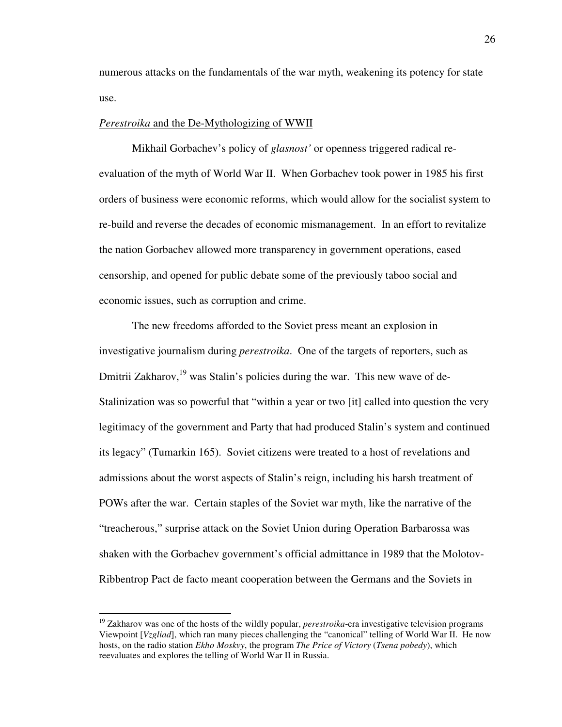numerous attacks on the fundamentals of the war myth, weakening its potency for state use.

*Perestroika* and the De-Mythologizing of WWII

Mikhail Gorbachev's policy of *glasnost'* or openness triggered radical re-evaluation of the myth of World War II. When Gorbachev took power in 1985 his first orders of business were economic reforms, which would allow for the socialist system to re-build and reverse the decades of economic mismanagement. In an effort to revitalize the nation Gorbachev allowed more transparency in government operations, eased censorship, and opened for public debate some of the previously taboo social and economic issues, such as corruption and crime.

The new freedoms afforded to the Soviet press meant an explosion in investigative journalism during *perestroika*. One of the targets of reporters, such as Dmitrii Zakharov,[19] was Stalin's policies during the war. This new wave of de-Stalinization was so powerful that "within a year or two [it] called into question the very legitimacy of the government and Party that had produced Stalin's system and continued its legacy" (Tumarkin 165). Soviet citizens were treated to a host of revelations and admissions about the worst aspects of Stalin's reign, including his harsh treatment of POWs after the war. Certain staples of the Soviet war myth, like the narrative of the "treacherous," surprise attack on the Soviet Union during Operation Barbarossa was shaken with the Gorbachev government's official admittance in 1989 that the Molotov-Ribbentrop Pact de facto meant cooperation between the Germans and the Soviets in

[19] Zakharov was one of the hosts of the wildly popular, *perestroika*-era investigative television programs Viewpoint [*Vzgliad*], which ran many pieces challenging the "canonical" telling of World War II. He now hosts, on the radio station *Ekho Moskvy*, the program *The Price of Victory* (*Tsena pobedy*), which reevaluates and explores the telling of World War II in Russia.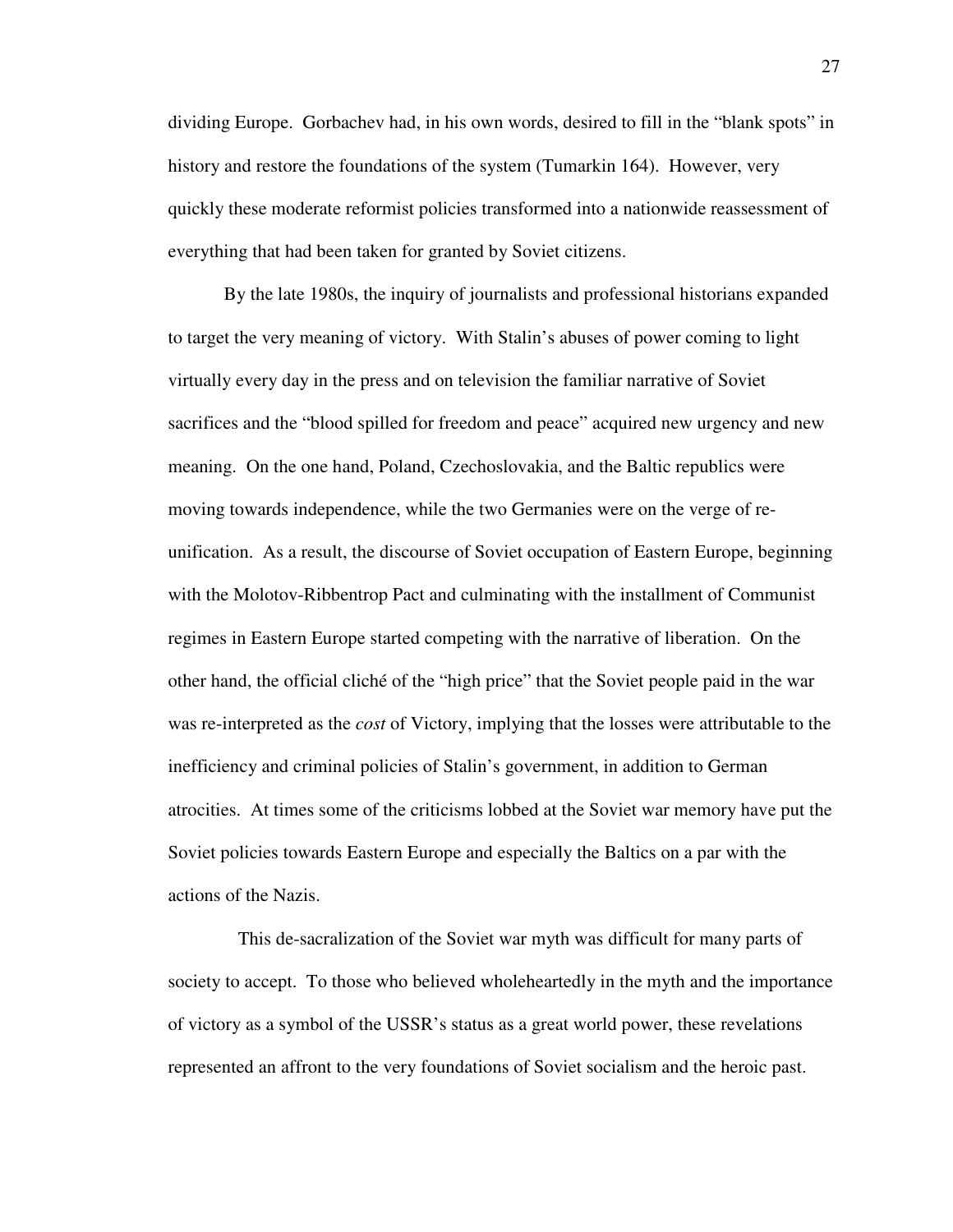dividing Europe. Gorbachev had, in his own words, desired to fill in the "blank spots" in history and restore the foundations of the system (Tumarkin 164). However, very quickly these moderate reformist policies transformed into a nationwide reassessment of everything that had been taken for granted by Soviet citizens.

By the late 1980s, the inquiry of journalists and professional historians expanded to target the very meaning of victory. With Stalin's abuses of power coming to light virtually every day in the press and on television the familiar narrative of Soviet sacrifices and the "blood spilled for freedom and peace" acquired new urgency and new meaning. On the one hand, Poland, Czechoslovakia, and the Baltic republics were moving towards independence, while the two Germanies were on the verge of re-unification. As a result, the discourse of Soviet occupation of Eastern Europe, beginning with the Molotov-Ribbentrop Pact and culminating with the installment of Communist regimes in Eastern Europe started competing with the narrative of liberation. On the other hand, the official cliché of the "high price" that the Soviet people paid in the war was re-interpreted as the *cost* of Victory, implying that the losses were attributable to the inefficiency and criminal policies of Stalin's government, in addition to German atrocities. At times some of the criticisms lobbed at the Soviet war memory have put the Soviet policies towards Eastern Europe and especially the Baltics on a par with the actions of the Nazis.

This de-sacralization of the Soviet war myth was difficult for many parts of society to accept. To those who believed wholeheartedly in the myth and the importance of victory as a symbol of the USSR's status as a great world power, these revelations represented an affront to the very foundations of Soviet socialism and the heroic past.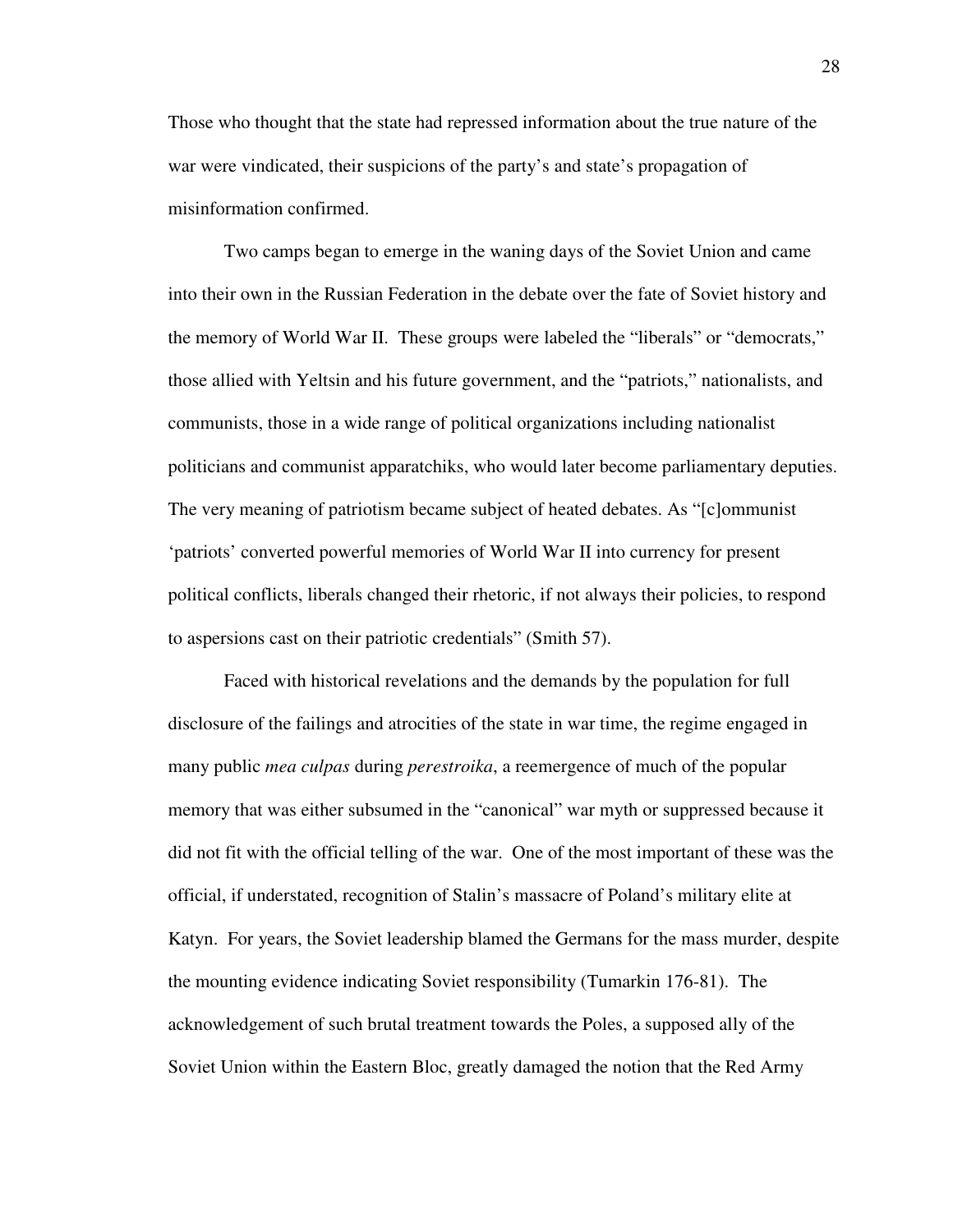Those who thought that the state had repressed information about the true nature of the war were vindicated, their suspicions of the party's and state's propagation of misinformation confirmed.

Two camps began to emerge in the waning days of the Soviet Union and came into their own in the Russian Federation in the debate over the fate of Soviet history and the memory of World War II. These groups were labeled the "liberals" or "democrats," those allied with Yeltsin and his future government, and the "patriots," nationalists, and communists, those in a wide range of political organizations including nationalist politicians and communist apparatchiks, who would later become parliamentary deputies. The very meaning of patriotism became subject of heated debates. As "[c]ommunist 'patriots' converted powerful memories of World War II into currency for present political conflicts, liberals changed their rhetoric, if not always their policies, to respond to aspersions cast on their patriotic credentials" (Smith 57).

Faced with historical revelations and the demands by the population for full disclosure of the failings and atrocities of the state in war time, the regime engaged in many public *mea culpas* during *perestroika*, a reemergence of much of the popular memory that was either subsumed in the "canonical" war myth or suppressed because it did not fit with the official telling of the war. One of the most important of these was the official, if understated, recognition of Stalin's massacre of Poland's military elite at Katyn. For years, the Soviet leadership blamed the Germans for the mass murder, despite the mounting evidence indicating Soviet responsibility (Tumarkin 176-81). The acknowledgement of such brutal treatment towards the Poles, a supposed ally of the Soviet Union within the Eastern Bloc, greatly damaged the notion that the Red Army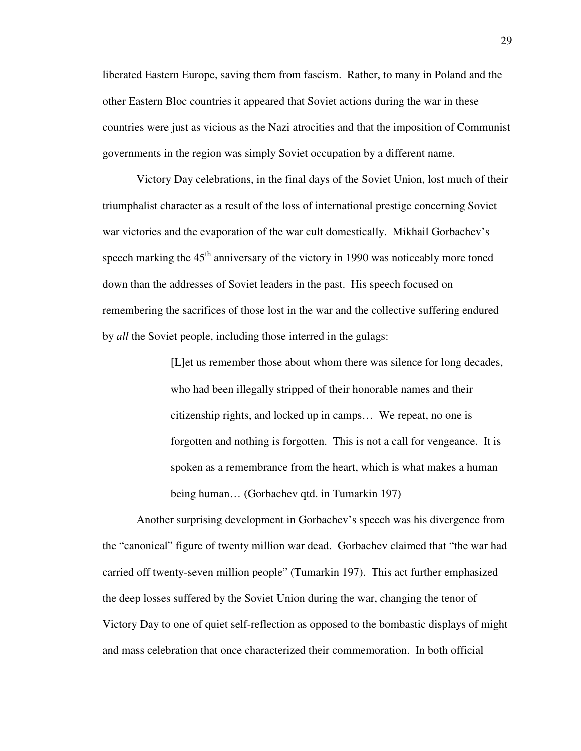liberated Eastern Europe, saving them from fascism. Rather, to many in Poland and the other Eastern Bloc countries it appeared that Soviet actions during the war in these countries were just as vicious as the Nazi atrocities and that the imposition of Communist governments in the region was simply Soviet occupation by a different name.

Victory Day celebrations, in the final days of the Soviet Union, lost much of their triumphalist character as a result of the loss of international prestige concerning Soviet war victories and the evaporation of the war cult domestically. Mikhail Gorbachev's speech marking the 45th anniversary of the victory in 1990 was noticeably more toned down than the addresses of Soviet leaders in the past. His speech focused on remembering the sacrifices of those lost in the war and the collective suffering endured by *all* the Soviet people, including those interred in the gulags:

> [L]et us remember those about whom there was silence for long decades, who had been illegally stripped of their honorable names and their citizenship rights, and locked up in camps… We repeat, no one is forgotten and nothing is forgotten. This is not a call for vengeance. It is spoken as a remembrance from the heart, which is what makes a human being human… (Gorbachev qtd. in Tumarkin 197)

Another surprising development in Gorbachev's speech was his divergence from the "canonical" figure of twenty million war dead. Gorbachev claimed that "the war had carried off twenty-seven million people" (Tumarkin 197). This act further emphasized the deep losses suffered by the Soviet Union during the war, changing the tenor of Victory Day to one of quiet self-reflection as opposed to the bombastic displays of might and mass celebration that once characterized their commemoration. In both official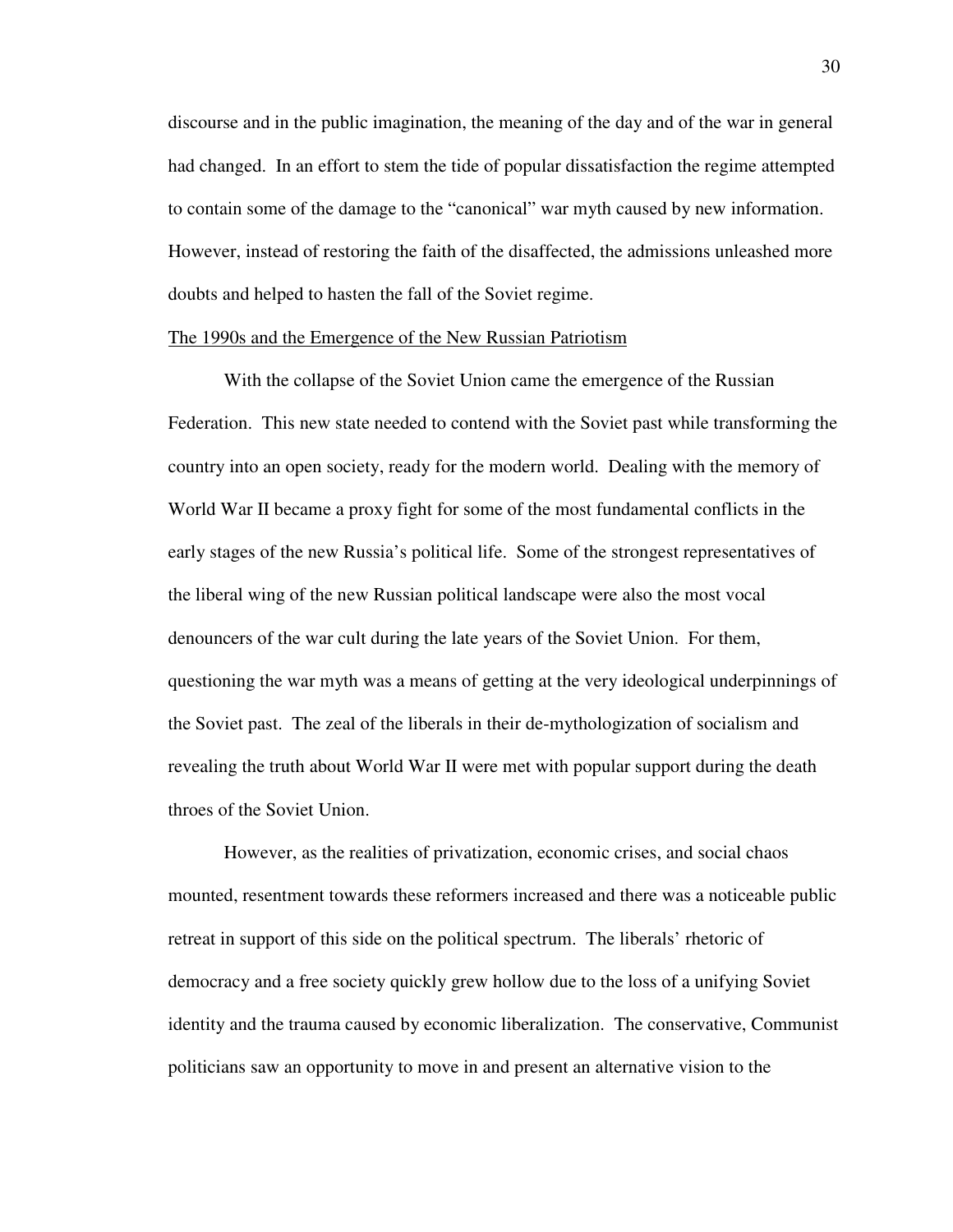discourse and in the public imagination, the meaning of the day and of the war in general had changed. In an effort to stem the tide of popular dissatisfaction the regime attempted to contain some of the damage to the "canonical" war myth caused by new information. However, instead of restoring the faith of the disaffected, the admissions unleashed more doubts and helped to hasten the fall of the Soviet regime.

## The 1990s and the Emergence of the New Russian Patriotism

With the collapse of the Soviet Union came the emergence of the Russian Federation. This new state needed to contend with the Soviet past while transforming the country into an open society, ready for the modern world. Dealing with the memory of World War II became a proxy fight for some of the most fundamental conflicts in the early stages of the new Russia's political life. Some of the strongest representatives of the liberal wing of the new Russian political landscape were also the most vocal denouncers of the war cult during the late years of the Soviet Union. For them, questioning the war myth was a means of getting at the very ideological underpinnings of the Soviet past. The zeal of the liberals in their de-mythologization of socialism and revealing the truth about World War II were met with popular support during the death throes of the Soviet Union.

However, as the realities of privatization, economic crises, and social chaos mounted, resentment towards these reformers increased and there was a noticeable public retreat in support of this side on the political spectrum. The liberals' rhetoric of democracy and a free society quickly grew hollow due to the loss of a unifying Soviet identity and the trauma caused by economic liberalization. The conservative, Communist politicians saw an opportunity to move in and present an alternative vision to the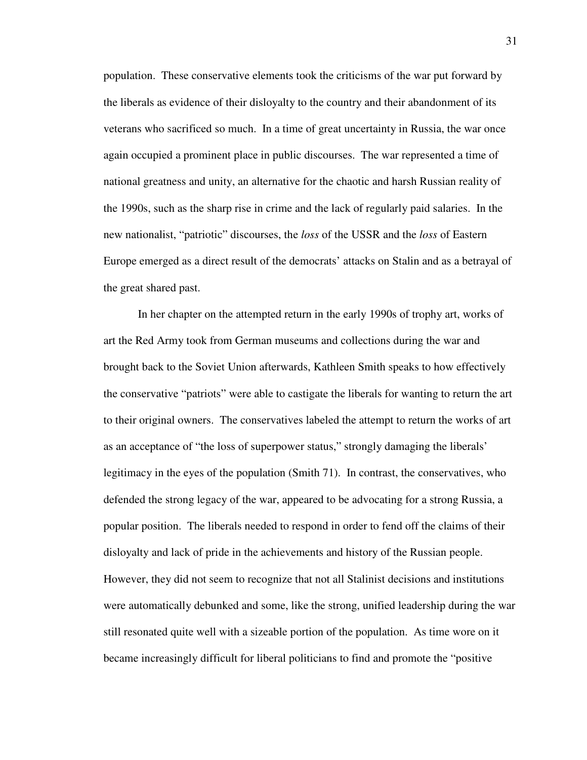population. These conservative elements took the criticisms of the war put forward by the liberals as evidence of their disloyalty to the country and their abandonment of its veterans who sacrificed so much. In a time of great uncertainty in Russia, the war once again occupied a prominent place in public discourses. The war represented a time of national greatness and unity, an alternative for the chaotic and harsh Russian reality of the 1990s, such as the sharp rise in crime and the lack of regularly paid salaries. In the new nationalist, "patriotic" discourses, the *loss* of the USSR and the *loss* of Eastern Europe emerged as a direct result of the democrats' attacks on Stalin and as a betrayal of the great shared past.

In her chapter on the attempted return in the early 1990s of trophy art, works of art the Red Army took from German museums and collections during the war and brought back to the Soviet Union afterwards, Kathleen Smith speaks to how effectively the conservative "patriots" were able to castigate the liberals for wanting to return the art to their original owners. The conservatives labeled the attempt to return the works of art as an acceptance of "the loss of superpower status," strongly damaging the liberals' legitimacy in the eyes of the population (Smith 71). In contrast, the conservatives, who defended the strong legacy of the war, appeared to be advocating for a strong Russia, a popular position. The liberals needed to respond in order to fend off the claims of their disloyalty and lack of pride in the achievements and history of the Russian people. However, they did not seem to recognize that not all Stalinist decisions and institutions were automatically debunked and some, like the strong, unified leadership during the war still resonated quite well with a sizeable portion of the population. As time wore on it became increasingly difficult for liberal politicians to find and promote the "positive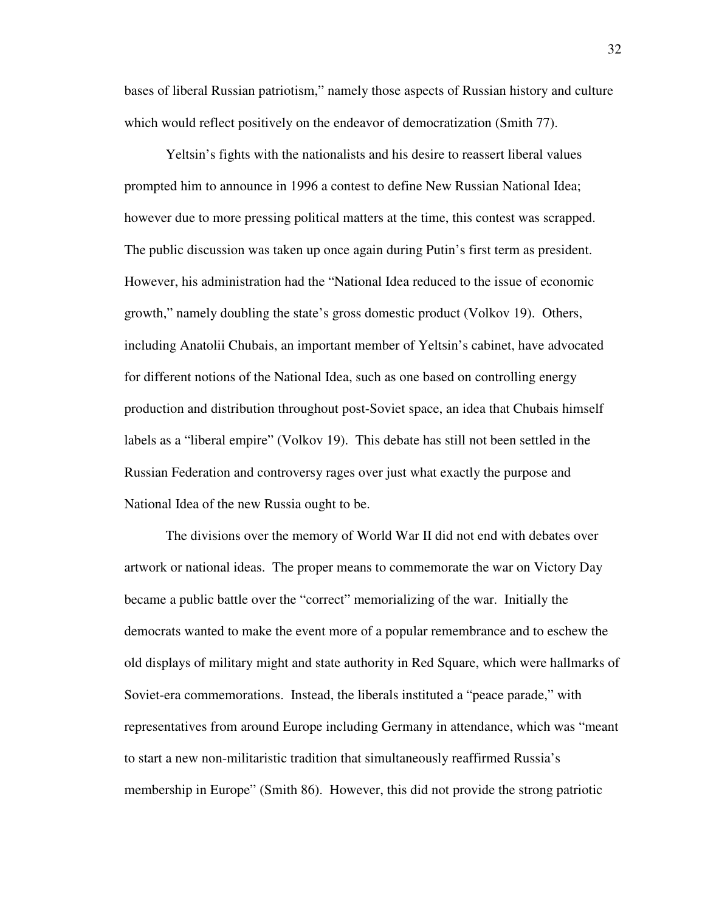bases of liberal Russian patriotism," namely those aspects of Russian history and culture which would reflect positively on the endeavor of democratization (Smith 77).

Yeltsin's fights with the nationalists and his desire to reassert liberal values prompted him to announce in 1996 a contest to define New Russian National Idea; however due to more pressing political matters at the time, this contest was scrapped. The public discussion was taken up once again during Putin's first term as president. However, his administration had the "National Idea reduced to the issue of economic growth," namely doubling the state's gross domestic product (Volkov 19). Others, including Anatolii Chubais, an important member of Yeltsin's cabinet, have advocated for different notions of the National Idea, such as one based on controlling energy production and distribution throughout post-Soviet space, an idea that Chubais himself labels as a "liberal empire" (Volkov 19). This debate has still not been settled in the Russian Federation and controversy rages over just what exactly the purpose and National Idea of the new Russia ought to be.

The divisions over the memory of World War II did not end with debates over artwork or national ideas. The proper means to commemorate the war on Victory Day became a public battle over the "correct" memorializing of the war. Initially the democrats wanted to make the event more of a popular remembrance and to eschew the old displays of military might and state authority in Red Square, which were hallmarks of Soviet-era commemorations. Instead, the liberals instituted a "peace parade," with representatives from around Europe including Germany in attendance, which was "meant to start a new non-militaristic tradition that simultaneously reaffirmed Russia's membership in Europe" (Smith 86). However, this did not provide the strong patriotic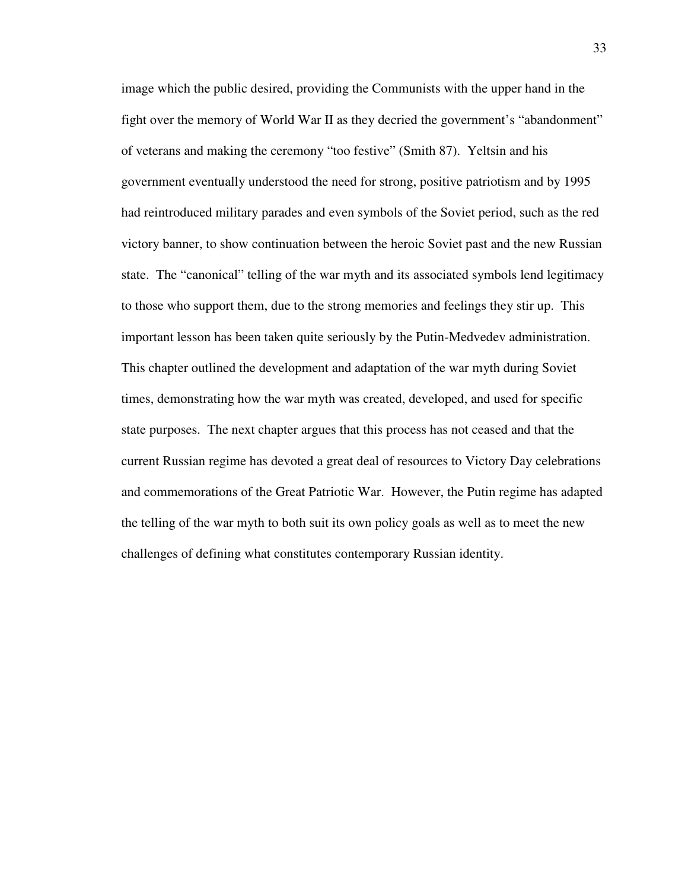image which the public desired, providing the Communists with the upper hand in the fight over the memory of World War II as they decried the government's "abandonment" of veterans and making the ceremony "too festive" (Smith 87). Yeltsin and his government eventually understood the need for strong, positive patriotism and by 1995 had reintroduced military parades and even symbols of the Soviet period, such as the red victory banner, to show continuation between the heroic Soviet past and the new Russian state. The "canonical" telling of the war myth and its associated symbols lend legitimacy to those who support them, due to the strong memories and feelings they stir up. This important lesson has been taken quite seriously by the Putin-Medvedev administration. This chapter outlined the development and adaptation of the war myth during Soviet times, demonstrating how the war myth was created, developed, and used for specific state purposes. The next chapter argues that this process has not ceased and that the current Russian regime has devoted a great deal of resources to Victory Day celebrations and commemorations of the Great Patriotic War. However, the Putin regime has adapted the telling of the war myth to both suit its own policy goals as well as to meet the new challenges of defining what constitutes contemporary Russian identity.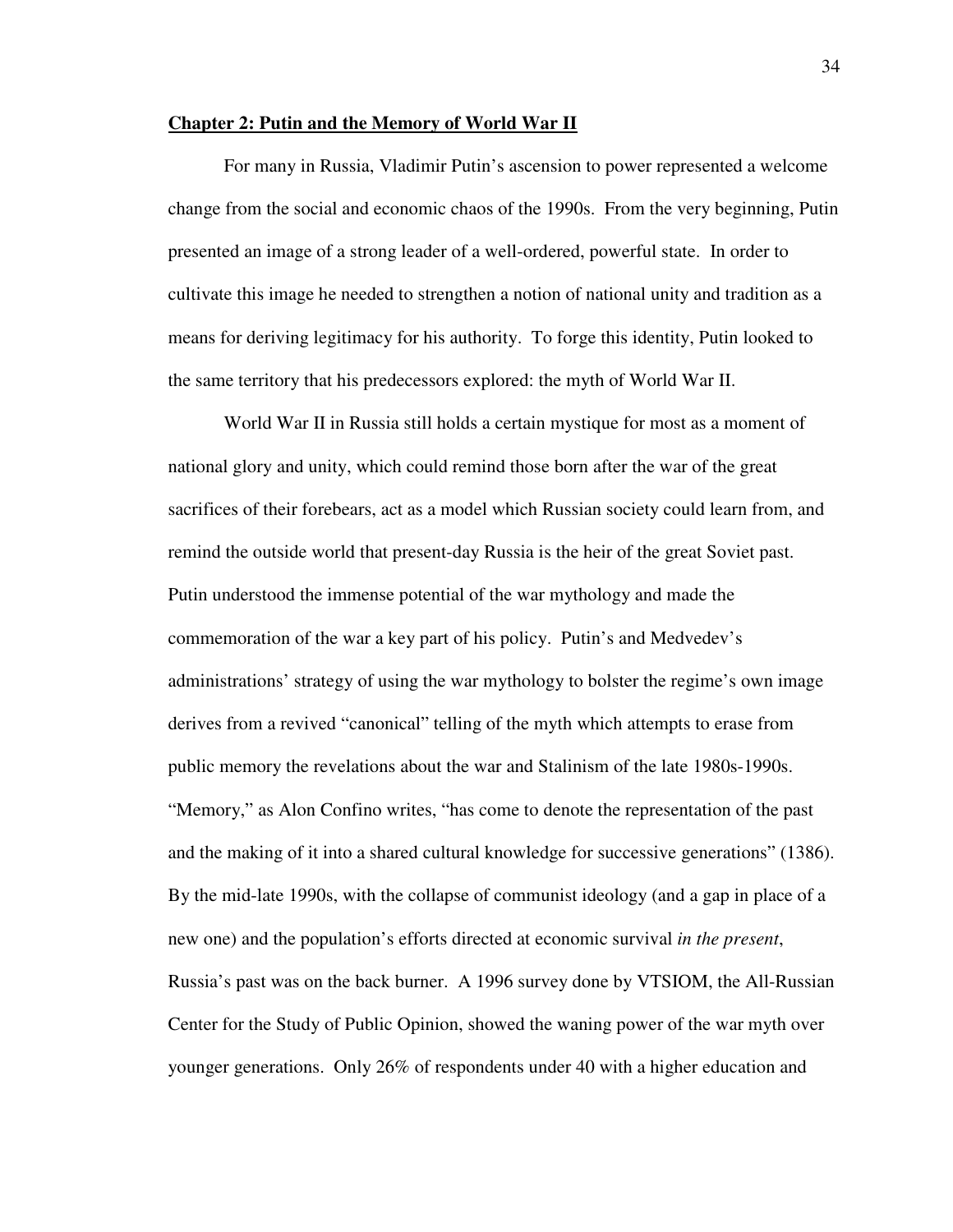## **Chapter 2: Putin and the Memory of World War II**

For many in Russia, Vladimir Putin's ascension to power represented a welcome change from the social and economic chaos of the 1990s. From the very beginning, Putin presented an image of a strong leader of a well-ordered, powerful state. In order to cultivate this image he needed to strengthen a notion of national unity and tradition as a means for deriving legitimacy for his authority. To forge this identity, Putin looked to the same territory that his predecessors explored: the myth of World War II.

World War II in Russia still holds a certain mystique for most as a moment of national glory and unity, which could remind those born after the war of the great sacrifices of their forebears, act as a model which Russian society could learn from, and remind the outside world that present-day Russia is the heir of the great Soviet past. Putin understood the immense potential of the war mythology and made the commemoration of the war a key part of his policy. Putin's and Medvedev's administrations' strategy of using the war mythology to bolster the regime's own image derives from a revived "canonical" telling of the myth which attempts to erase from public memory the revelations about the war and Stalinism of the late 1980s-1990s. "Memory," as Alon Confino writes, "has come to denote the representation of the past and the making of it into a shared cultural knowledge for successive generations" (1386). By the mid-late 1990s, with the collapse of communist ideology (and a gap in place of a new one) and the population's efforts directed at economic survival *in the present*, Russia's past was on the back burner. A 1996 survey done by VTSIOM, the All-Russian Center for the Study of Public Opinion, showed the waning power of the war myth over younger generations. Only 26% of respondents under 40 with a higher education and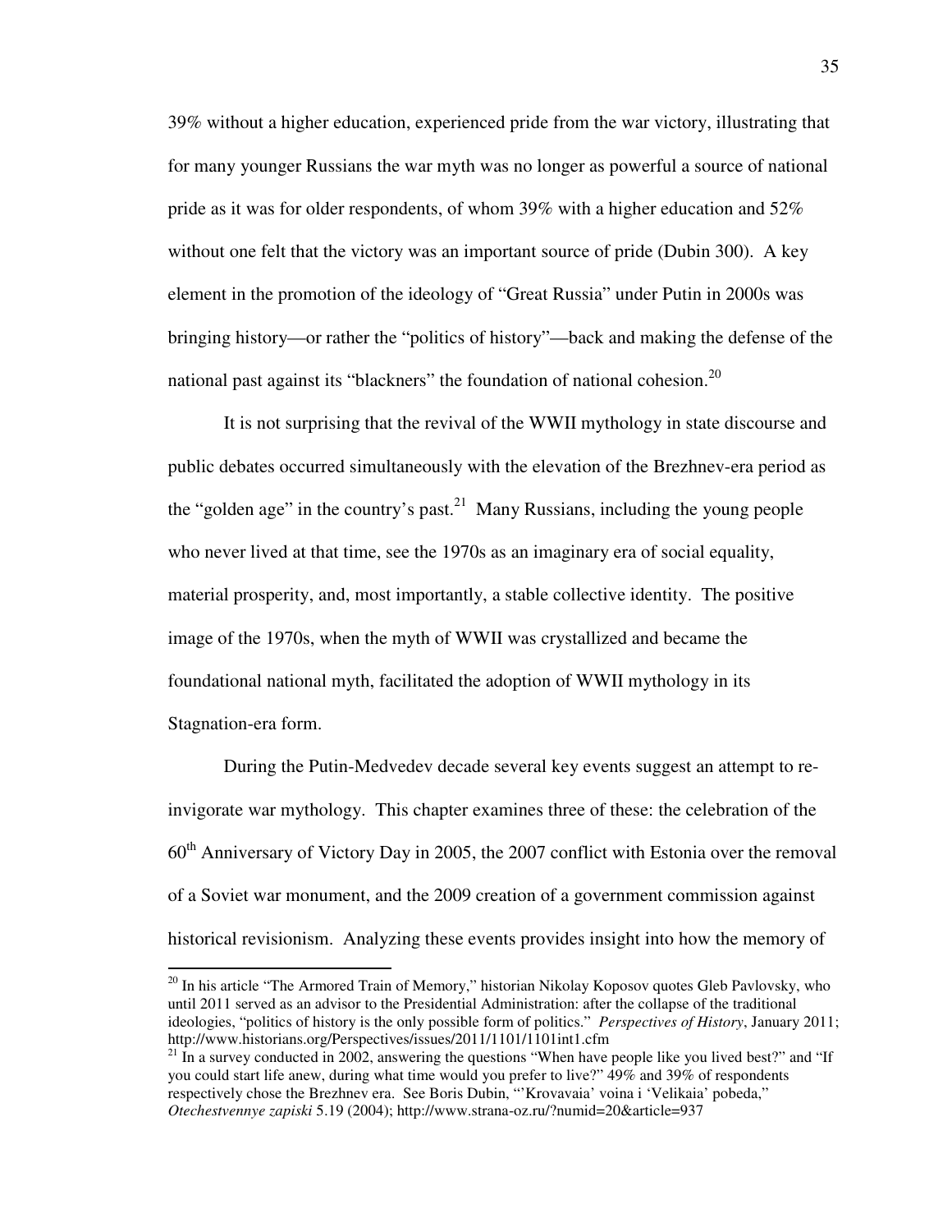39% without a higher education, experienced pride from the war victory, illustrating that for many younger Russians the war myth was no longer as powerful a source of national pride as it was for older respondents, of whom 39% with a higher education and 52% without one felt that the victory was an important source of pride (Dubin 300). A key element in the promotion of the ideology of "Great Russia" under Putin in 2000s was bringing history—or rather the "politics of history"—back and making the defense of the national past against its "blackners" the foundation of national cohesion.[20]

It is not surprising that the revival of the WWII mythology in state discourse and public debates occurred simultaneously with the elevation of the Brezhnev-era period as the "golden age" in the country's past.[21] Many Russians, including the young people who never lived at that time, see the 1970s as an imaginary era of social equality, material prosperity, and, most importantly, a stable collective identity. The positive image of the 1970s, when the myth of WWII was crystallized and became the foundational national myth, facilitated the adoption of WWII mythology in its Stagnation-era form.

During the Putin-Medvedev decade several key events suggest an attempt to re-invigorate war mythology. This chapter examines three of these: the celebration of the 60th Anniversary of Victory Day in 2005, the 2007 conflict with Estonia over the removal of a Soviet war monument, and the 2009 creation of a government commission against historical revisionism. Analyzing these events provides insight into how the memory of

---

[20] In his article "The Armored Train of Memory," historian Nikolay Koposov quotes Gleb Pavlovsky, who until 2011 served as an advisor to the Presidential Administration: after the collapse of the traditional ideologies, "politics of history is the only possible form of politics." *Perspectives of History*, January 2011; http://www.historians.org/Perspectives/issues/2011/1101/1101int1.cfm

[21] In a survey conducted in 2002, answering the questions "When have people like you lived best?" and "If you could start life anew, during what time would you prefer to live?" 49% and 39% of respondents respectively chose the Brezhnev era. See Boris Dubin, "'Krovavaia' voina i 'Velikaia' pobeda," *Otechestvennye zapiski* 5.19 (2004); http://www.strana-oz.ru/?numid=20&article=937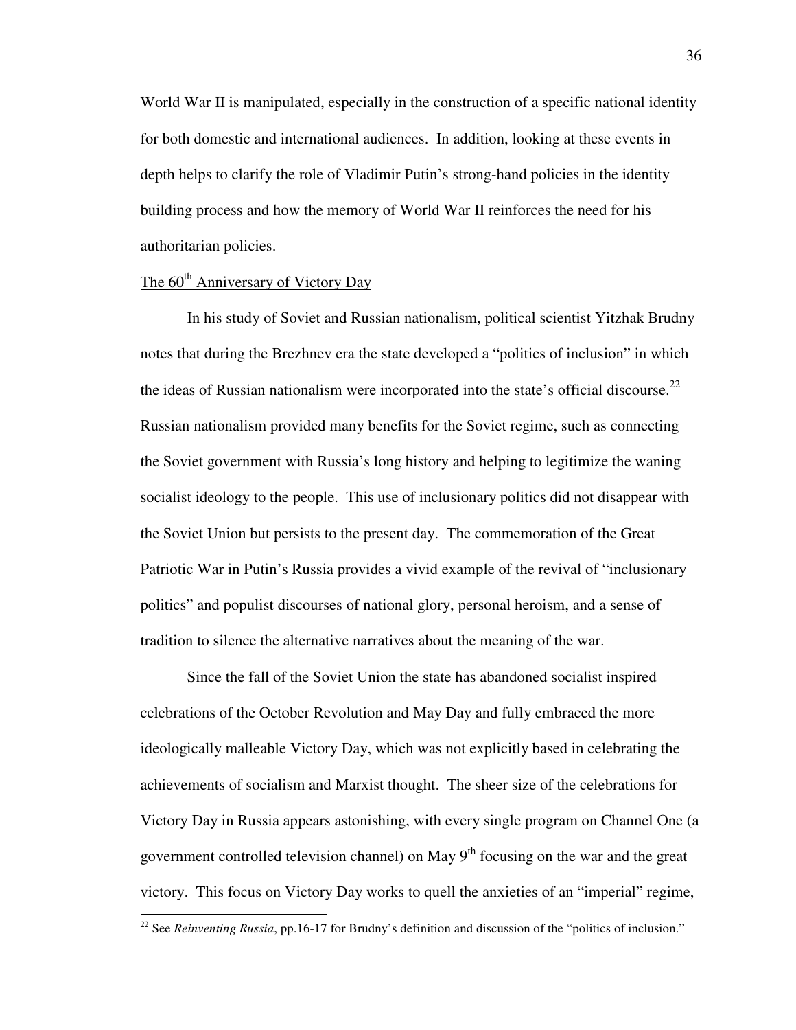World War II is manipulated, especially in the construction of a specific national identity for both domestic and international audiences. In addition, looking at these events in depth helps to clarify the role of Vladimir Putin's strong-hand policies in the identity building process and how the memory of World War II reinforces the need for his authoritarian policies.

## The 60th Anniversary of Victory Day

In his study of Soviet and Russian nationalism, political scientist Yitzhak Brudny notes that during the Brezhnev era the state developed a "politics of inclusion" in which the ideas of Russian nationalism were incorporated into the state's official discourse.[22] Russian nationalism provided many benefits for the Soviet regime, such as connecting the Soviet government with Russia's long history and helping to legitimize the waning socialist ideology to the people. This use of inclusionary politics did not disappear with the Soviet Union but persists to the present day. The commemoration of the Great Patriotic War in Putin's Russia provides a vivid example of the revival of "inclusionary politics" and populist discourses of national glory, personal heroism, and a sense of tradition to silence the alternative narratives about the meaning of the war.

Since the fall of the Soviet Union the state has abandoned socialist inspired celebrations of the October Revolution and May Day and fully embraced the more ideologically malleable Victory Day, which was not explicitly based in celebrating the achievements of socialism and Marxist thought. The sheer size of the celebrations for Victory Day in Russia appears astonishing, with every single program on Channel One (a government controlled television channel) on May 9th focusing on the war and the great victory. This focus on Victory Day works to quell the anxieties of an "imperial" regime,

[22] See *Reinventing Russia*, pp.16-17 for Brudny's definition and discussion of the "politics of inclusion."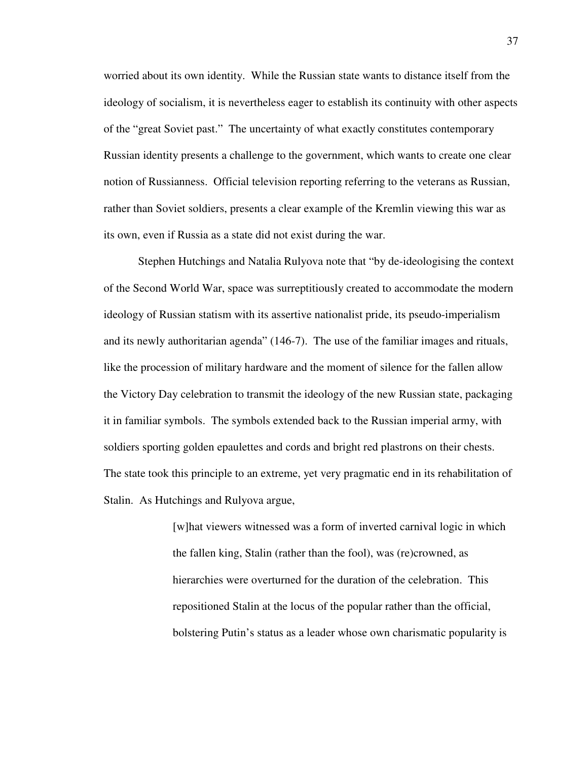worried about its own identity. While the Russian state wants to distance itself from the ideology of socialism, it is nevertheless eager to establish its continuity with other aspects of the "great Soviet past." The uncertainty of what exactly constitutes contemporary Russian identity presents a challenge to the government, which wants to create one clear notion of Russianness. Official television reporting referring to the veterans as Russian, rather than Soviet soldiers, presents a clear example of the Kremlin viewing this war as its own, even if Russia as a state did not exist during the war.

Stephen Hutchings and Natalia Rulyova note that "by de-ideologising the context of the Second World War, space was surreptitiously created to accommodate the modern ideology of Russian statism with its assertive nationalist pride, its pseudo-imperialism and its newly authoritarian agenda" (146-7). The use of the familiar images and rituals, like the procession of military hardware and the moment of silence for the fallen allow the Victory Day celebration to transmit the ideology of the new Russian state, packaging it in familiar symbols. The symbols extended back to the Russian imperial army, with soldiers sporting golden epaulettes and cords and bright red plastrons on their chests. The state took this principle to an extreme, yet very pragmatic end in its rehabilitation of Stalin. As Hutchings and Rulyova argue,

> [w]hat viewers witnessed was a form of inverted carnival logic in which the fallen king, Stalin (rather than the fool), was (re)crowned, as hierarchies were overturned for the duration of the celebration. This repositioned Stalin at the locus of the popular rather than the official, bolstering Putin's status as a leader whose own charismatic popularity is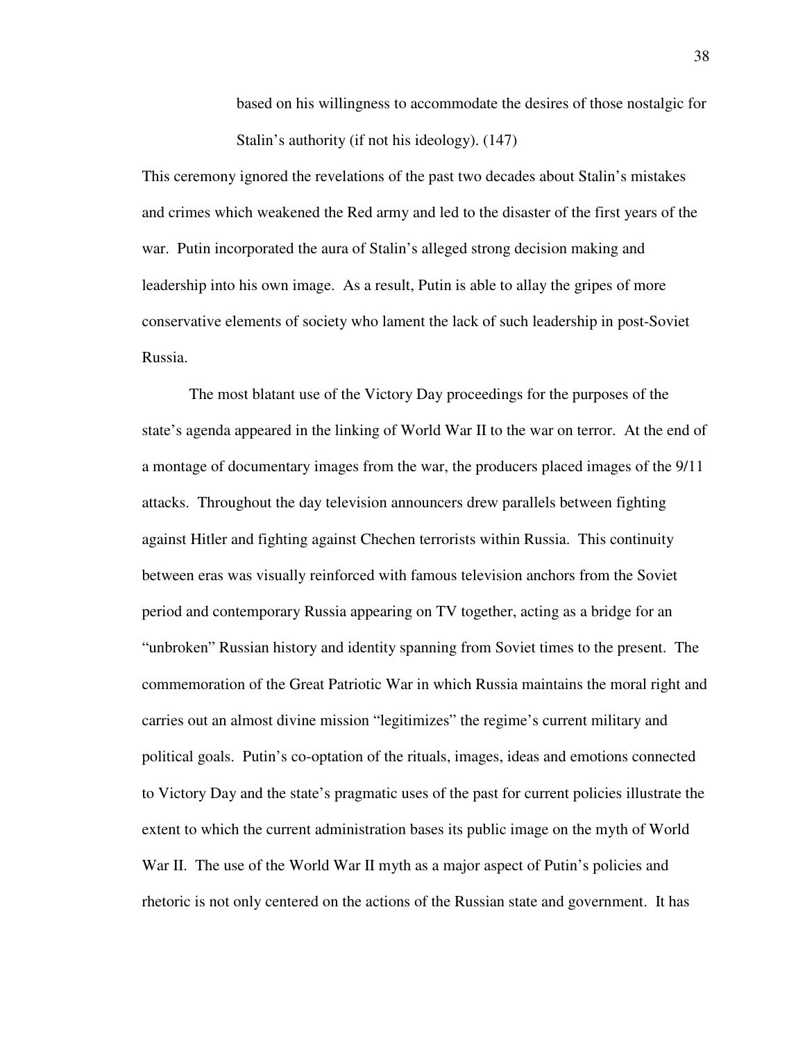> based on his willingness to accommodate the desires of those nostalgic for Stalin's authority (if not his ideology). (147)

This ceremony ignored the revelations of the past two decades about Stalin's mistakes and crimes which weakened the Red army and led to the disaster of the first years of the war. Putin incorporated the aura of Stalin's alleged strong decision making and leadership into his own image. As a result, Putin is able to allay the gripes of more conservative elements of society who lament the lack of such leadership in post-Soviet Russia.

The most blatant use of the Victory Day proceedings for the purposes of the state's agenda appeared in the linking of World War II to the war on terror. At the end of a montage of documentary images from the war, the producers placed images of the 9/11 attacks. Throughout the day television announcers drew parallels between fighting against Hitler and fighting against Chechen terrorists within Russia. This continuity between eras was visually reinforced with famous television anchors from the Soviet period and contemporary Russia appearing on TV together, acting as a bridge for an "unbroken" Russian history and identity spanning from Soviet times to the present. The commemoration of the Great Patriotic War in which Russia maintains the moral right and carries out an almost divine mission "legitimizes" the regime's current military and political goals. Putin's co-optation of the rituals, images, ideas and emotions connected to Victory Day and the state's pragmatic uses of the past for current policies illustrate the extent to which the current administration bases its public image on the myth of World War II. The use of the World War II myth as a major aspect of Putin's policies and rhetoric is not only centered on the actions of the Russian state and government. It has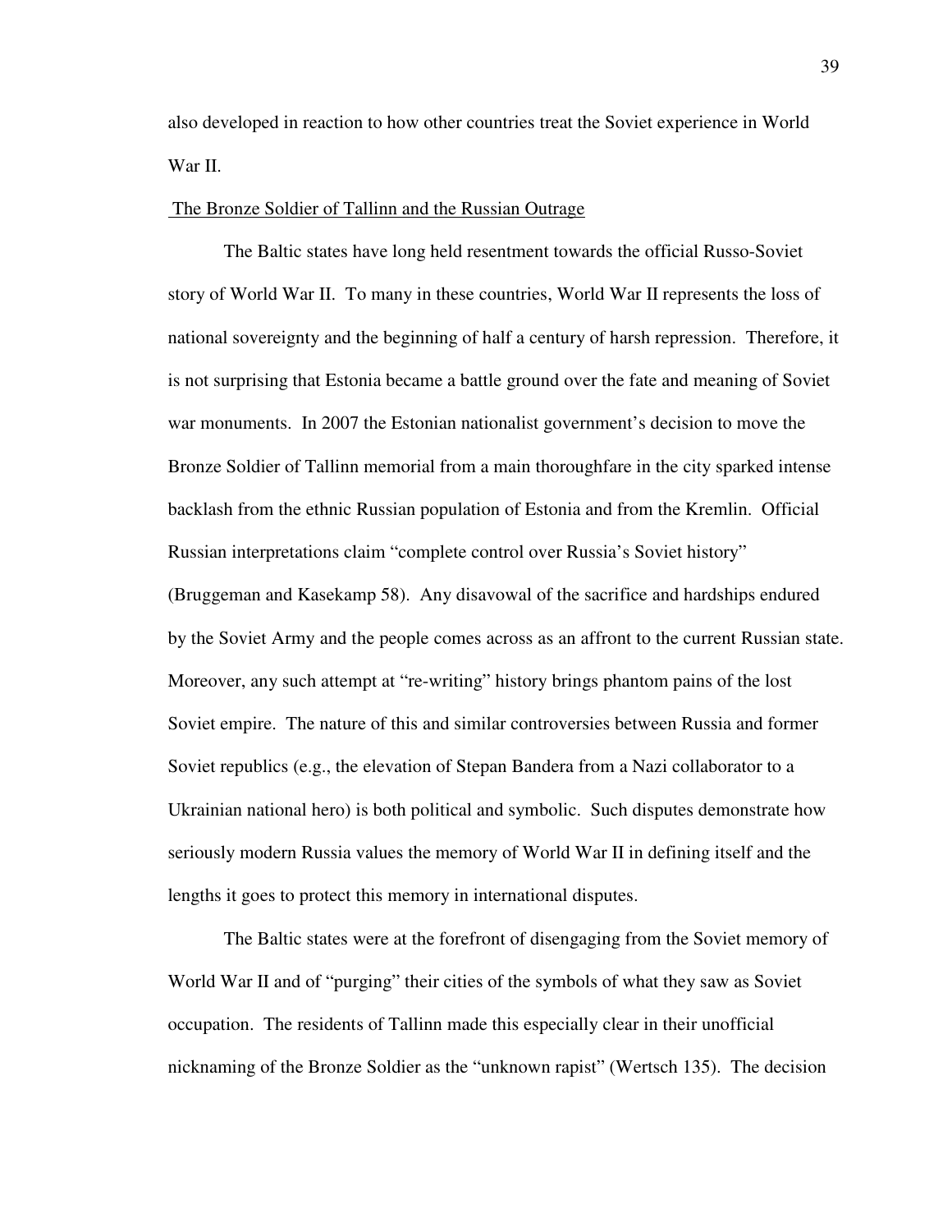also developed in reaction to how other countries treat the Soviet experience in World War II.

## The Bronze Soldier of Tallinn and the Russian Outrage

The Baltic states have long held resentment towards the official Russo-Soviet story of World War II. To many in these countries, World War II represents the loss of national sovereignty and the beginning of half a century of harsh repression. Therefore, it is not surprising that Estonia became a battle ground over the fate and meaning of Soviet war monuments. In 2007 the Estonian nationalist government's decision to move the Bronze Soldier of Tallinn memorial from a main thoroughfare in the city sparked intense backlash from the ethnic Russian population of Estonia and from the Kremlin. Official Russian interpretations claim "complete control over Russia's Soviet history" (Bruggeman and Kasekamp 58). Any disavowal of the sacrifice and hardships endured by the Soviet Army and the people comes across as an affront to the current Russian state. Moreover, any such attempt at "re-writing" history brings phantom pains of the lost Soviet empire. The nature of this and similar controversies between Russia and former Soviet republics (e.g., the elevation of Stepan Bandera from a Nazi collaborator to a Ukrainian national hero) is both political and symbolic. Such disputes demonstrate how seriously modern Russia values the memory of World War II in defining itself and the lengths it goes to protect this memory in international disputes.

The Baltic states were at the forefront of disengaging from the Soviet memory of World War II and of "purging" their cities of the symbols of what they saw as Soviet occupation. The residents of Tallinn made this especially clear in their unofficial nicknaming of the Bronze Soldier as the "unknown rapist" (Wertsch 135). The decision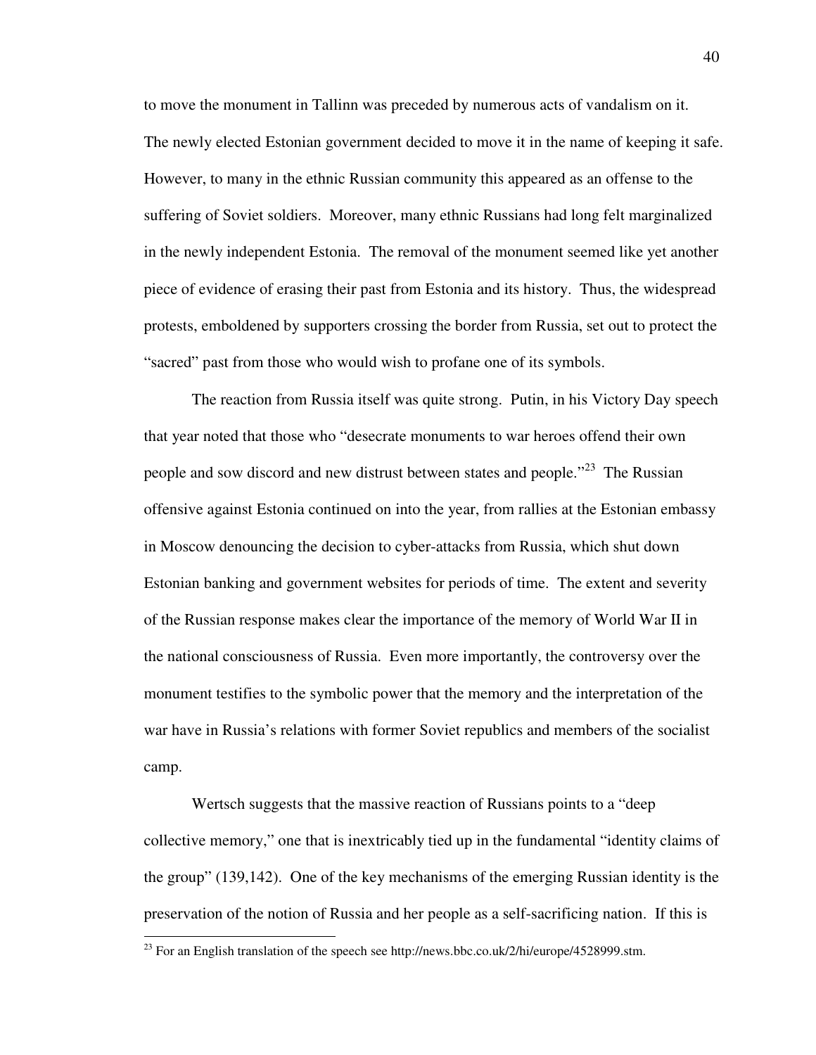to move the monument in Tallinn was preceded by numerous acts of vandalism on it. The newly elected Estonian government decided to move it in the name of keeping it safe. However, to many in the ethnic Russian community this appeared as an offense to the suffering of Soviet soldiers. Moreover, many ethnic Russians had long felt marginalized in the newly independent Estonia. The removal of the monument seemed like yet another piece of evidence of erasing their past from Estonia and its history. Thus, the widespread protests, emboldened by supporters crossing the border from Russia, set out to protect the "sacred" past from those who would wish to profane one of its symbols.

The reaction from Russia itself was quite strong. Putin, in his Victory Day speech that year noted that those who "desecrate monuments to war heroes offend their own people and sow discord and new distrust between states and people."[23] The Russian offensive against Estonia continued on into the year, from rallies at the Estonian embassy in Moscow denouncing the decision to cyber-attacks from Russia, which shut down Estonian banking and government websites for periods of time. The extent and severity of the Russian response makes clear the importance of the memory of World War II in the national consciousness of Russia. Even more importantly, the controversy over the monument testifies to the symbolic power that the memory and the interpretation of the war have in Russia's relations with former Soviet republics and members of the socialist camp.

Wertsch suggests that the massive reaction of Russians points to a "deep collective memory," one that is inextricably tied up in the fundamental "identity claims of the group" (139,142). One of the key mechanisms of the emerging Russian identity is the preservation of the notion of Russia and her people as a self-sacrificing nation. If this is

---

[23] For an English translation of the speech see http://news.bbc.co.uk/2/hi/europe/4528999.stm.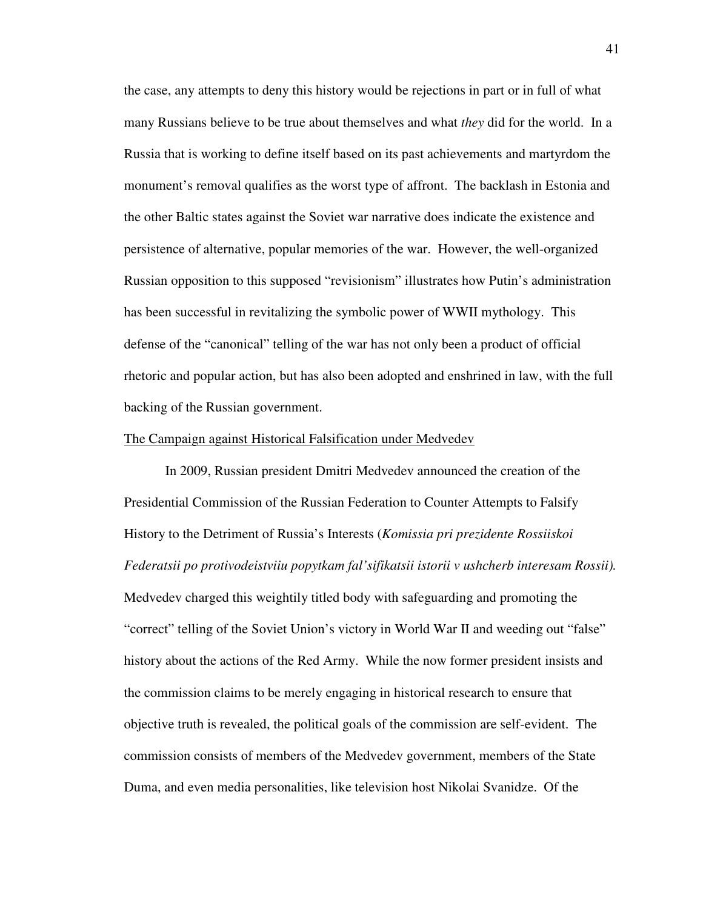the case, any attempts to deny this history would be rejections in part or in full of what many Russians believe to be true about themselves and what *they* did for the world. In a Russia that is working to define itself based on its past achievements and martyrdom the monument's removal qualifies as the worst type of affront. The backlash in Estonia and the other Baltic states against the Soviet war narrative does indicate the existence and persistence of alternative, popular memories of the war. However, the well-organized Russian opposition to this supposed "revisionism" illustrates how Putin's administration has been successful in revitalizing the symbolic power of WWII mythology. This defense of the "canonical" telling of the war has not only been a product of official rhetoric and popular action, but has also been adopted and enshrined in law, with the full backing of the Russian government.

<u>The Campaign against Historical Falsification under Medvedev</u>

In 2009, Russian president Dmitri Medvedev announced the creation of the Presidential Commission of the Russian Federation to Counter Attempts to Falsify History to the Detriment of Russia's Interests (*Komissia pri prezidente Rossiiskoi Federatsii po protivodeistviiu popytkam fal'sifikatsii istorii v ushcherb interesam Rossii).* Medvedev charged this weightily titled body with safeguarding and promoting the "correct" telling of the Soviet Union's victory in World War II and weeding out "false" history about the actions of the Red Army. While the now former president insists and the commission claims to be merely engaging in historical research to ensure that objective truth is revealed, the political goals of the commission are self-evident. The commission consists of members of the Medvedev government, members of the State Duma, and even media personalities, like television host Nikolai Svanidze. Of the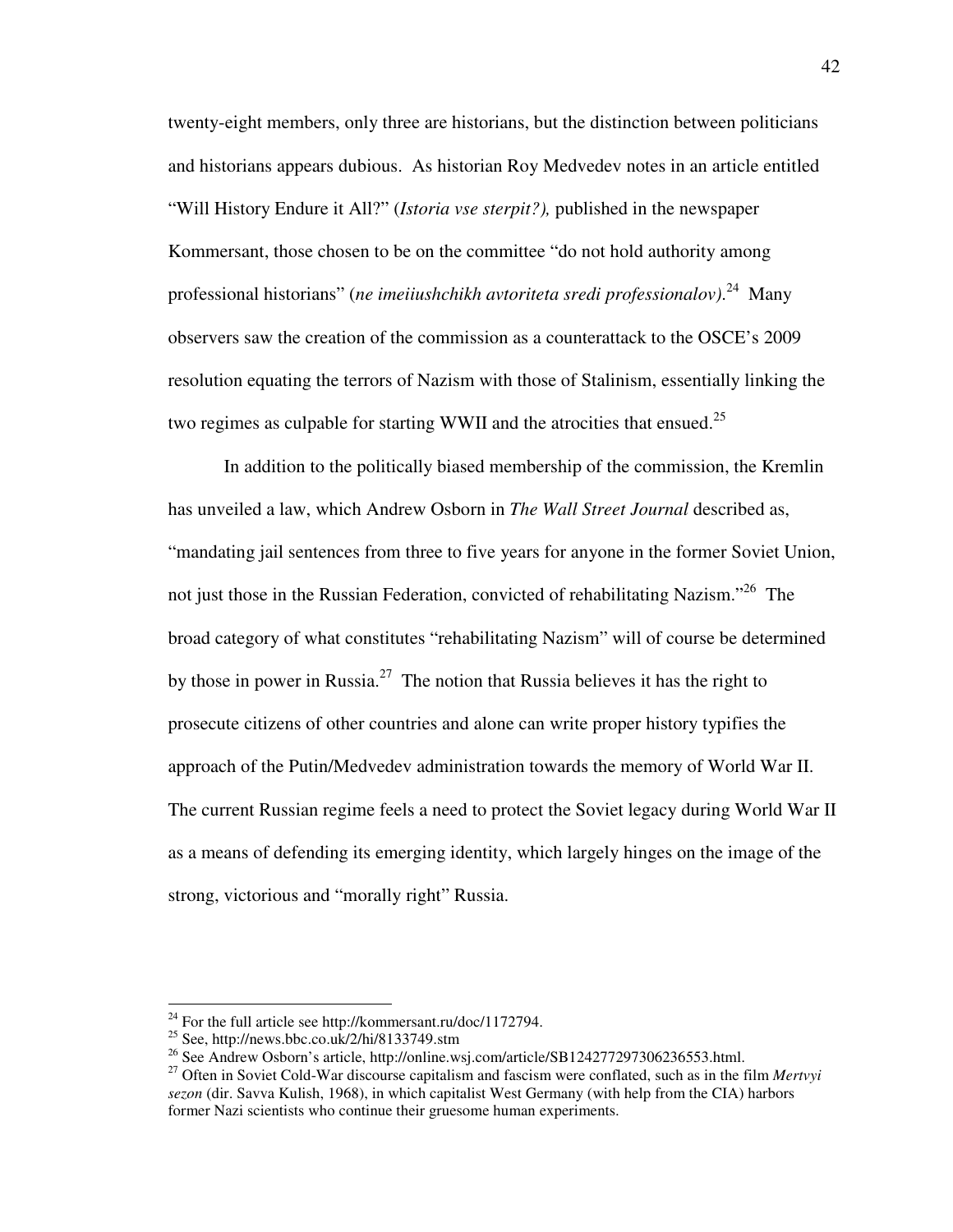twenty-eight members, only three are historians, but the distinction between politicians and historians appears dubious. As historian Roy Medvedev notes in an article entitled "Will History Endure it All?" (*Istoria vse sterpit?),* published in the newspaper Kommersant, those chosen to be on the committee "do not hold authority among professional historians" (*ne imeiiushchikh avtoriteta sredi professionalov)*.[24] Many observers saw the creation of the commission as a counterattack to the OSCE's 2009 resolution equating the terrors of Nazism with those of Stalinism, essentially linking the two regimes as culpable for starting WWII and the atrocities that ensued.[25]

In addition to the politically biased membership of the commission, the Kremlin has unveiled a law, which Andrew Osborn in *The Wall Street Journal* described as, "mandating jail sentences from three to five years for anyone in the former Soviet Union, not just those in the Russian Federation, convicted of rehabilitating Nazism."[26] The broad category of what constitutes "rehabilitating Nazism" will of course be determined by those in power in Russia.[27] The notion that Russia believes it has the right to prosecute citizens of other countries and alone can write proper history typifies the approach of the Putin/Medvedev administration towards the memory of World War II. The current Russian regime feels a need to protect the Soviet legacy during World War II as a means of defending its emerging identity, which largely hinges on the image of the strong, victorious and "morally right" Russia.

---

[24] For the full article see http://kommersant.ru/doc/1172794.

[25] See, http://news.bbc.co.uk/2/hi/8133749.stm

[26] See Andrew Osborn's article, http://online.wsj.com/article/SB124277297306236553.html.

[27] Often in Soviet Cold-War discourse capitalism and fascism were conflated, such as in the film *Mertvyi sezon* (dir. Savva Kulish, 1968), in which capitalist West Germany (with help from the CIA) harbors former Nazi scientists who continue their gruesome human experiments.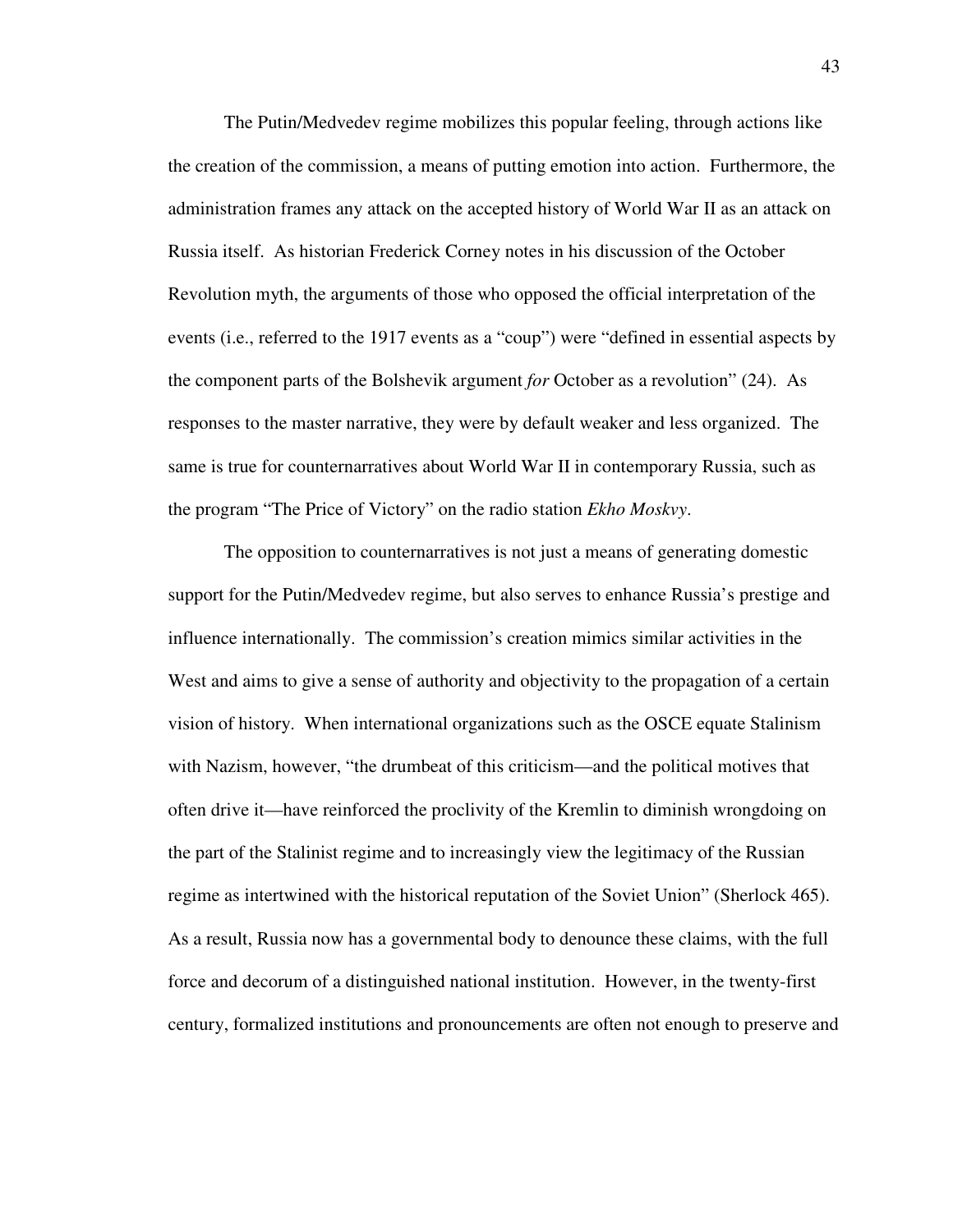The Putin/Medvedev regime mobilizes this popular feeling, through actions like the creation of the commission, a means of putting emotion into action. Furthermore, the administration frames any attack on the accepted history of World War II as an attack on Russia itself. As historian Frederick Corney notes in his discussion of the October Revolution myth, the arguments of those who opposed the official interpretation of the events (i.e., referred to the 1917 events as a "coup") were "defined in essential aspects by the component parts of the Bolshevik argument *for* October as a revolution" (24). As responses to the master narrative, they were by default weaker and less organized. The same is true for counternarratives about World War II in contemporary Russia, such as the program "The Price of Victory" on the radio station *Ekho Moskvy*.

The opposition to counternarratives is not just a means of generating domestic support for the Putin/Medvedev regime, but also serves to enhance Russia's prestige and influence internationally. The commission's creation mimics similar activities in the West and aims to give a sense of authority and objectivity to the propagation of a certain vision of history. When international organizations such as the OSCE equate Stalinism with Nazism, however, "the drumbeat of this criticism—and the political motives that often drive it—have reinforced the proclivity of the Kremlin to diminish wrongdoing on the part of the Stalinist regime and to increasingly view the legitimacy of the Russian regime as intertwined with the historical reputation of the Soviet Union" (Sherlock 465). As a result, Russia now has a governmental body to denounce these claims, with the full force and decorum of a distinguished national institution. However, in the twenty-first century, formalized institutions and pronouncements are often not enough to preserve and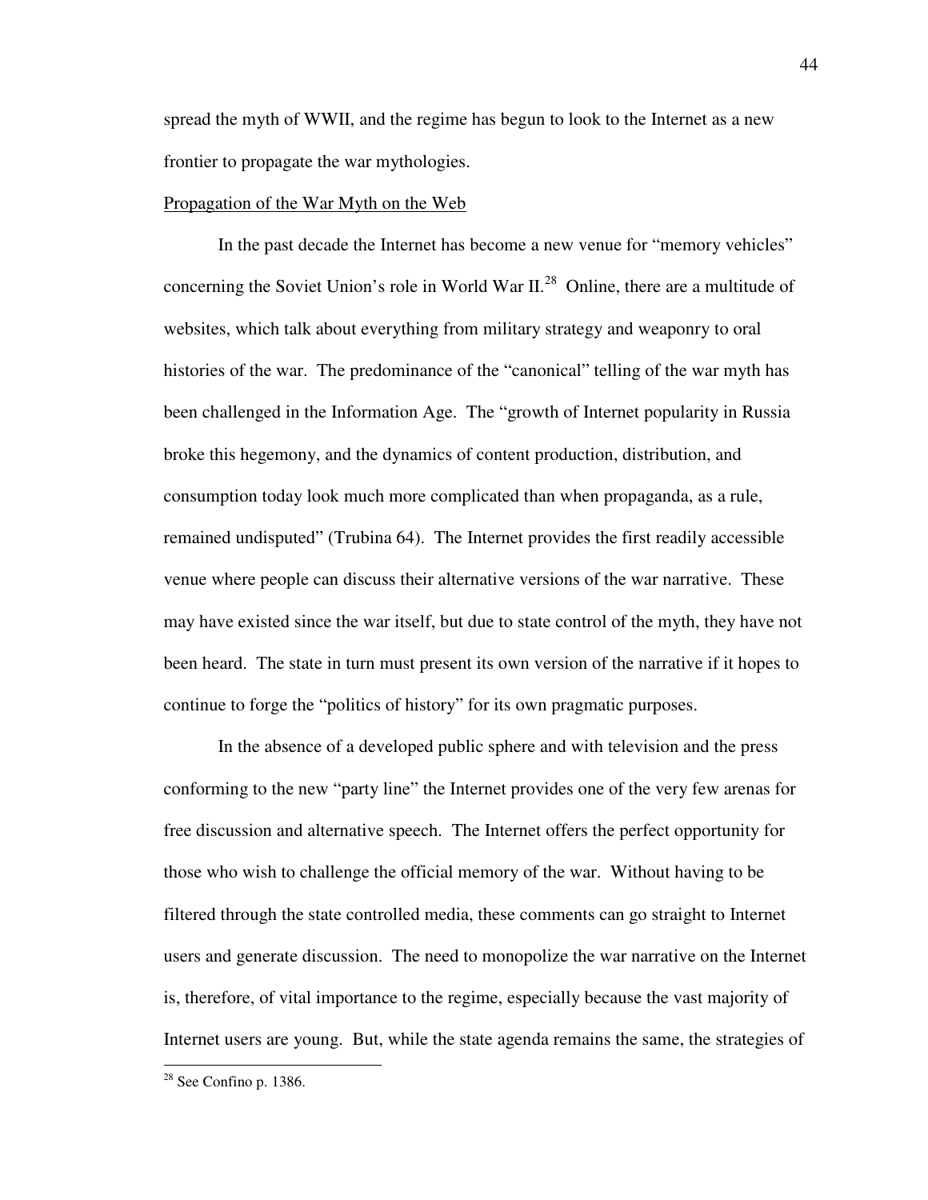spread the myth of WWII, and the regime has begun to look to the Internet as a new frontier to propagate the war mythologies.

Propagation of the War Myth on the Web

In the past decade the Internet has become a new venue for "memory vehicles" concerning the Soviet Union's role in World War II.[28] Online, there are a multitude of websites, which talk about everything from military strategy and weaponry to oral histories of the war. The predominance of the "canonical" telling of the war myth has been challenged in the Information Age. The "growth of Internet popularity in Russia broke this hegemony, and the dynamics of content production, distribution, and consumption today look much more complicated than when propaganda, as a rule, remained undisputed" (Trubina 64). The Internet provides the first readily accessible venue where people can discuss their alternative versions of the war narrative. These may have existed since the war itself, but due to state control of the myth, they have not been heard. The state in turn must present its own version of the narrative if it hopes to continue to forge the "politics of history" for its own pragmatic purposes.

In the absence of a developed public sphere and with television and the press conforming to the new "party line" the Internet provides one of the very few arenas for free discussion and alternative speech. The Internet offers the perfect opportunity for those who wish to challenge the official memory of the war. Without having to be filtered through the state controlled media, these comments can go straight to Internet users and generate discussion. The need to monopolize the war narrative on the Internet is, therefore, of vital importance to the regime, especially because the vast majority of Internet users are young. But, while the state agenda remains the same, the strategies of

[28] See Confino p. 1386.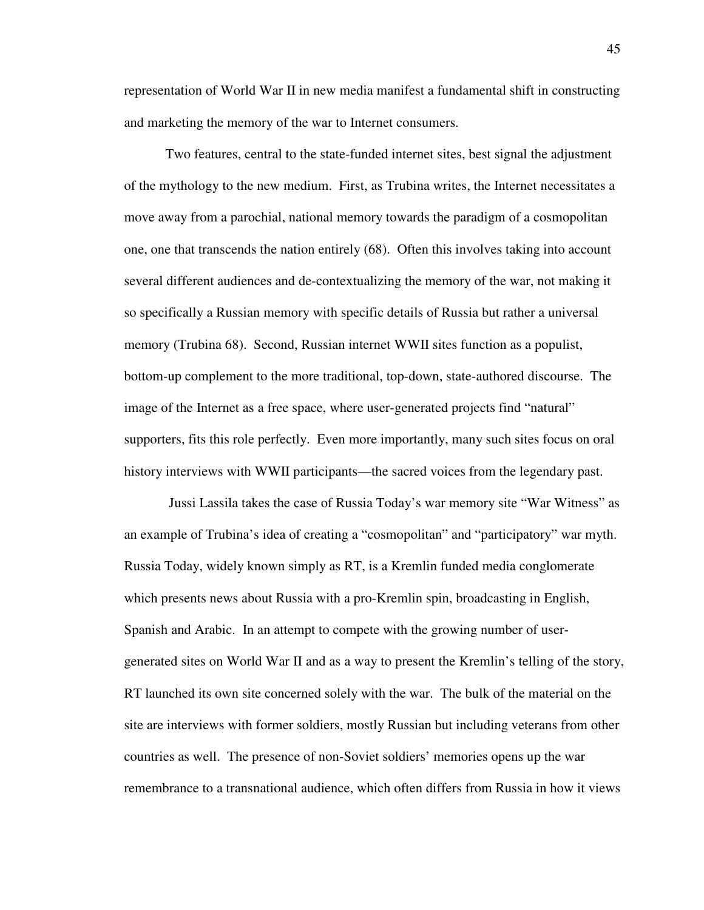representation of World War II in new media manifest a fundamental shift in constructing and marketing the memory of the war to Internet consumers.

Two features, central to the state-funded internet sites, best signal the adjustment of the mythology to the new medium. First, as Trubina writes, the Internet necessitates a move away from a parochial, national memory towards the paradigm of a cosmopolitan one, one that transcends the nation entirely (68). Often this involves taking into account several different audiences and de-contextualizing the memory of the war, not making it so specifically a Russian memory with specific details of Russia but rather a universal memory (Trubina 68). Second, Russian internet WWII sites function as a populist, bottom-up complement to the more traditional, top-down, state-authored discourse. The image of the Internet as a free space, where user-generated projects find "natural" supporters, fits this role perfectly. Even more importantly, many such sites focus on oral history interviews with WWII participants—the sacred voices from the legendary past.

Jussi Lassila takes the case of Russia Today's war memory site "War Witness" as an example of Trubina's idea of creating a "cosmopolitan" and "participatory" war myth. Russia Today, widely known simply as RT, is a Kremlin funded media conglomerate which presents news about Russia with a pro-Kremlin spin, broadcasting in English, Spanish and Arabic. In an attempt to compete with the growing number of user-generated sites on World War II and as a way to present the Kremlin's telling of the story, RT launched its own site concerned solely with the war. The bulk of the material on the site are interviews with former soldiers, mostly Russian but including veterans from other countries as well. The presence of non-Soviet soldiers' memories opens up the war remembrance to a transnational audience, which often differs from Russia in how it views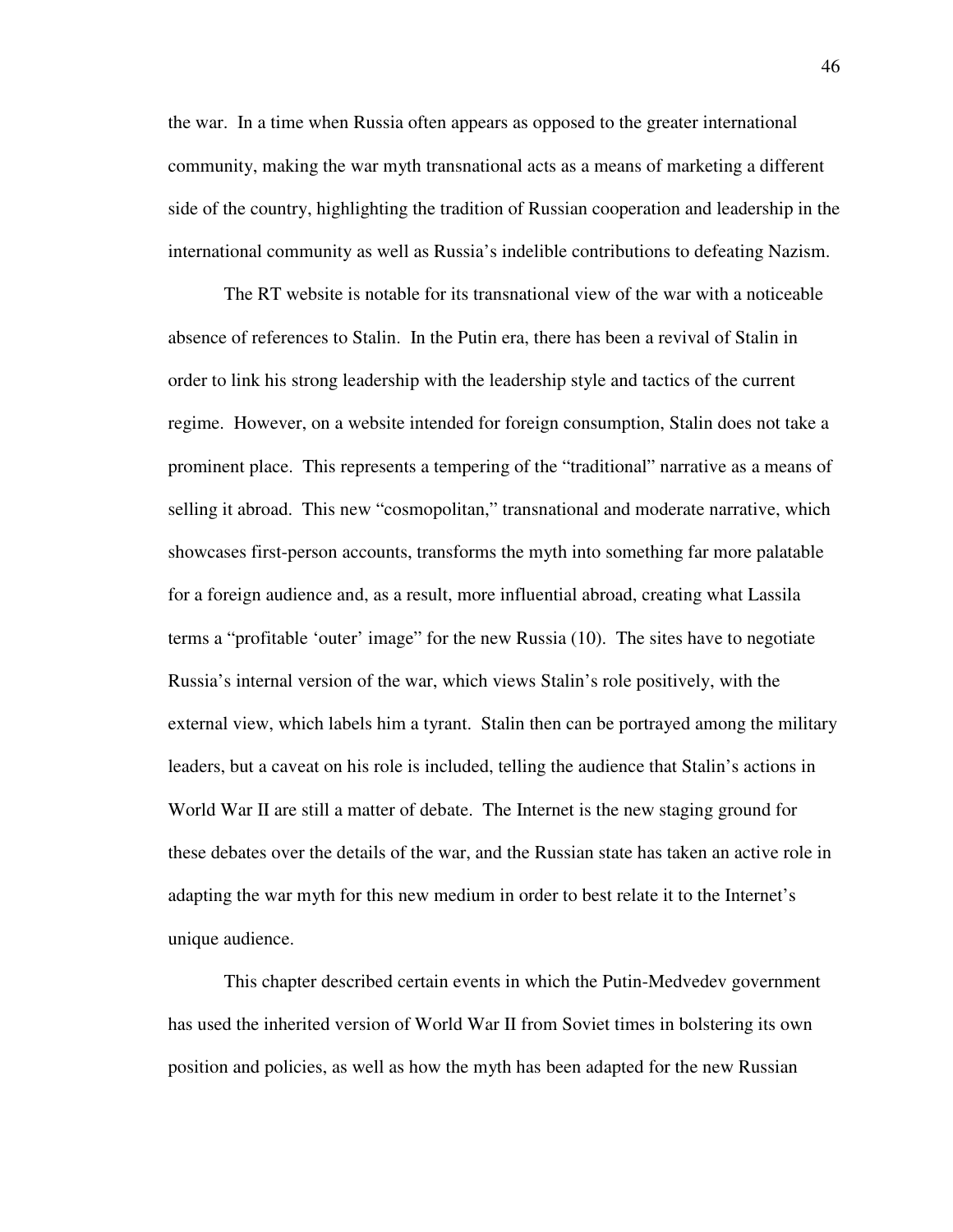the war. In a time when Russia often appears as opposed to the greater international community, making the war myth transnational acts as a means of marketing a different side of the country, highlighting the tradition of Russian cooperation and leadership in the international community as well as Russia's indelible contributions to defeating Nazism.

The RT website is notable for its transnational view of the war with a noticeable absence of references to Stalin. In the Putin era, there has been a revival of Stalin in order to link his strong leadership with the leadership style and tactics of the current regime. However, on a website intended for foreign consumption, Stalin does not take a prominent place. This represents a tempering of the "traditional" narrative as a means of selling it abroad. This new "cosmopolitan," transnational and moderate narrative, which showcases first-person accounts, transforms the myth into something far more palatable for a foreign audience and, as a result, more influential abroad, creating what Lassila terms a "profitable 'outer' image" for the new Russia (10). The sites have to negotiate Russia's internal version of the war, which views Stalin's role positively, with the external view, which labels him a tyrant. Stalin then can be portrayed among the military leaders, but a caveat on his role is included, telling the audience that Stalin's actions in World War II are still a matter of debate. The Internet is the new staging ground for these debates over the details of the war, and the Russian state has taken an active role in adapting the war myth for this new medium in order to best relate it to the Internet's unique audience.

This chapter described certain events in which the Putin-Medvedev government has used the inherited version of World War II from Soviet times in bolstering its own position and policies, as well as how the myth has been adapted for the new Russian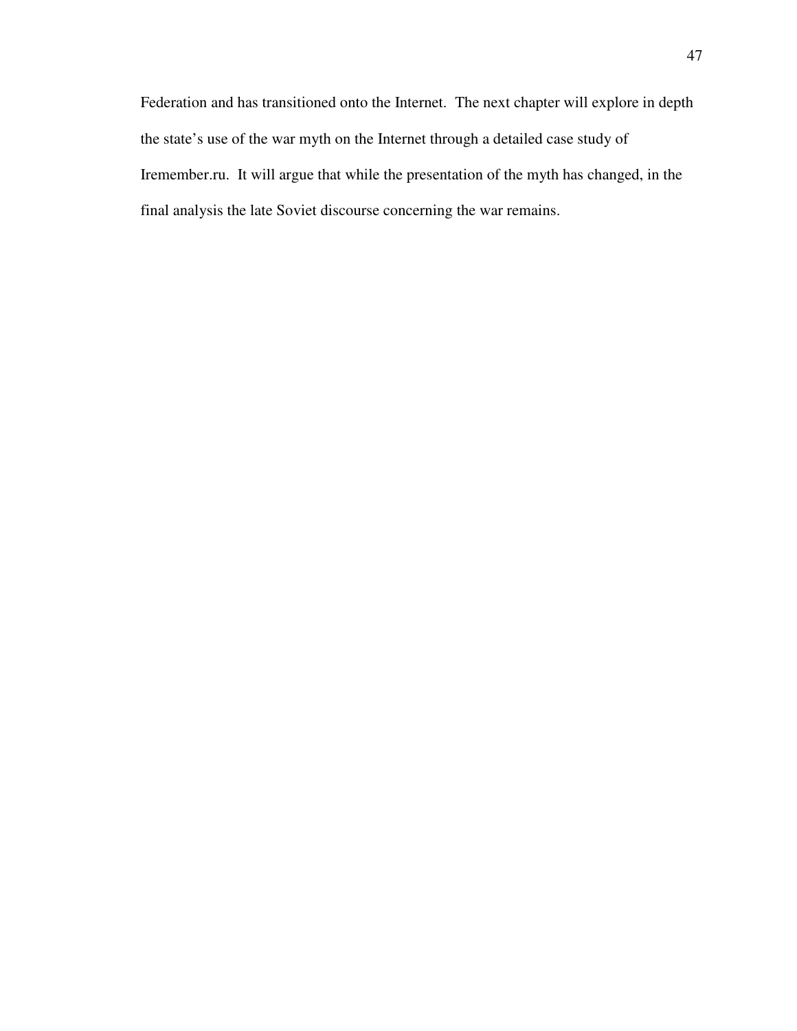Federation and has transitioned onto the Internet.  The next chapter will explore in depth the state's use of the war myth on the Internet through a detailed case study of Iremember.ru.  It will argue that while the presentation of the myth has changed, in the final analysis the late Soviet discourse concerning the war remains.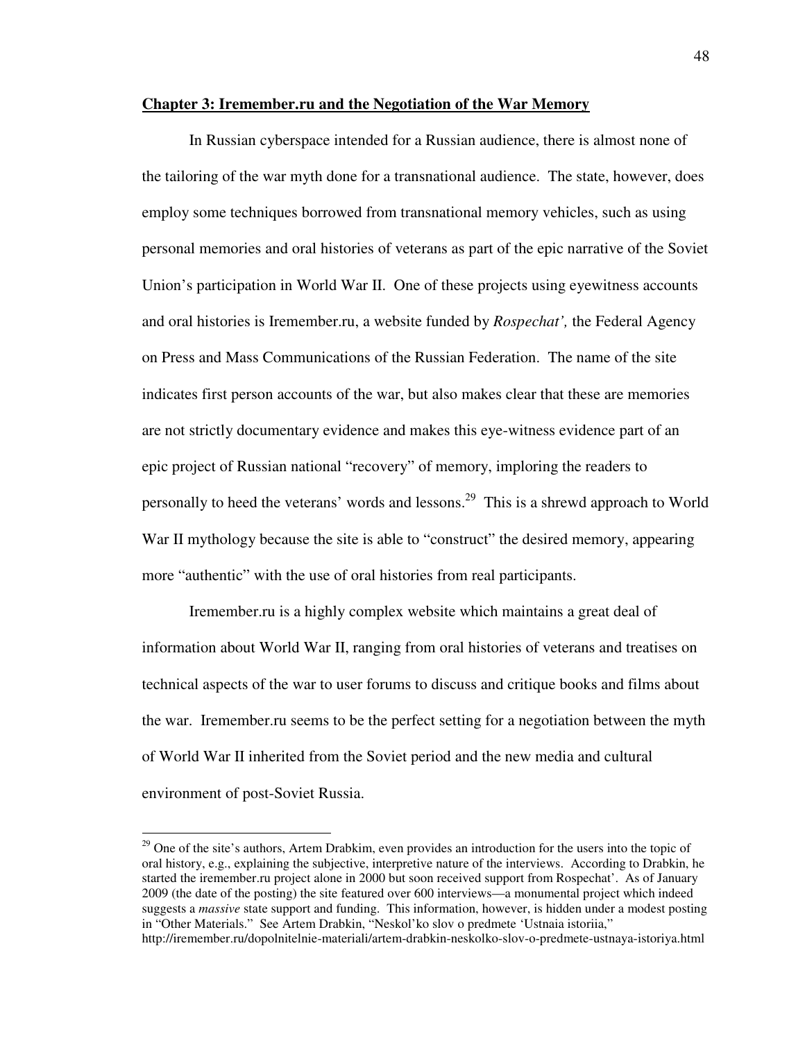## Chapter 3: Iremember.ru and the Negotiation of the War Memory

In Russian cyberspace intended for a Russian audience, there is almost none of the tailoring of the war myth done for a transnational audience. The state, however, does employ some techniques borrowed from transnational memory vehicles, such as using personal memories and oral histories of veterans as part of the epic narrative of the Soviet Union's participation in World War II. One of these projects using eyewitness accounts and oral histories is Iremember.ru, a website funded by *Rospechat',* the Federal Agency on Press and Mass Communications of the Russian Federation. The name of the site indicates first person accounts of the war, but also makes clear that these are memories are not strictly documentary evidence and makes this eye-witness evidence part of an epic project of Russian national "recovery" of memory, imploring the readers to personally to heed the veterans' words and lessons.[29] This is a shrewd approach to World War II mythology because the site is able to "construct" the desired memory, appearing more "authentic" with the use of oral histories from real participants.

Iremember.ru is a highly complex website which maintains a great deal of information about World War II, ranging from oral histories of veterans and treatises on technical aspects of the war to user forums to discuss and critique books and films about the war. Iremember.ru seems to be the perfect setting for a negotiation between the myth of World War II inherited from the Soviet period and the new media and cultural environment of post-Soviet Russia.

---

[29] One of the site's authors, Artem Drabkim, even provides an introduction for the users into the topic of oral history, e.g., explaining the subjective, interpretive nature of the interviews. According to Drabkin, he started the iremember.ru project alone in 2000 but soon received support from Rospechat'. As of January 2009 (the date of the posting) the site featured over 600 interviews—a monumental project which indeed suggests a *massive* state support and funding. This information, however, is hidden under a modest posting in "Other Materials." See Artem Drabkin, "Neskol'ko slov o predmete 'Ustnaia istoriia,'" http://iremember.ru/dopolnitelnie-materiali/artem-drabkin-neskolko-slov-o-predmete-ustnaya-istoriya.html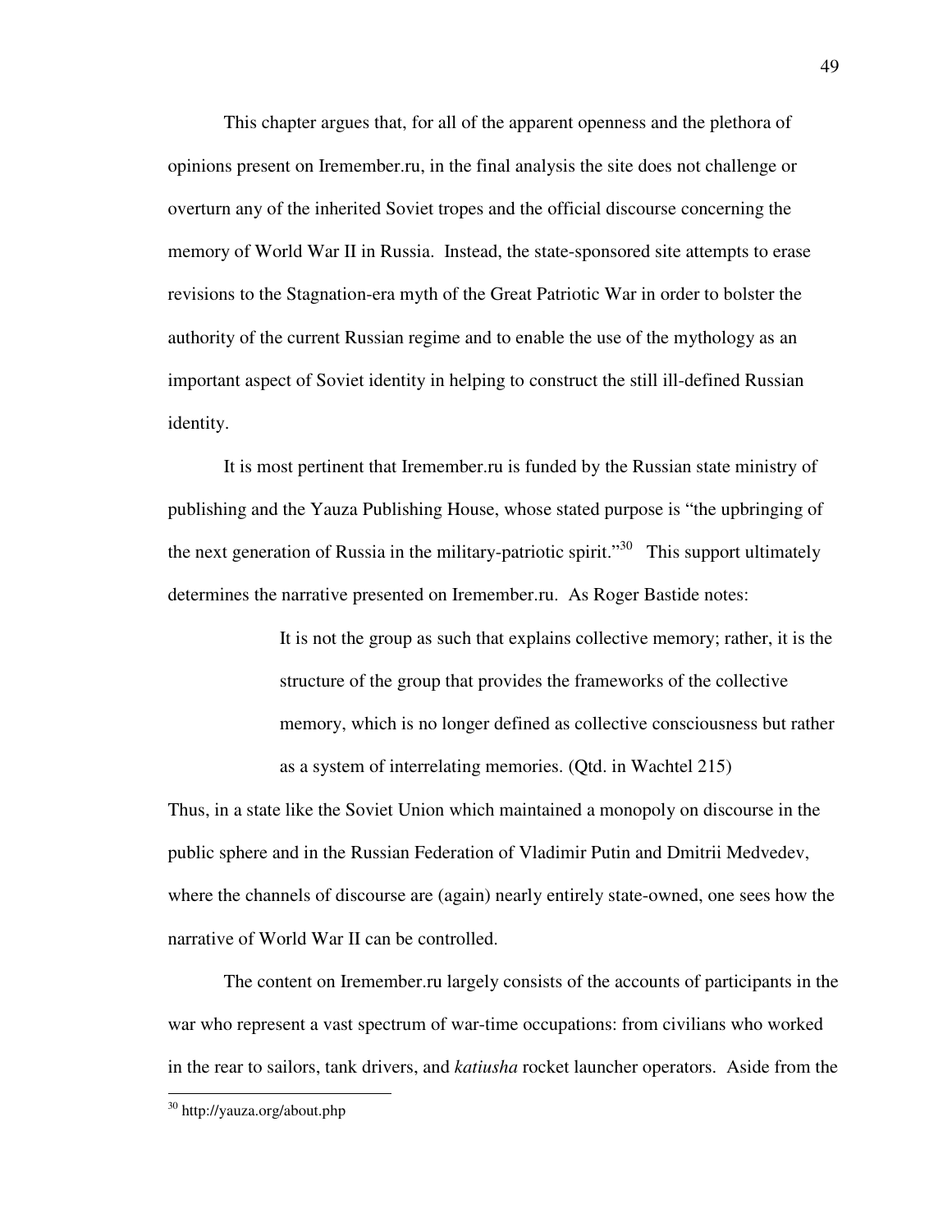This chapter argues that, for all of the apparent openness and the plethora of opinions present on Iremember.ru, in the final analysis the site does not challenge or overturn any of the inherited Soviet tropes and the official discourse concerning the memory of World War II in Russia. Instead, the state-sponsored site attempts to erase revisions to the Stagnation-era myth of the Great Patriotic War in order to bolster the authority of the current Russian regime and to enable the use of the mythology as an important aspect of Soviet identity in helping to construct the still ill-defined Russian identity.

It is most pertinent that Iremember.ru is funded by the Russian state ministry of publishing and the Yauza Publishing House, whose stated purpose is "the upbringing of the next generation of Russia in the military-patriotic spirit."[30] This support ultimately determines the narrative presented on Iremember.ru. As Roger Bastide notes:

> It is not the group as such that explains collective memory; rather, it is the structure of the group that provides the frameworks of the collective memory, which is no longer defined as collective consciousness but rather as a system of interrelating memories. (Qtd. in Wachtel 215)

Thus, in a state like the Soviet Union which maintained a monopoly on discourse in the public sphere and in the Russian Federation of Vladimir Putin and Dmitrii Medvedev, where the channels of discourse are (again) nearly entirely state-owned, one sees how the narrative of World War II can be controlled.

The content on Iremember.ru largely consists of the accounts of participants in the war who represent a vast spectrum of war-time occupations: from civilians who worked in the rear to sailors, tank drivers, and *katiusha* rocket launcher operators. Aside from the

---

[30] http://yauza.org/about.php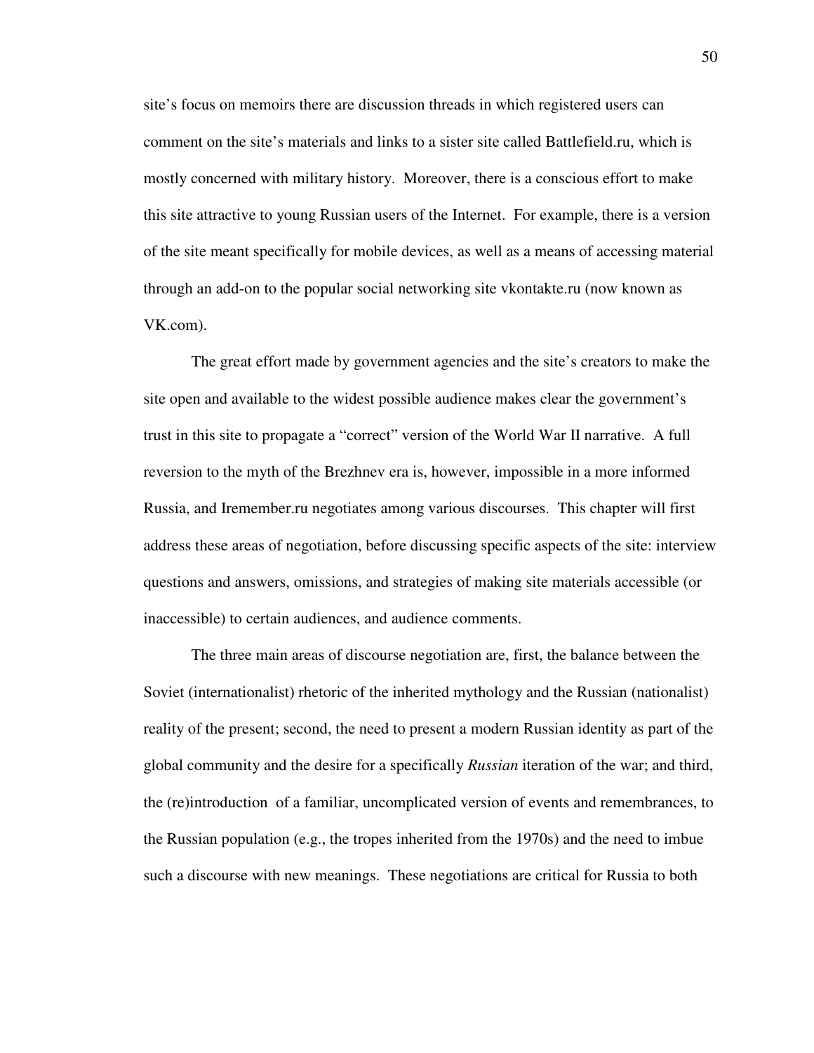site's focus on memoirs there are discussion threads in which registered users can comment on the site's materials and links to a sister site called Battlefield.ru, which is mostly concerned with military history. Moreover, there is a conscious effort to make this site attractive to young Russian users of the Internet. For example, there is a version of the site meant specifically for mobile devices, as well as a means of accessing material through an add-on to the popular social networking site vkontakte.ru (now known as VK.com).

The great effort made by government agencies and the site's creators to make the site open and available to the widest possible audience makes clear the government's trust in this site to propagate a "correct" version of the World War II narrative. A full reversion to the myth of the Brezhnev era is, however, impossible in a more informed Russia, and Iremember.ru negotiates among various discourses. This chapter will first address these areas of negotiation, before discussing specific aspects of the site: interview questions and answers, omissions, and strategies of making site materials accessible (or inaccessible) to certain audiences, and audience comments.

The three main areas of discourse negotiation are, first, the balance between the Soviet (internationalist) rhetoric of the inherited mythology and the Russian (nationalist) reality of the present; second, the need to present a modern Russian identity as part of the global community and the desire for a specifically *Russian* iteration of the war; and third, the (re)introduction of a familiar, uncomplicated version of events and remembrances, to the Russian population (e.g., the tropes inherited from the 1970s) and the need to imbue such a discourse with new meanings. These negotiations are critical for Russia to both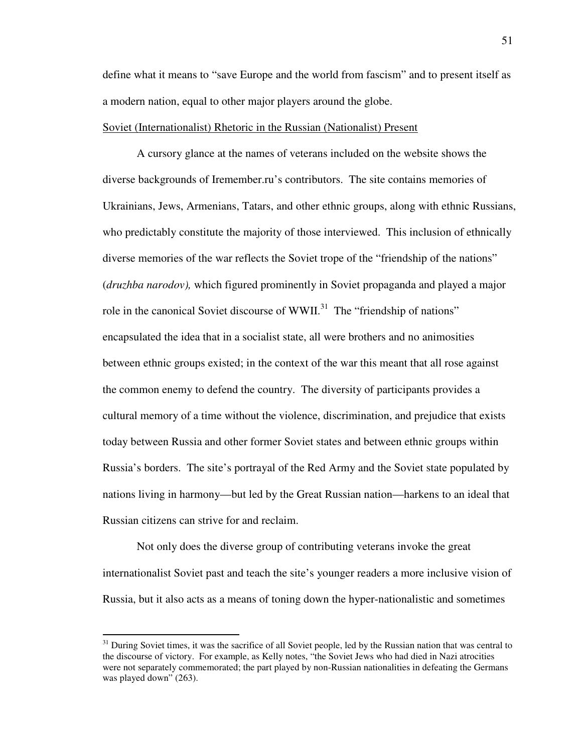define what it means to "save Europe and the world from fascism" and to present itself as a modern nation, equal to other major players around the globe.

Soviet (Internationalist) Rhetoric in the Russian (Nationalist) Present

A cursory glance at the names of veterans included on the website shows the diverse backgrounds of Iremember.ru's contributors. The site contains memories of Ukrainians, Jews, Armenians, Tatars, and other ethnic groups, along with ethnic Russians, who predictably constitute the majority of those interviewed. This inclusion of ethnically diverse memories of the war reflects the Soviet trope of the "friendship of the nations" (*druzhba narodov),* which figured prominently in Soviet propaganda and played a major role in the canonical Soviet discourse of WWII.[31] The "friendship of nations" encapsulated the idea that in a socialist state, all were brothers and no animosities between ethnic groups existed; in the context of the war this meant that all rose against the common enemy to defend the country. The diversity of participants provides a cultural memory of a time without the violence, discrimination, and prejudice that exists today between Russia and other former Soviet states and between ethnic groups within Russia's borders. The site's portrayal of the Red Army and the Soviet state populated by nations living in harmony—but led by the Great Russian nation—harkens to an ideal that Russian citizens can strive for and reclaim.

Not only does the diverse group of contributing veterans invoke the great internationalist Soviet past and teach the site's younger readers a more inclusive vision of Russia, but it also acts as a means of toning down the hyper-nationalistic and sometimes

[31] During Soviet times, it was the sacrifice of all Soviet people, led by the Russian nation that was central to the discourse of victory. For example, as Kelly notes, "the Soviet Jews who had died in Nazi atrocities were not separately commemorated; the part played by non-Russian nationalities in defeating the Germans was played down" (263).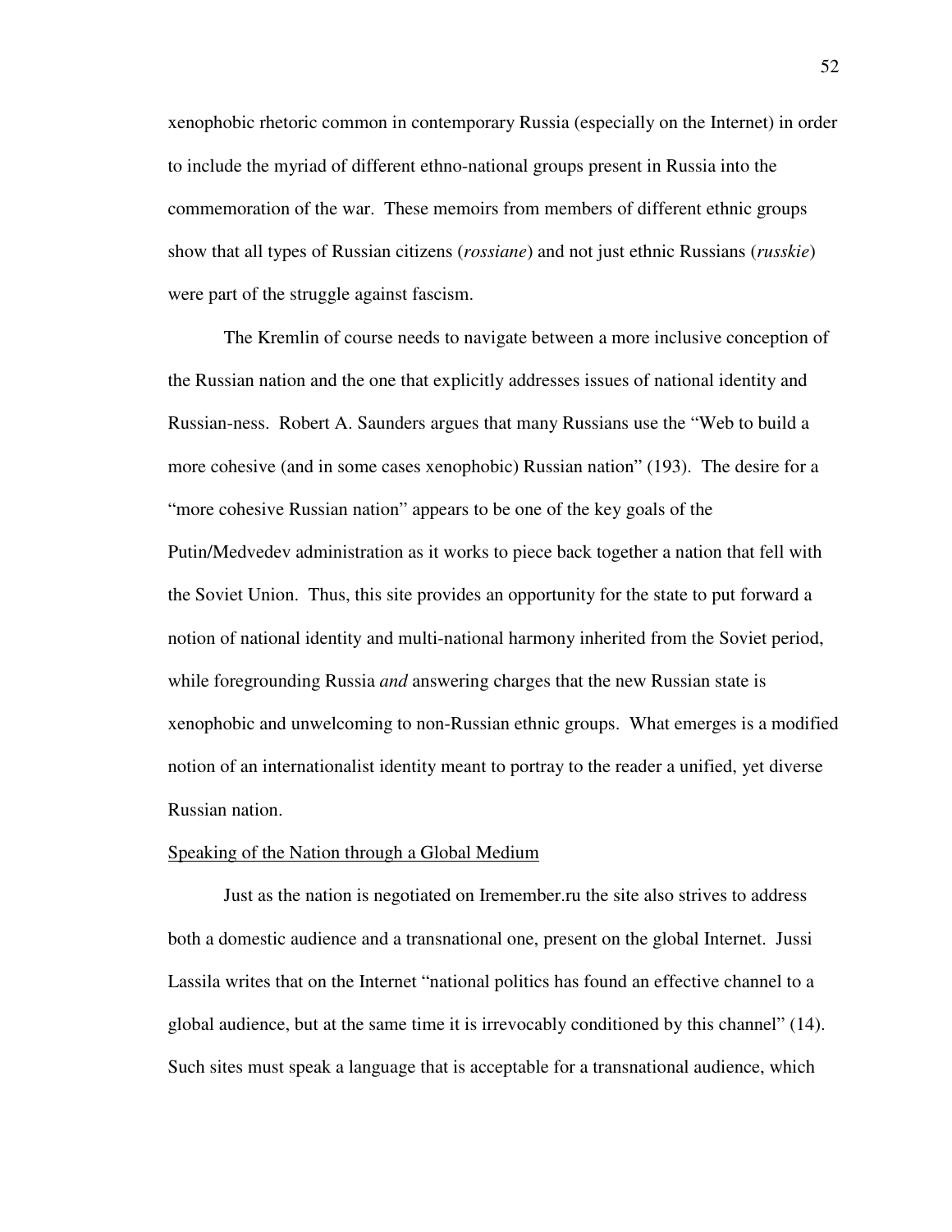xenophobic rhetoric common in contemporary Russia (especially on the Internet) in order to include the myriad of different ethno-national groups present in Russia into the commemoration of the war. These memoirs from members of different ethnic groups show that all types of Russian citizens (*rossiane*) and not just ethnic Russians (*russkie*) were part of the struggle against fascism.

The Kremlin of course needs to navigate between a more inclusive conception of the Russian nation and the one that explicitly addresses issues of national identity and Russian-ness. Robert A. Saunders argues that many Russians use the "Web to build a more cohesive (and in some cases xenophobic) Russian nation" (193). The desire for a "more cohesive Russian nation" appears to be one of the key goals of the Putin/Medvedev administration as it works to piece back together a nation that fell with the Soviet Union. Thus, this site provides an opportunity for the state to put forward a notion of national identity and multi-national harmony inherited from the Soviet period, while foregrounding Russia *and* answering charges that the new Russian state is xenophobic and unwelcoming to non-Russian ethnic groups. What emerges is a modified notion of an internationalist identity meant to portray to the reader a unified, yet diverse Russian nation.

<u>Speaking of the Nation through a Global Medium</u>

Just as the nation is negotiated on Iremember.ru the site also strives to address both a domestic audience and a transnational one, present on the global Internet. Jussi Lassila writes that on the Internet "national politics has found an effective channel to a global audience, but at the same time it is irrevocably conditioned by this channel" (14). Such sites must speak a language that is acceptable for a transnational audience, which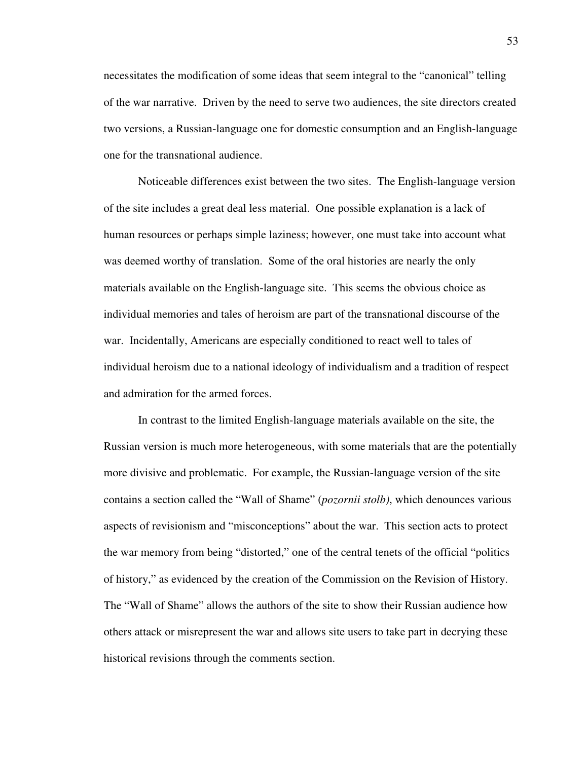necessitates the modification of some ideas that seem integral to the "canonical" telling of the war narrative. Driven by the need to serve two audiences, the site directors created two versions, a Russian-language one for domestic consumption and an English-language one for the transnational audience.

Noticeable differences exist between the two sites. The English-language version of the site includes a great deal less material. One possible explanation is a lack of human resources or perhaps simple laziness; however, one must take into account what was deemed worthy of translation. Some of the oral histories are nearly the only materials available on the English-language site. This seems the obvious choice as individual memories and tales of heroism are part of the transnational discourse of the war. Incidentally, Americans are especially conditioned to react well to tales of individual heroism due to a national ideology of individualism and a tradition of respect and admiration for the armed forces.

In contrast to the limited English-language materials available on the site, the Russian version is much more heterogeneous, with some materials that are the potentially more divisive and problematic. For example, the Russian-language version of the site contains a section called the "Wall of Shame" (*pozornii stolb)*, which denounces various aspects of revisionism and "misconceptions" about the war. This section acts to protect the war memory from being "distorted," one of the central tenets of the official "politics of history," as evidenced by the creation of the Commission on the Revision of History. The "Wall of Shame" allows the authors of the site to show their Russian audience how others attack or misrepresent the war and allows site users to take part in decrying these historical revisions through the comments section.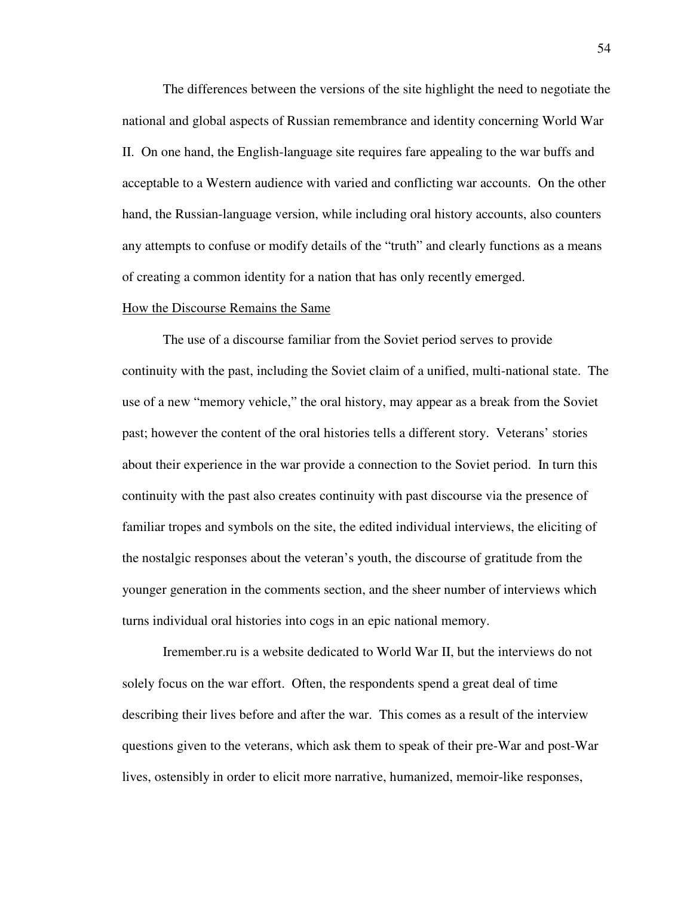The differences between the versions of the site highlight the need to negotiate the national and global aspects of Russian remembrance and identity concerning World War II. On one hand, the English-language site requires fare appealing to the war buffs and acceptable to a Western audience with varied and conflicting war accounts. On the other hand, the Russian-language version, while including oral history accounts, also counters any attempts to confuse or modify details of the "truth" and clearly functions as a means of creating a common identity for a nation that has only recently emerged.

### How the Discourse Remains the Same

The use of a discourse familiar from the Soviet period serves to provide continuity with the past, including the Soviet claim of a unified, multi-national state. The use of a new "memory vehicle," the oral history, may appear as a break from the Soviet past; however the content of the oral histories tells a different story. Veterans' stories about their experience in the war provide a connection to the Soviet period. In turn this continuity with the past also creates continuity with past discourse via the presence of familiar tropes and symbols on the site, the edited individual interviews, the eliciting of the nostalgic responses about the veteran's youth, the discourse of gratitude from the younger generation in the comments section, and the sheer number of interviews which turns individual oral histories into cogs in an epic national memory.

Iremember.ru is a website dedicated to World War II, but the interviews do not solely focus on the war effort. Often, the respondents spend a great deal of time describing their lives before and after the war. This comes as a result of the interview questions given to the veterans, which ask them to speak of their pre-War and post-War lives, ostensibly in order to elicit more narrative, humanized, memoir-like responses,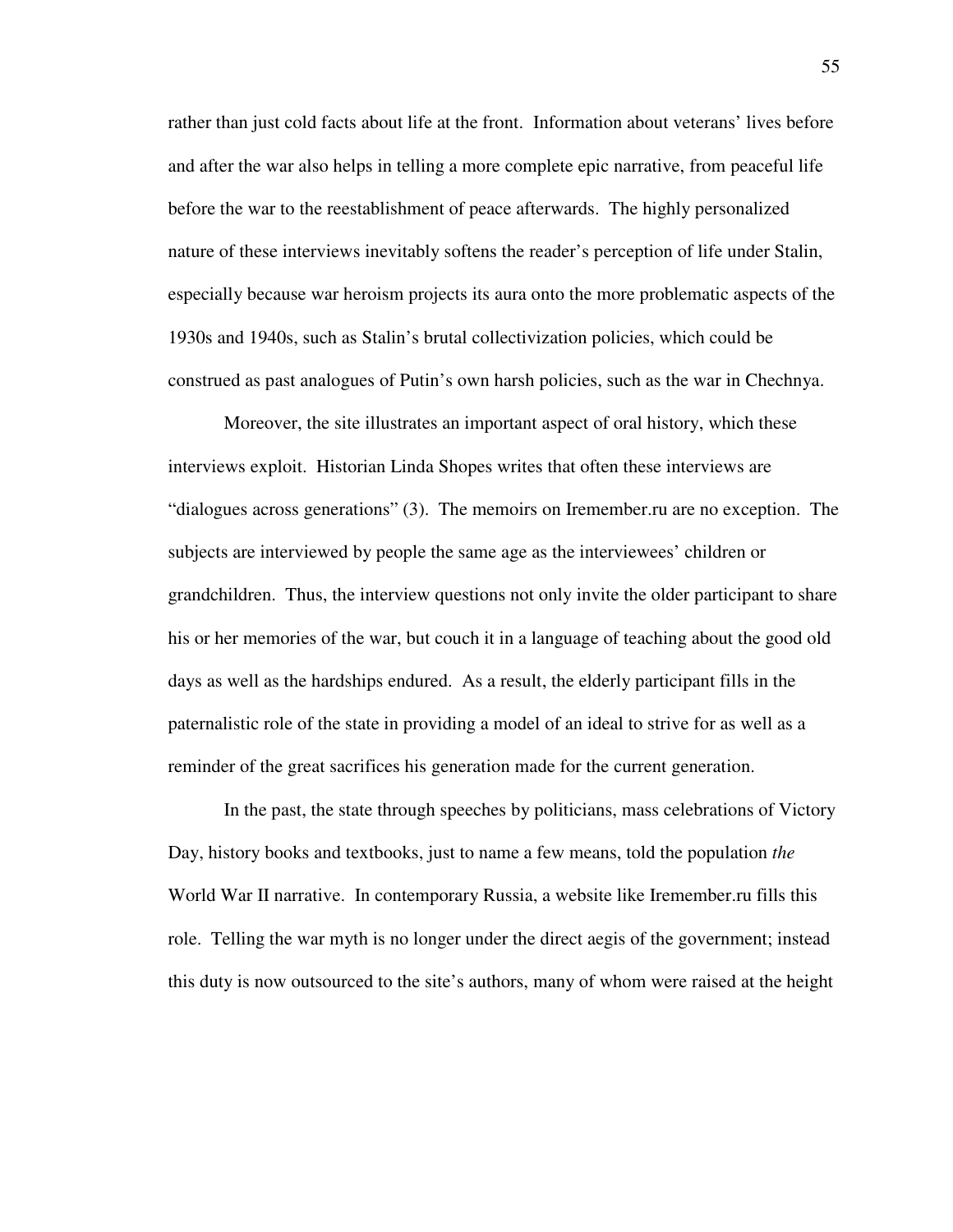rather than just cold facts about life at the front. Information about veterans' lives before and after the war also helps in telling a more complete epic narrative, from peaceful life before the war to the reestablishment of peace afterwards. The highly personalized nature of these interviews inevitably softens the reader's perception of life under Stalin, especially because war heroism projects its aura onto the more problematic aspects of the 1930s and 1940s, such as Stalin's brutal collectivization policies, which could be construed as past analogues of Putin's own harsh policies, such as the war in Chechnya.

Moreover, the site illustrates an important aspect of oral history, which these interviews exploit. Historian Linda Shopes writes that often these interviews are "dialogues across generations" (3). The memoirs on Iremember.ru are no exception. The subjects are interviewed by people the same age as the interviewees' children or grandchildren. Thus, the interview questions not only invite the older participant to share his or her memories of the war, but couch it in a language of teaching about the good old days as well as the hardships endured. As a result, the elderly participant fills in the paternalistic role of the state in providing a model of an ideal to strive for as well as a reminder of the great sacrifices his generation made for the current generation.

In the past, the state through speeches by politicians, mass celebrations of Victory Day, history books and textbooks, just to name a few means, told the population *the* World War II narrative. In contemporary Russia, a website like Iremember.ru fills this role. Telling the war myth is no longer under the direct aegis of the government; instead this duty is now outsourced to the site's authors, many of whom were raised at the height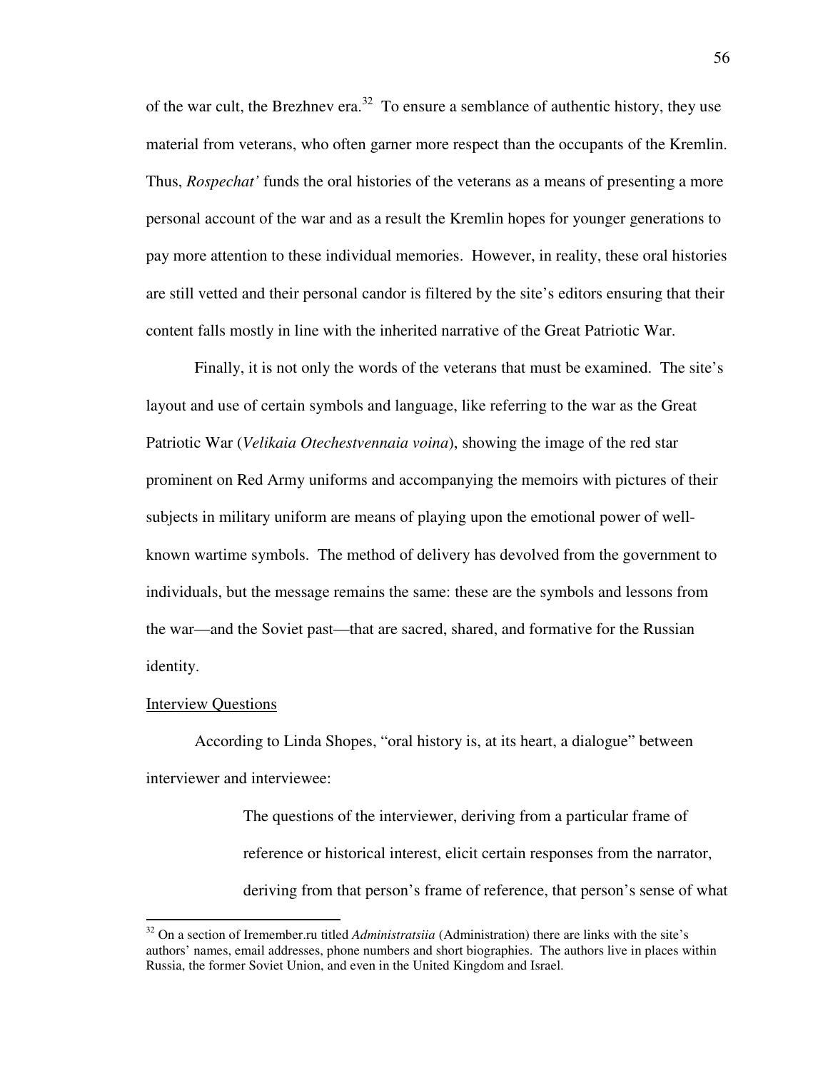of the war cult, the Brezhnev era.[32] To ensure a semblance of authentic history, they use material from veterans, who often garner more respect than the occupants of the Kremlin. Thus, *Rospechat'* funds the oral histories of the veterans as a means of presenting a more personal account of the war and as a result the Kremlin hopes for younger generations to pay more attention to these individual memories. However, in reality, these oral histories are still vetted and their personal candor is filtered by the site's editors ensuring that their content falls mostly in line with the inherited narrative of the Great Patriotic War.

Finally, it is not only the words of the veterans that must be examined. The site's layout and use of certain symbols and language, like referring to the war as the Great Patriotic War (*Velikaia Otechestvennaia voina*), showing the image of the red star prominent on Red Army uniforms and accompanying the memoirs with pictures of their subjects in military uniform are means of playing upon the emotional power of well-known wartime symbols. The method of delivery has devolved from the government to individuals, but the message remains the same: these are the symbols and lessons from the war—and the Soviet past—that are sacred, shared, and formative for the Russian identity.

<u>Interview Questions</u>

According to Linda Shopes, "oral history is, at its heart, a dialogue" between interviewer and interviewee:

> The questions of the interviewer, deriving from a particular frame of reference or historical interest, elicit certain responses from the narrator, deriving from that person's frame of reference, that person's sense of what

---

[32] On a section of Iremember.ru titled *Administratsiia* (Administration) there are links with the site's authors' names, email addresses, phone numbers and short biographies. The authors live in places within Russia, the former Soviet Union, and even in the United Kingdom and Israel.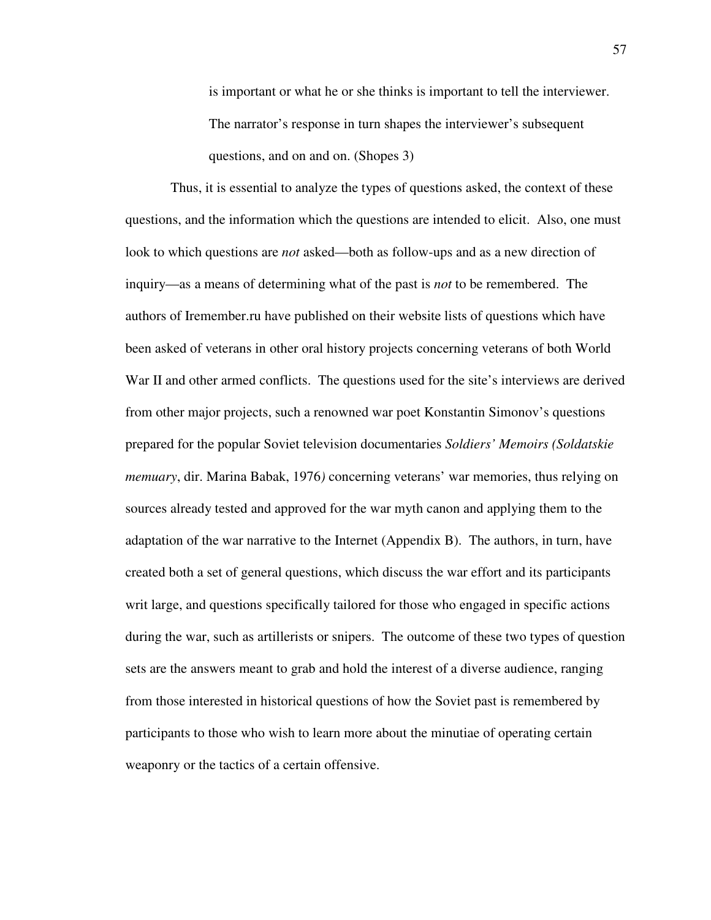> is important or what he or she thinks is important to tell the interviewer. The narrator's response in turn shapes the interviewer's subsequent questions, and on and on. (Shopes 3)

Thus, it is essential to analyze the types of questions asked, the context of these questions, and the information which the questions are intended to elicit. Also, one must look to which questions are *not* asked—both as follow-ups and as a new direction of inquiry—as a means of determining what of the past is *not* to be remembered. The authors of Iremember.ru have published on their website lists of questions which have been asked of veterans in other oral history projects concerning veterans of both World War II and other armed conflicts. The questions used for the site's interviews are derived from other major projects, such a renowned war poet Konstantin Simonov's questions prepared for the popular Soviet television documentaries *Soldiers' Memoirs (Soldatskie memuary*, dir. Marina Babak, 1976*)* concerning veterans' war memories, thus relying on sources already tested and approved for the war myth canon and applying them to the adaptation of the war narrative to the Internet (Appendix B). The authors, in turn, have created both a set of general questions, which discuss the war effort and its participants writ large, and questions specifically tailored for those who engaged in specific actions during the war, such as artillerists or snipers. The outcome of these two types of question sets are the answers meant to grab and hold the interest of a diverse audience, ranging from those interested in historical questions of how the Soviet past is remembered by participants to those who wish to learn more about the minutiae of operating certain weaponry or the tactics of a certain offensive.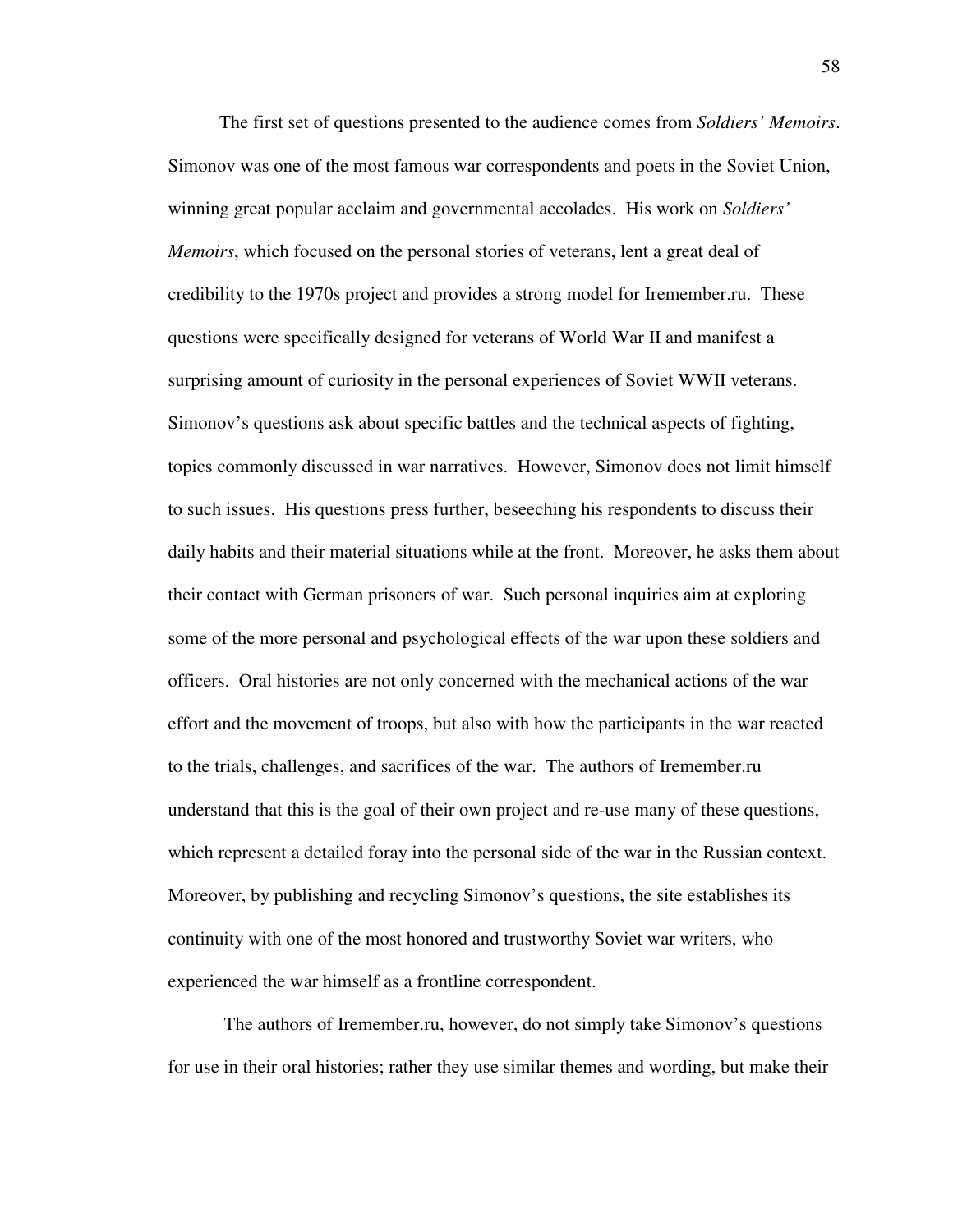The first set of questions presented to the audience comes from *Soldiers' Memoirs*. Simonov was one of the most famous war correspondents and poets in the Soviet Union, winning great popular acclaim and governmental accolades. His work on *Soldiers' Memoirs*, which focused on the personal stories of veterans, lent a great deal of credibility to the 1970s project and provides a strong model for Iremember.ru. These questions were specifically designed for veterans of World War II and manifest a surprising amount of curiosity in the personal experiences of Soviet WWII veterans. Simonov's questions ask about specific battles and the technical aspects of fighting, topics commonly discussed in war narratives. However, Simonov does not limit himself to such issues. His questions press further, beseeching his respondents to discuss their daily habits and their material situations while at the front. Moreover, he asks them about their contact with German prisoners of war. Such personal inquiries aim at exploring some of the more personal and psychological effects of the war upon these soldiers and officers. Oral histories are not only concerned with the mechanical actions of the war effort and the movement of troops, but also with how the participants in the war reacted to the trials, challenges, and sacrifices of the war. The authors of Iremember.ru understand that this is the goal of their own project and re-use many of these questions, which represent a detailed foray into the personal side of the war in the Russian context. Moreover, by publishing and recycling Simonov's questions, the site establishes its continuity with one of the most honored and trustworthy Soviet war writers, who experienced the war himself as a frontline correspondent.

The authors of Iremember.ru, however, do not simply take Simonov's questions for use in their oral histories; rather they use similar themes and wording, but make their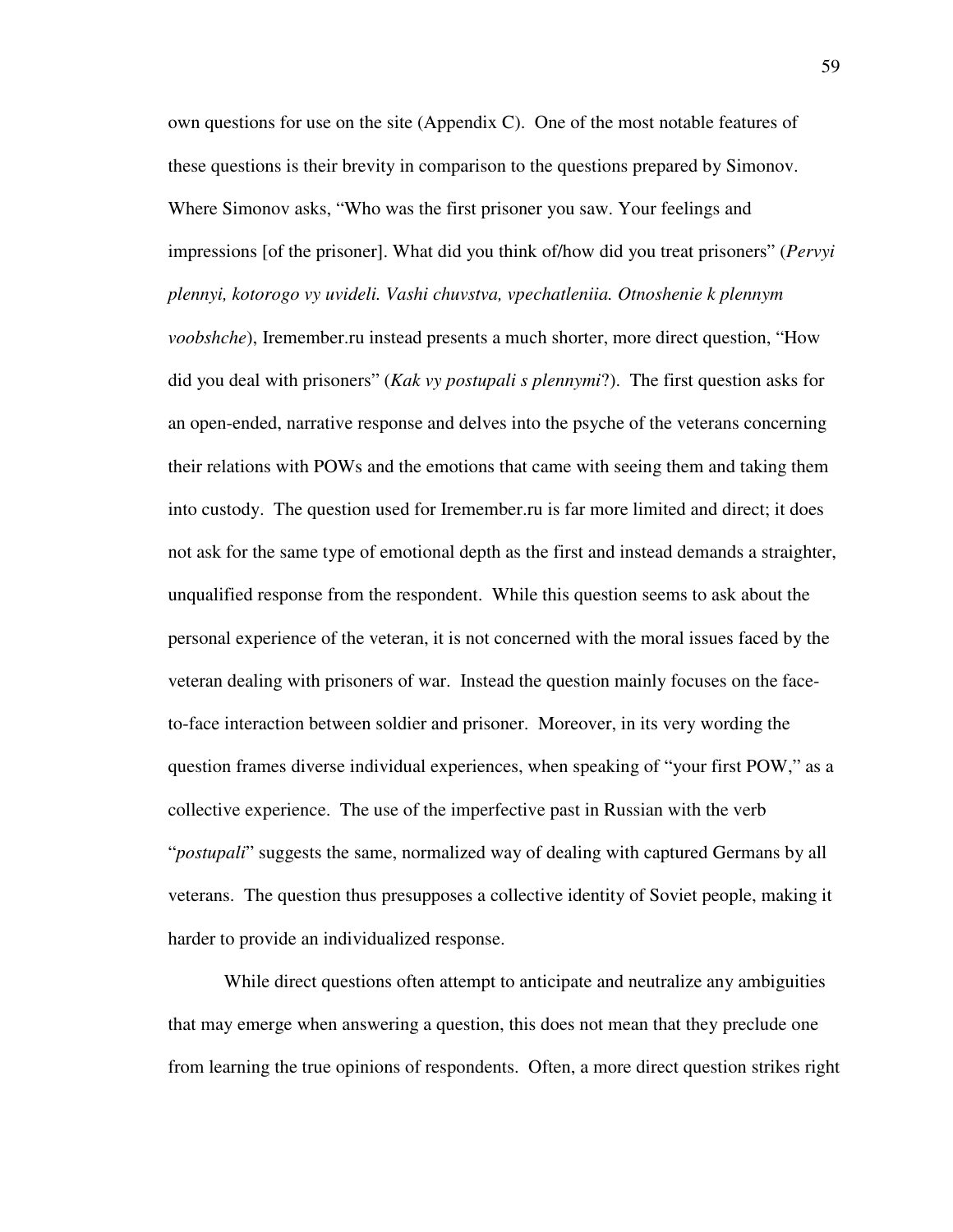own questions for use on the site (Appendix C). One of the most notable features of these questions is their brevity in comparison to the questions prepared by Simonov. Where Simonov asks, "Who was the first prisoner you saw. Your feelings and impressions [of the prisoner]. What did you think of/how did you treat prisoners" (*Pervyi plennyi, kotorogo vy uvideli. Vashi chuvstva, vpechatleniia. Otnoshenie k plennym voobshche*), Iremember.ru instead presents a much shorter, more direct question, "How did you deal with prisoners" (*Kak vy postupali s plennymi*?). The first question asks for an open-ended, narrative response and delves into the psyche of the veterans concerning their relations with POWs and the emotions that came with seeing them and taking them into custody. The question used for Iremember.ru is far more limited and direct; it does not ask for the same type of emotional depth as the first and instead demands a straighter, unqualified response from the respondent. While this question seems to ask about the personal experience of the veteran, it is not concerned with the moral issues faced by the veteran dealing with prisoners of war. Instead the question mainly focuses on the face-to-face interaction between soldier and prisoner. Moreover, in its very wording the question frames diverse individual experiences, when speaking of "your first POW," as a collective experience. The use of the imperfective past in Russian with the verb "*postupali*" suggests the same, normalized way of dealing with captured Germans by all veterans. The question thus presupposes a collective identity of Soviet people, making it harder to provide an individualized response.

While direct questions often attempt to anticipate and neutralize any ambiguities that may emerge when answering a question, this does not mean that they preclude one from learning the true opinions of respondents. Often, a more direct question strikes right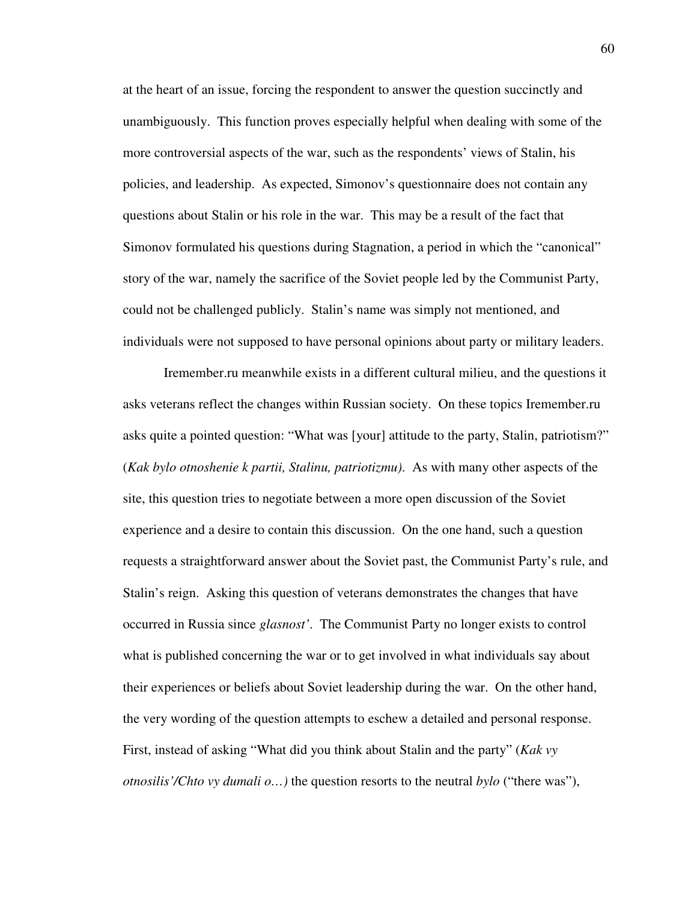at the heart of an issue, forcing the respondent to answer the question succinctly and unambiguously. This function proves especially helpful when dealing with some of the more controversial aspects of the war, such as the respondents' views of Stalin, his policies, and leadership. As expected, Simonov's questionnaire does not contain any questions about Stalin or his role in the war. This may be a result of the fact that Simonov formulated his questions during Stagnation, a period in which the "canonical" story of the war, namely the sacrifice of the Soviet people led by the Communist Party, could not be challenged publicly. Stalin's name was simply not mentioned, and individuals were not supposed to have personal opinions about party or military leaders.

Iremember.ru meanwhile exists in a different cultural milieu, and the questions it asks veterans reflect the changes within Russian society. On these topics Iremember.ru asks quite a pointed question: "What was [your] attitude to the party, Stalin, patriotism?" (*Kak bylo otnoshenie k partii, Stalinu, patriotizmu)*. As with many other aspects of the site, this question tries to negotiate between a more open discussion of the Soviet experience and a desire to contain this discussion. On the one hand, such a question requests a straightforward answer about the Soviet past, the Communist Party's rule, and Stalin's reign. Asking this question of veterans demonstrates the changes that have occurred in Russia since *glasnost'*. The Communist Party no longer exists to control what is published concerning the war or to get involved in what individuals say about their experiences or beliefs about Soviet leadership during the war. On the other hand, the very wording of the question attempts to eschew a detailed and personal response. First, instead of asking "What did you think about Stalin and the party" (*Kak vy otnosilis'/Chto vy dumali o…)* the question resorts to the neutral *bylo* ("there was"),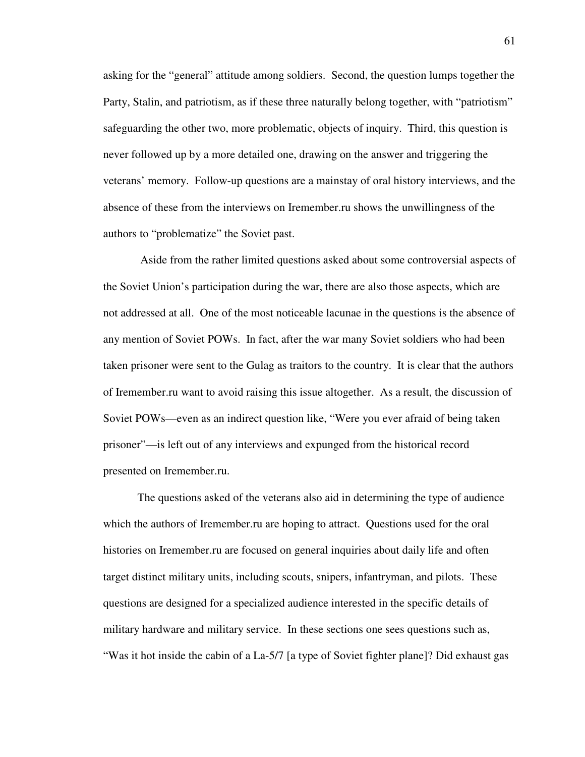asking for the "general" attitude among soldiers. Second, the question lumps together the Party, Stalin, and patriotism, as if these three naturally belong together, with "patriotism" safeguarding the other two, more problematic, objects of inquiry. Third, this question is never followed up by a more detailed one, drawing on the answer and triggering the veterans' memory. Follow-up questions are a mainstay of oral history interviews, and the absence of these from the interviews on Iremember.ru shows the unwillingness of the authors to "problematize" the Soviet past.

Aside from the rather limited questions asked about some controversial aspects of the Soviet Union's participation during the war, there are also those aspects, which are not addressed at all. One of the most noticeable lacunae in the questions is the absence of any mention of Soviet POWs. In fact, after the war many Soviet soldiers who had been taken prisoner were sent to the Gulag as traitors to the country. It is clear that the authors of Iremember.ru want to avoid raising this issue altogether. As a result, the discussion of Soviet POWs—even as an indirect question like, "Were you ever afraid of being taken prisoner"—is left out of any interviews and expunged from the historical record presented on Iremember.ru.

The questions asked of the veterans also aid in determining the type of audience which the authors of Iremember.ru are hoping to attract. Questions used for the oral histories on Iremember.ru are focused on general inquiries about daily life and often target distinct military units, including scouts, snipers, infantryman, and pilots. These questions are designed for a specialized audience interested in the specific details of military hardware and military service. In these sections one sees questions such as, "Was it hot inside the cabin of a La-5/7 [a type of Soviet fighter plane]? Did exhaust gas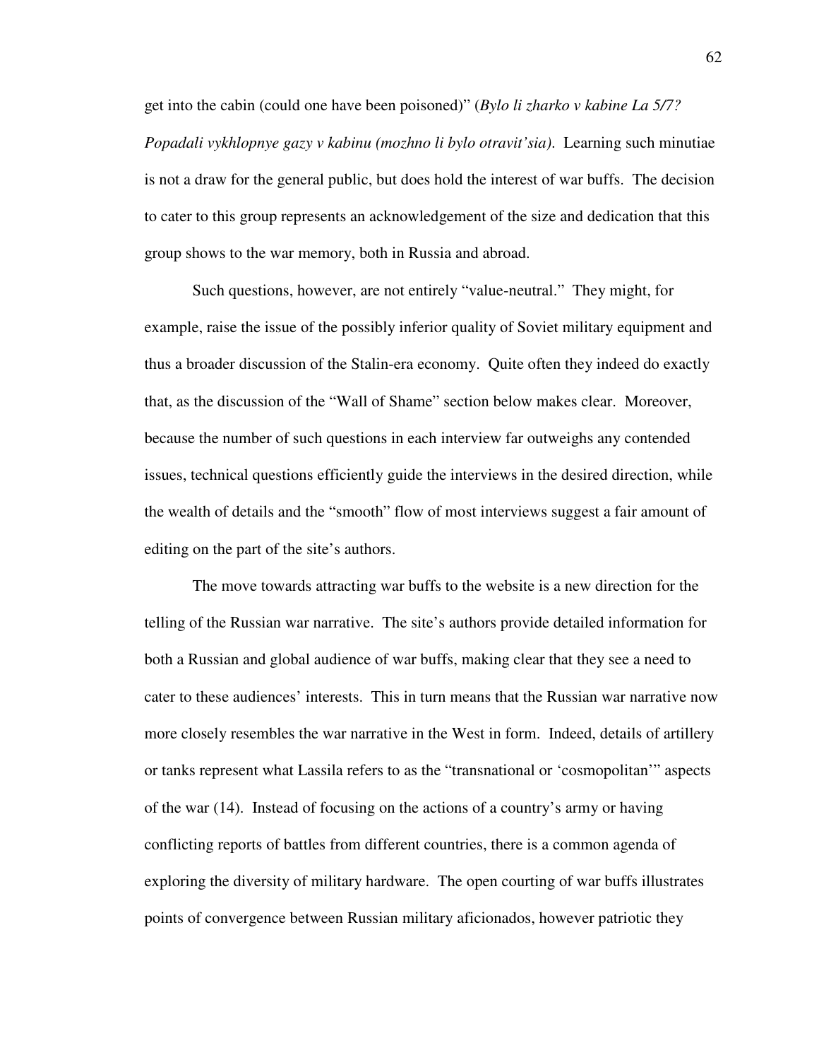get into the cabin (could one have been poisoned)" (*Bylo li zharko v kabine La 5/7? Popadali vykhlopnye gazy v kabinu (mozhno li bylo otravit'sia)*. Learning such minutiae is not a draw for the general public, but does hold the interest of war buffs. The decision to cater to this group represents an acknowledgement of the size and dedication that this group shows to the war memory, both in Russia and abroad.

Such questions, however, are not entirely "value-neutral." They might, for example, raise the issue of the possibly inferior quality of Soviet military equipment and thus a broader discussion of the Stalin-era economy. Quite often they indeed do exactly that, as the discussion of the "Wall of Shame" section below makes clear. Moreover, because the number of such questions in each interview far outweighs any contended issues, technical questions efficiently guide the interviews in the desired direction, while the wealth of details and the "smooth" flow of most interviews suggest a fair amount of editing on the part of the site's authors.

The move towards attracting war buffs to the website is a new direction for the telling of the Russian war narrative. The site's authors provide detailed information for both a Russian and global audience of war buffs, making clear that they see a need to cater to these audiences' interests. This in turn means that the Russian war narrative now more closely resembles the war narrative in the West in form. Indeed, details of artillery or tanks represent what Lassila refers to as the "transnational or 'cosmopolitan'" aspects of the war (14). Instead of focusing on the actions of a country's army or having conflicting reports of battles from different countries, there is a common agenda of exploring the diversity of military hardware. The open courting of war buffs illustrates points of convergence between Russian military aficionados, however patriotic they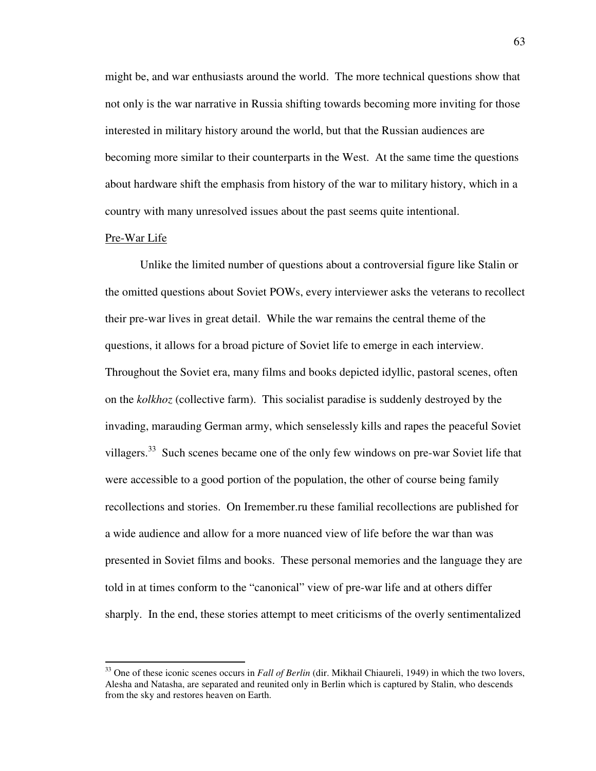might be, and war enthusiasts around the world. The more technical questions show that not only is the war narrative in Russia shifting towards becoming more inviting for those interested in military history around the world, but that the Russian audiences are becoming more similar to their counterparts in the West. At the same time the questions about hardware shift the emphasis from history of the war to military history, which in a country with many unresolved issues about the past seems quite intentional.

<u>Pre-War Life</u>

Unlike the limited number of questions about a controversial figure like Stalin or the omitted questions about Soviet POWs, every interviewer asks the veterans to recollect their pre-war lives in great detail. While the war remains the central theme of the questions, it allows for a broad picture of Soviet life to emerge in each interview. Throughout the Soviet era, many films and books depicted idyllic, pastoral scenes, often on the *kolkhoz* (collective farm). This socialist paradise is suddenly destroyed by the invading, marauding German army, which senselessly kills and rapes the peaceful Soviet villagers.[33] Such scenes became one of the only few windows on pre-war Soviet life that were accessible to a good portion of the population, the other of course being family recollections and stories. On Iremember.ru these familial recollections are published for a wide audience and allow for a more nuanced view of life before the war than was presented in Soviet films and books. These personal memories and the language they are told in at times conform to the "canonical" view of pre-war life and at others differ sharply. In the end, these stories attempt to meet criticisms of the overly sentimentalized

---

[33] One of these iconic scenes occurs in *Fall of Berlin* (dir. Mikhail Chiaureli, 1949) in which the two lovers, Alesha and Natasha, are separated and reunited only in Berlin which is captured by Stalin, who descends from the sky and restores heaven on Earth.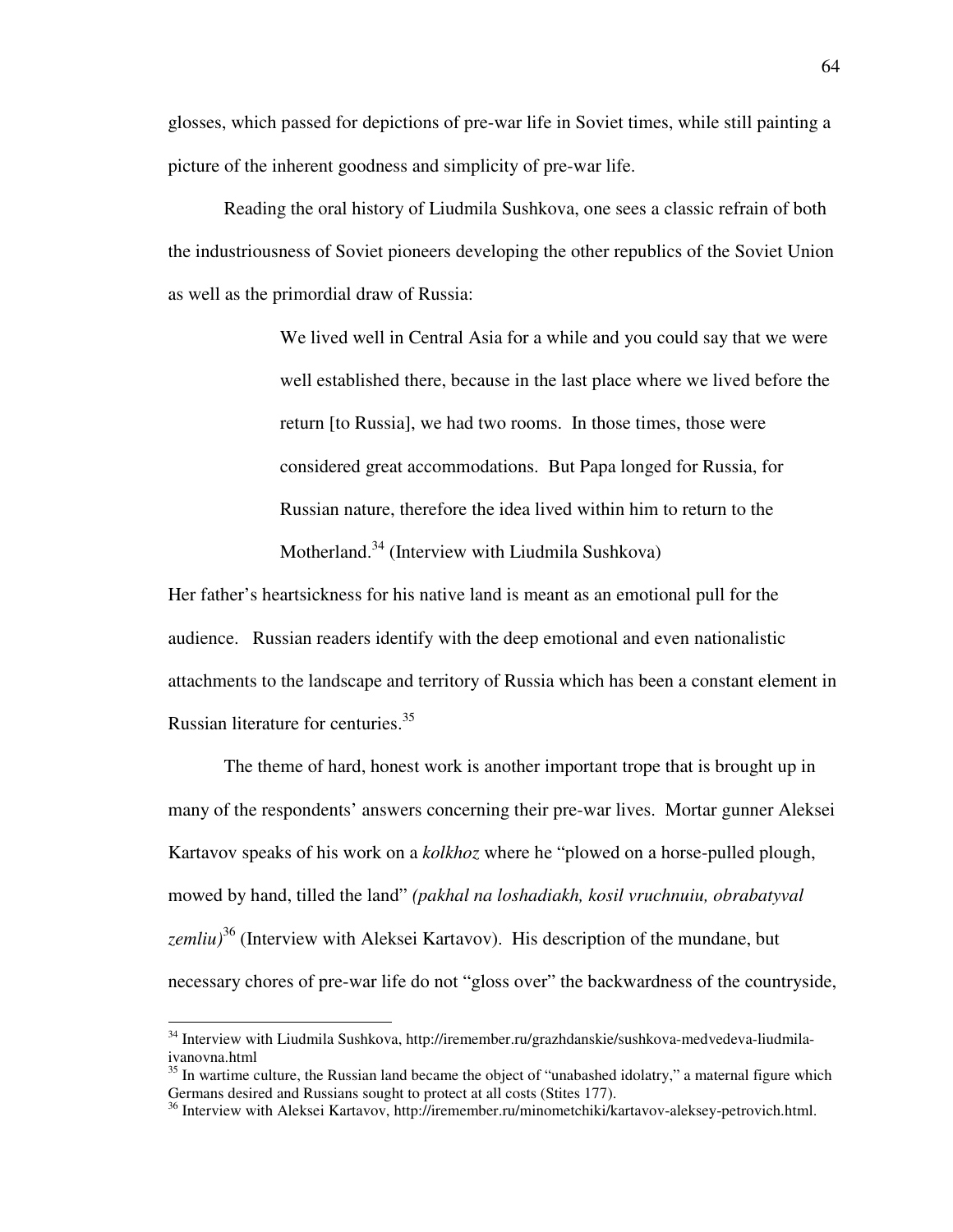glosses, which passed for depictions of pre-war life in Soviet times, while still painting a picture of the inherent goodness and simplicity of pre-war life.

Reading the oral history of Liudmila Sushkova, one sees a classic refrain of both the industriousness of Soviet pioneers developing the other republics of the Soviet Union as well as the primordial draw of Russia:

> We lived well in Central Asia for a while and you could say that we were well established there, because in the last place where we lived before the return [to Russia], we had two rooms. In those times, those were considered great accommodations. But Papa longed for Russia, for Russian nature, therefore the idea lived within him to return to the Motherland.[34] (Interview with Liudmila Sushkova)

Her father's heartsickness for his native land is meant as an emotional pull for the audience. Russian readers identify with the deep emotional and even nationalistic attachments to the landscape and territory of Russia which has been a constant element in Russian literature for centuries.[35]

The theme of hard, honest work is another important trope that is brought up in many of the respondents' answers concerning their pre-war lives. Mortar gunner Aleksei Kartavov speaks of his work on a *kolkhoz* where he "plowed on a horse-pulled plough, mowed by hand, tilled the land" *(pakhal na loshadiakh, kosil vruchnuiu, obrabatyval zemliu)*[36] (Interview with Aleksei Kartavov). His description of the mundane, but necessary chores of pre-war life do not "gloss over" the backwardness of the countryside,

---

[34] Interview with Liudmila Sushkova, http://iremember.ru/grazhdanskie/sushkova-medvedeva-liudmila-ivanovna.html

[35] In wartime culture, the Russian land became the object of "unabashed idolatry," a maternal figure which Germans desired and Russians sought to protect at all costs (Stites 177).

[36] Interview with Aleksei Kartavov, http://iremember.ru/minometchiki/kartavov-aleksey-petrovich.html.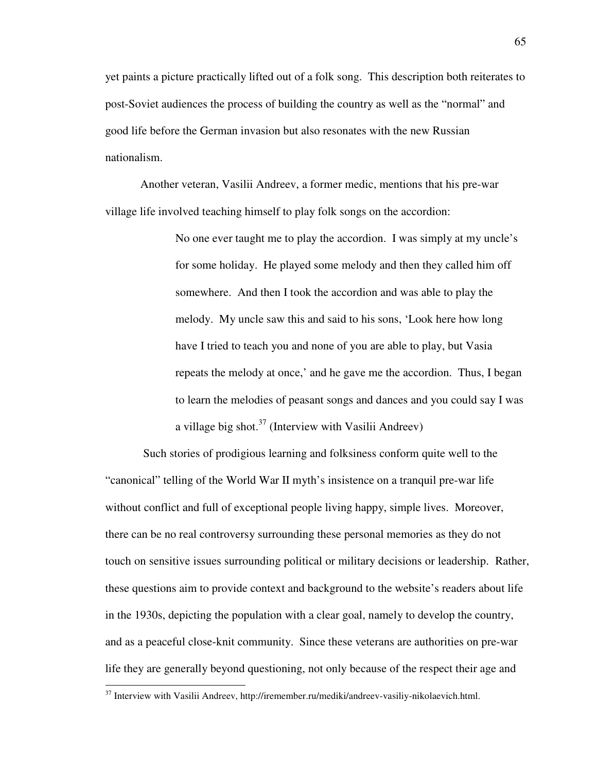yet paints a picture practically lifted out of a folk song. This description both reiterates to post-Soviet audiences the process of building the country as well as the "normal" and good life before the German invasion but also resonates with the new Russian nationalism.

Another veteran, Vasilii Andreev, a former medic, mentions that his pre-war village life involved teaching himself to play folk songs on the accordion:

> No one ever taught me to play the accordion. I was simply at my uncle's for some holiday. He played some melody and then they called him off somewhere. And then I took the accordion and was able to play the melody. My uncle saw this and said to his sons, 'Look here how long have I tried to teach you and none of you are able to play, but Vasia repeats the melody at once,' and he gave me the accordion. Thus, I began to learn the melodies of peasant songs and dances and you could say I was a village big shot.[37] (Interview with Vasilii Andreev)

Such stories of prodigious learning and folksiness conform quite well to the "canonical" telling of the World War II myth's insistence on a tranquil pre-war life without conflict and full of exceptional people living happy, simple lives. Moreover, there can be no real controversy surrounding these personal memories as they do not touch on sensitive issues surrounding political or military decisions or leadership. Rather, these questions aim to provide context and background to the website's readers about life in the 1930s, depicting the population with a clear goal, namely to develop the country, and as a peaceful close-knit community. Since these veterans are authorities on pre-war life they are generally beyond questioning, not only because of the respect their age and

[37] Interview with Vasilii Andreev, http://iremember.ru/mediki/andreev-vasiliy-nikolaevich.html.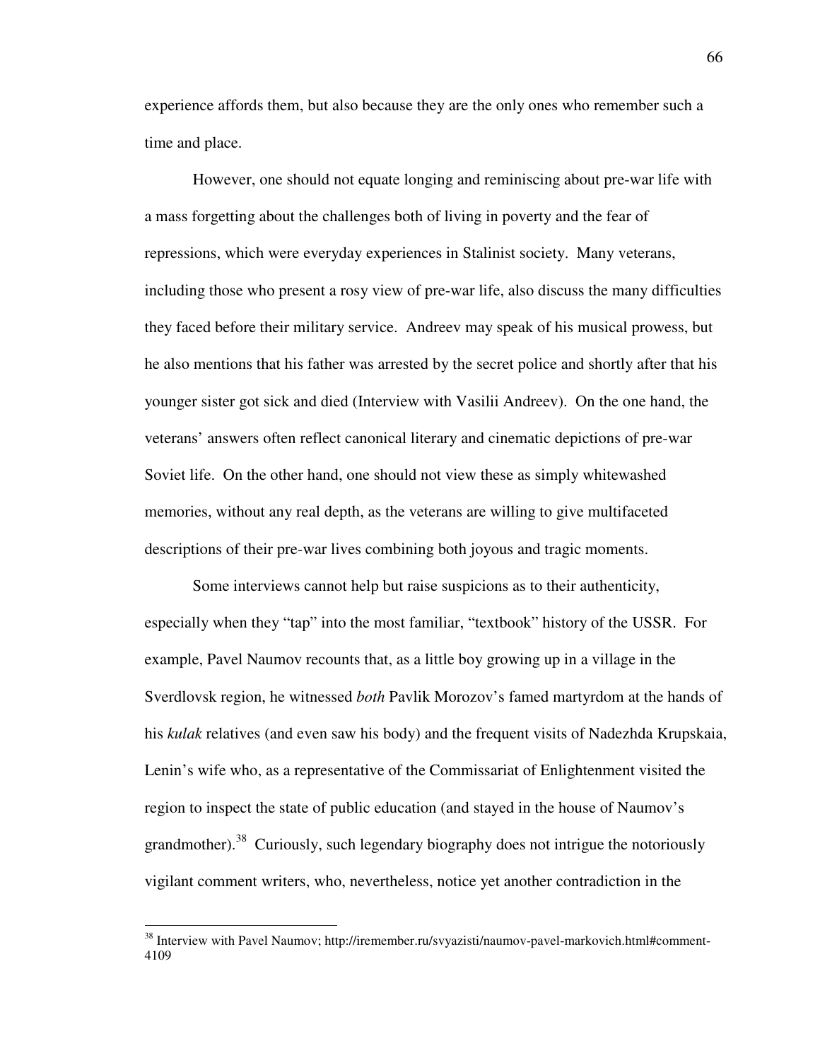experience affords them, but also because they are the only ones who remember such a time and place.

However, one should not equate longing and reminiscing about pre-war life with a mass forgetting about the challenges both of living in poverty and the fear of repressions, which were everyday experiences in Stalinist society. Many veterans, including those who present a rosy view of pre-war life, also discuss the many difficulties they faced before their military service. Andreev may speak of his musical prowess, but he also mentions that his father was arrested by the secret police and shortly after that his younger sister got sick and died (Interview with Vasilii Andreev). On the one hand, the veterans' answers often reflect canonical literary and cinematic depictions of pre-war Soviet life. On the other hand, one should not view these as simply whitewashed memories, without any real depth, as the veterans are willing to give multifaceted descriptions of their pre-war lives combining both joyous and tragic moments.

Some interviews cannot help but raise suspicions as to their authenticity, especially when they "tap" into the most familiar, "textbook" history of the USSR. For example, Pavel Naumov recounts that, as a little boy growing up in a village in the Sverdlovsk region, he witnessed *both* Pavlik Morozov's famed martyrdom at the hands of his *kulak* relatives (and even saw his body) and the frequent visits of Nadezhda Krupskaia, Lenin's wife who, as a representative of the Commissariat of Enlightenment visited the region to inspect the state of public education (and stayed in the house of Naumov's grandmother).[38] Curiously, such legendary biography does not intrigue the notoriously vigilant comment writers, who, nevertheless, notice yet another contradiction in the

[38] Interview with Pavel Naumov; http://iremember.ru/svyazisti/naumov-pavel-markovich.html#comment-4109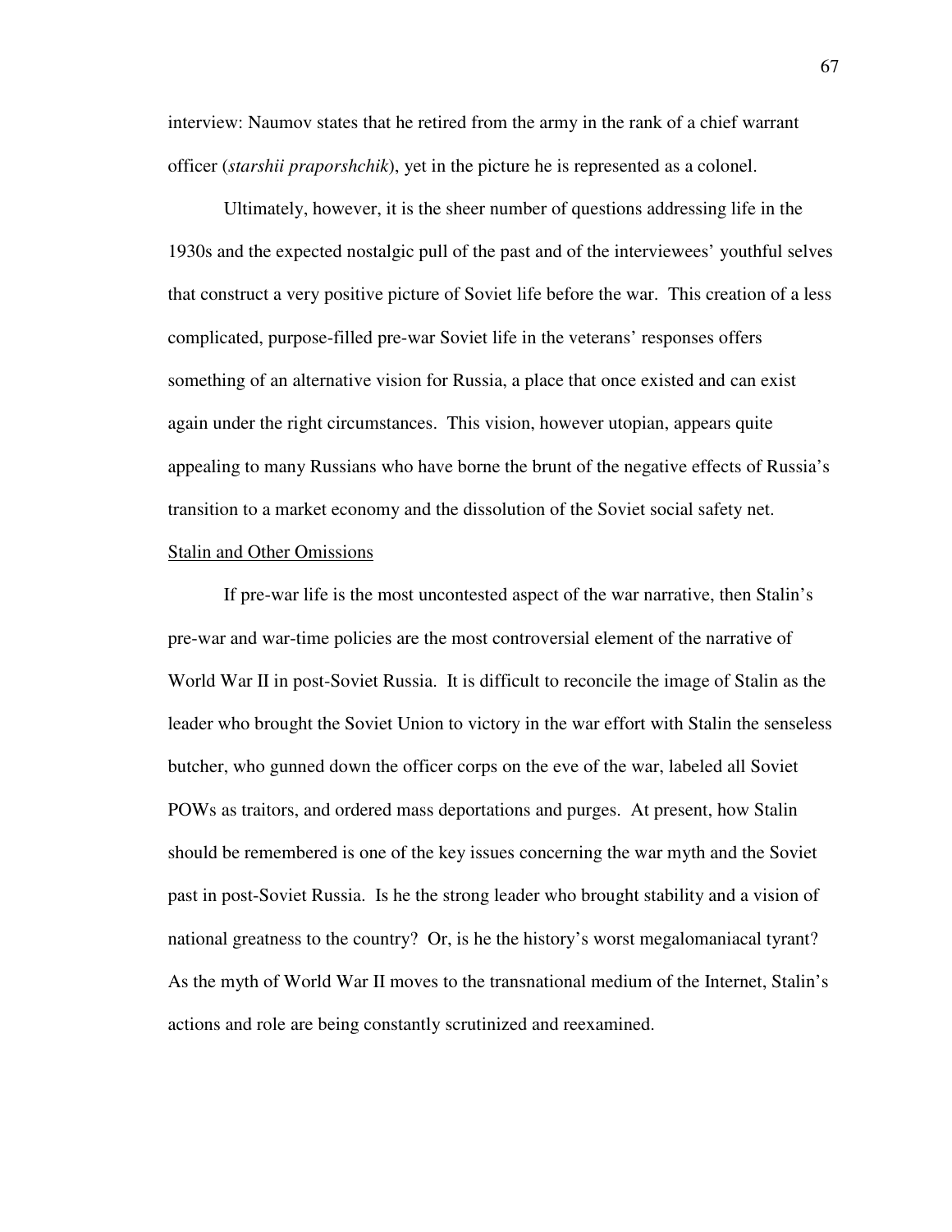interview: Naumov states that he retired from the army in the rank of a chief warrant officer (*starshii praporshchik*), yet in the picture he is represented as a colonel.

Ultimately, however, it is the sheer number of questions addressing life in the 1930s and the expected nostalgic pull of the past and of the interviewees' youthful selves that construct a very positive picture of Soviet life before the war. This creation of a less complicated, purpose-filled pre-war Soviet life in the veterans' responses offers something of an alternative vision for Russia, a place that once existed and can exist again under the right circumstances. This vision, however utopian, appears quite appealing to many Russians who have borne the brunt of the negative effects of Russia's transition to a market economy and the dissolution of the Soviet social safety net.

## Stalin and Other Omissions

If pre-war life is the most uncontested aspect of the war narrative, then Stalin's pre-war and war-time policies are the most controversial element of the narrative of World War II in post-Soviet Russia. It is difficult to reconcile the image of Stalin as the leader who brought the Soviet Union to victory in the war effort with Stalin the senseless butcher, who gunned down the officer corps on the eve of the war, labeled all Soviet POWs as traitors, and ordered mass deportations and purges. At present, how Stalin should be remembered is one of the key issues concerning the war myth and the Soviet past in post-Soviet Russia. Is he the strong leader who brought stability and a vision of national greatness to the country? Or, is he the history's worst megalomaniacal tyrant? As the myth of World War II moves to the transnational medium of the Internet, Stalin's actions and role are being constantly scrutinized and reexamined.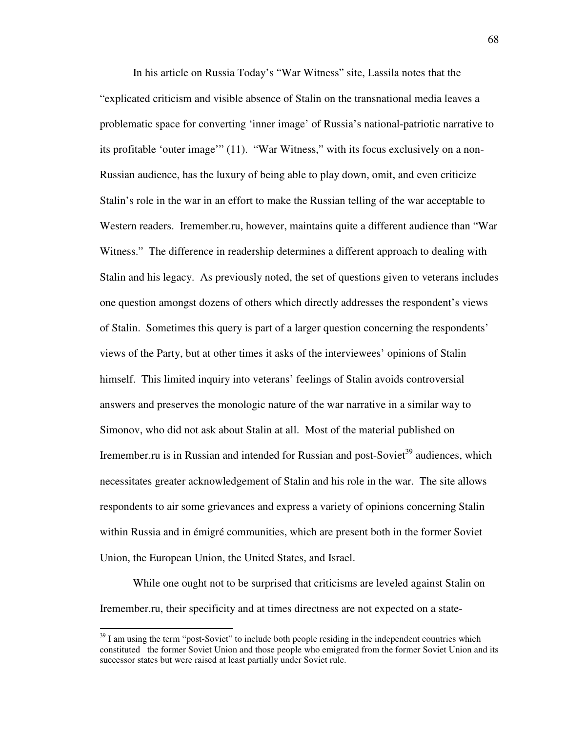In his article on Russia Today's "War Witness" site, Lassila notes that the "explicated criticism and visible absence of Stalin on the transnational media leaves a problematic space for converting 'inner image' of Russia's national-patriotic narrative to its profitable 'outer image'" (11). "War Witness," with its focus exclusively on a non-Russian audience, has the luxury of being able to play down, omit, and even criticize Stalin's role in the war in an effort to make the Russian telling of the war acceptable to Western readers. Iremember.ru, however, maintains quite a different audience than "War Witness." The difference in readership determines a different approach to dealing with Stalin and his legacy. As previously noted, the set of questions given to veterans includes one question amongst dozens of others which directly addresses the respondent's views of Stalin. Sometimes this query is part of a larger question concerning the respondents' views of the Party, but at other times it asks of the interviewees' opinions of Stalin himself. This limited inquiry into veterans' feelings of Stalin avoids controversial answers and preserves the monologic nature of the war narrative in a similar way to Simonov, who did not ask about Stalin at all. Most of the material published on Iremember.ru is in Russian and intended for Russian and post-Soviet[39] audiences, which necessitates greater acknowledgement of Stalin and his role in the war. The site allows respondents to air some grievances and express a variety of opinions concerning Stalin within Russia and in émigré communities, which are present both in the former Soviet Union, the European Union, the United States, and Israel.

While one ought not to be surprised that criticisms are leveled against Stalin on Iremember.ru, their specificity and at times directness are not expected on a state-

[39] I am using the term "post-Soviet" to include both people residing in the independent countries which constituted the former Soviet Union and those people who emigrated from the former Soviet Union and its successor states but were raised at least partially under Soviet rule.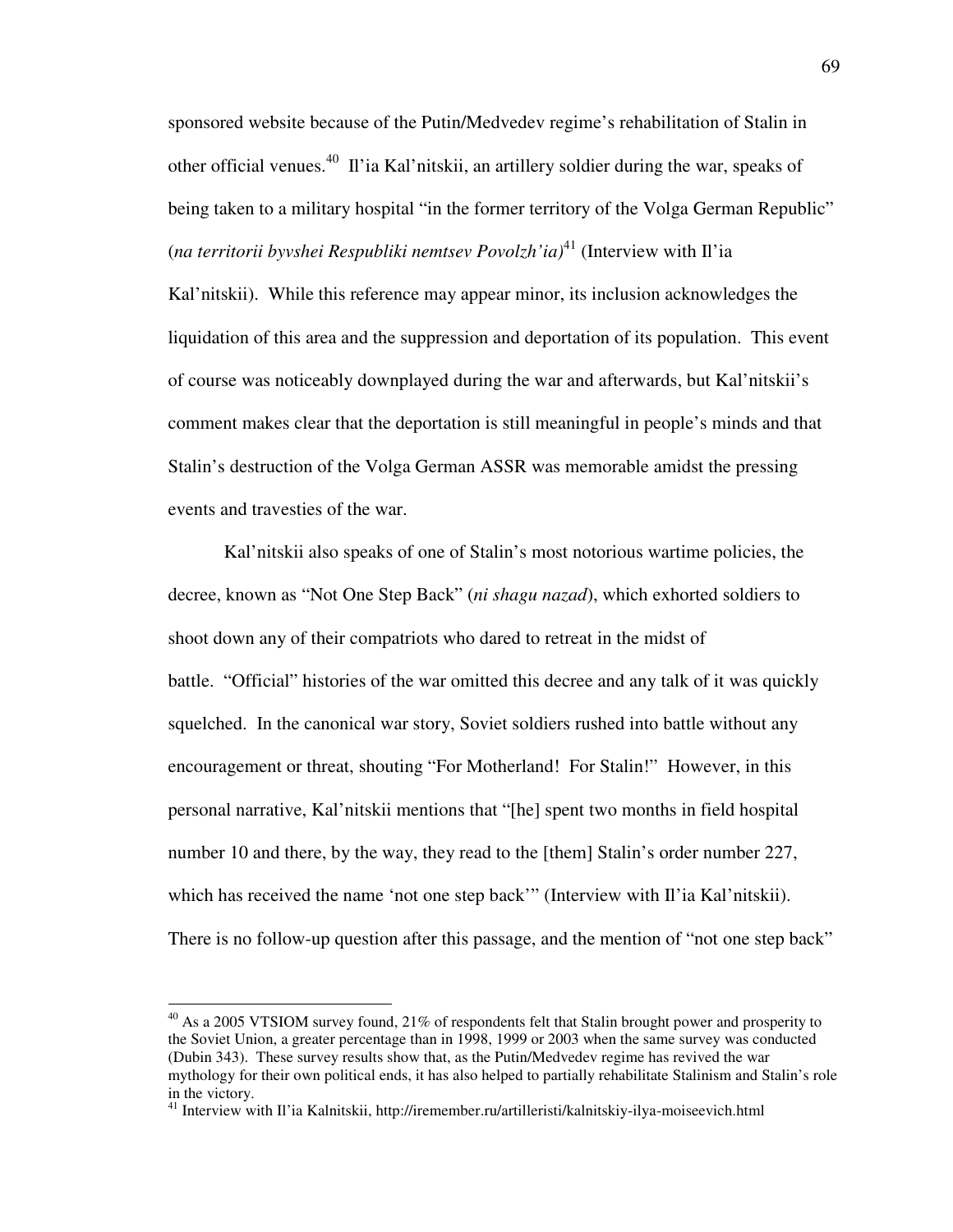sponsored website because of the Putin/Medvedev regime's rehabilitation of Stalin in other official venues.[40] Il'ia Kal'nitskii, an artillery soldier during the war, speaks of being taken to a military hospital "in the former territory of the Volga German Republic" (*na territorii byvshei Respubliki nemtsev Povolzh'ia)*[41] (Interview with Il'ia Kal'nitskii). While this reference may appear minor, its inclusion acknowledges the liquidation of this area and the suppression and deportation of its population. This event of course was noticeably downplayed during the war and afterwards, but Kal'nitskii's comment makes clear that the deportation is still meaningful in people's minds and that Stalin's destruction of the Volga German ASSR was memorable amidst the pressing events and travesties of the war.

Kal'nitskii also speaks of one of Stalin's most notorious wartime policies, the decree, known as "Not One Step Back" (*ni shagu nazad*), which exhorted soldiers to shoot down any of their compatriots who dared to retreat in the midst of battle. "Official" histories of the war omitted this decree and any talk of it was quickly squelched. In the canonical war story, Soviet soldiers rushed into battle without any encouragement or threat, shouting "For Motherland! For Stalin!" However, in this personal narrative, Kal'nitskii mentions that "[he] spent two months in field hospital number 10 and there, by the way, they read to the [them] Stalin's order number 227, which has received the name 'not one step back'" (Interview with Il'ia Kal'nitskii). There is no follow-up question after this passage, and the mention of "not one step back"

---

[40] As a 2005 VTSIOM survey found, 21% of respondents felt that Stalin brought power and prosperity to the Soviet Union, a greater percentage than in 1998, 1999 or 2003 when the same survey was conducted (Dubin 343). These survey results show that, as the Putin/Medvedev regime has revived the war mythology for their own political ends, it has also helped to partially rehabilitate Stalinism and Stalin's role in the victory.

[41] Interview with Il'ia Kalnitskii, http://iremember.ru/artilleristi/kalnitskiy-ilya-moiseevich.html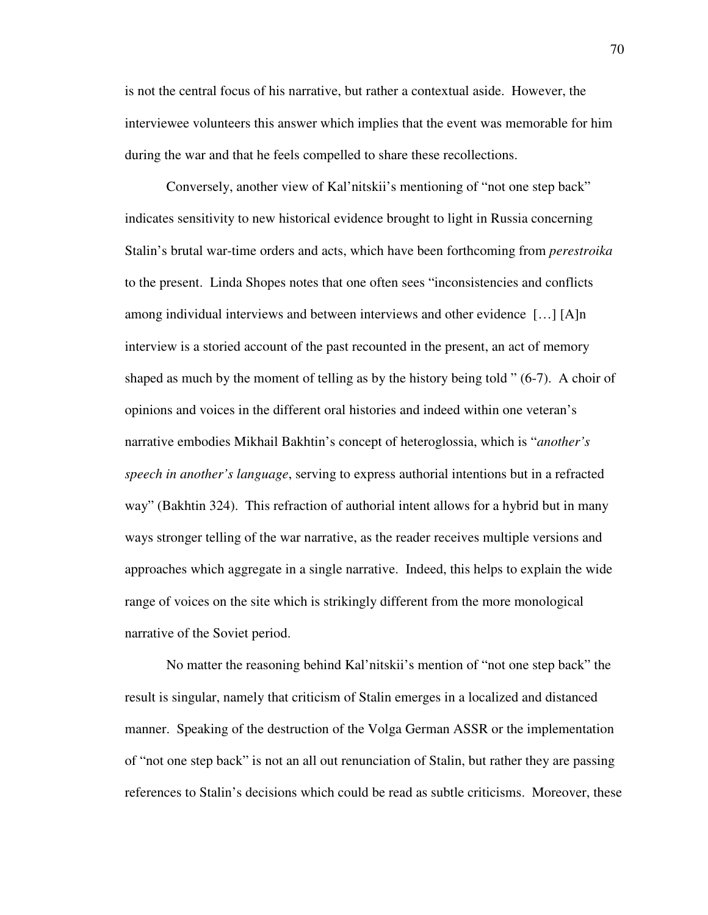is not the central focus of his narrative, but rather a contextual aside. However, the interviewee volunteers this answer which implies that the event was memorable for him during the war and that he feels compelled to share these recollections.

Conversely, another view of Kal'nitskii's mentioning of "not one step back" indicates sensitivity to new historical evidence brought to light in Russia concerning Stalin's brutal war-time orders and acts, which have been forthcoming from *perestroika* to the present. Linda Shopes notes that one often sees "inconsistencies and conflicts among individual interviews and between interviews and other evidence […] [A]n interview is a storied account of the past recounted in the present, an act of memory shaped as much by the moment of telling as by the history being told " (6-7). A choir of opinions and voices in the different oral histories and indeed within one veteran's narrative embodies Mikhail Bakhtin's concept of heteroglossia, which is "*another's speech in another's language*, serving to express authorial intentions but in a refracted way" (Bakhtin 324). This refraction of authorial intent allows for a hybrid but in many ways stronger telling of the war narrative, as the reader receives multiple versions and approaches which aggregate in a single narrative. Indeed, this helps to explain the wide range of voices on the site which is strikingly different from the more monological narrative of the Soviet period.

No matter the reasoning behind Kal'nitskii's mention of "not one step back" the result is singular, namely that criticism of Stalin emerges in a localized and distanced manner. Speaking of the destruction of the Volga German ASSR or the implementation of "not one step back" is not an all out renunciation of Stalin, but rather they are passing references to Stalin's decisions which could be read as subtle criticisms. Moreover, these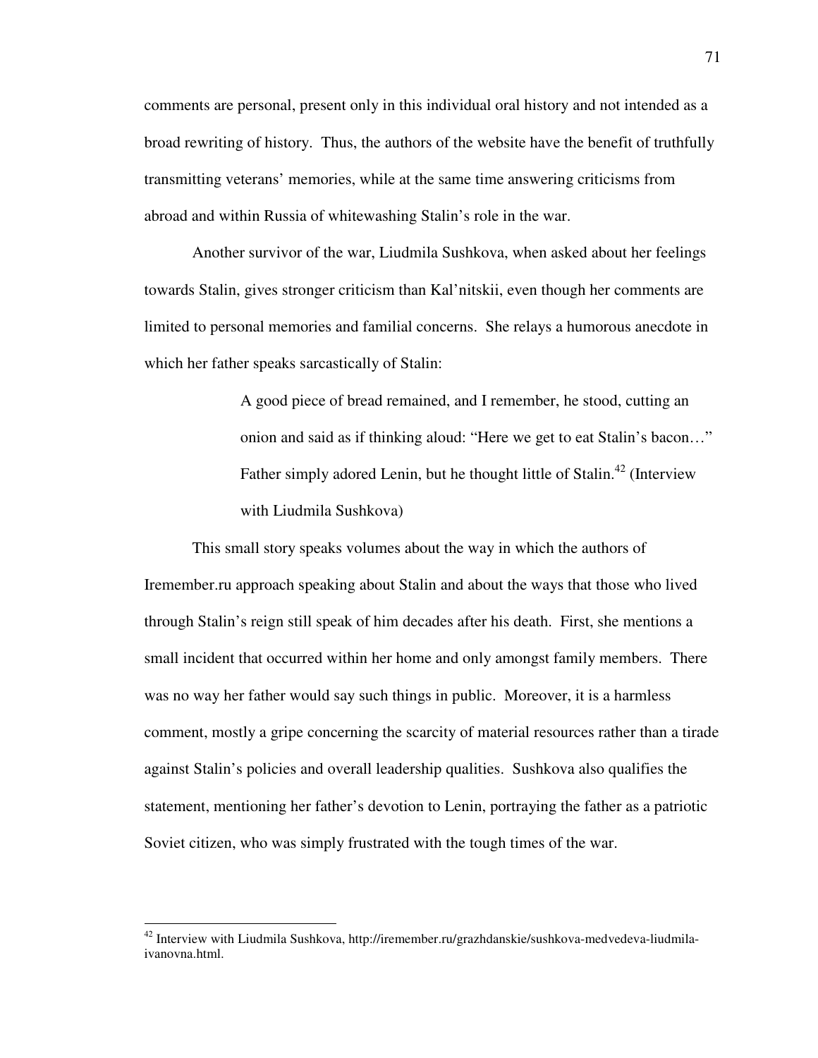comments are personal, present only in this individual oral history and not intended as a broad rewriting of history. Thus, the authors of the website have the benefit of truthfully transmitting veterans' memories, while at the same time answering criticisms from abroad and within Russia of whitewashing Stalin's role in the war.

Another survivor of the war, Liudmila Sushkova, when asked about her feelings towards Stalin, gives stronger criticism than Kal'nitskii, even though her comments are limited to personal memories and familial concerns. She relays a humorous anecdote in which her father speaks sarcastically of Stalin:

> A good piece of bread remained, and I remember, he stood, cutting an onion and said as if thinking aloud: "Here we get to eat Stalin's bacon…" Father simply adored Lenin, but he thought little of Stalin.[42] (Interview with Liudmila Sushkova)

This small story speaks volumes about the way in which the authors of Iremember.ru approach speaking about Stalin and about the ways that those who lived through Stalin's reign still speak of him decades after his death. First, she mentions a small incident that occurred within her home and only amongst family members. There was no way her father would say such things in public. Moreover, it is a harmless comment, mostly a gripe concerning the scarcity of material resources rather than a tirade against Stalin's policies and overall leadership qualities. Sushkova also qualifies the statement, mentioning her father's devotion to Lenin, portraying the father as a patriotic Soviet citizen, who was simply frustrated with the tough times of the war.

---

[42] Interview with Liudmila Sushkova, http://iremember.ru/grazhdanskie/sushkova-medvedeva-liudmila-ivanovna.html.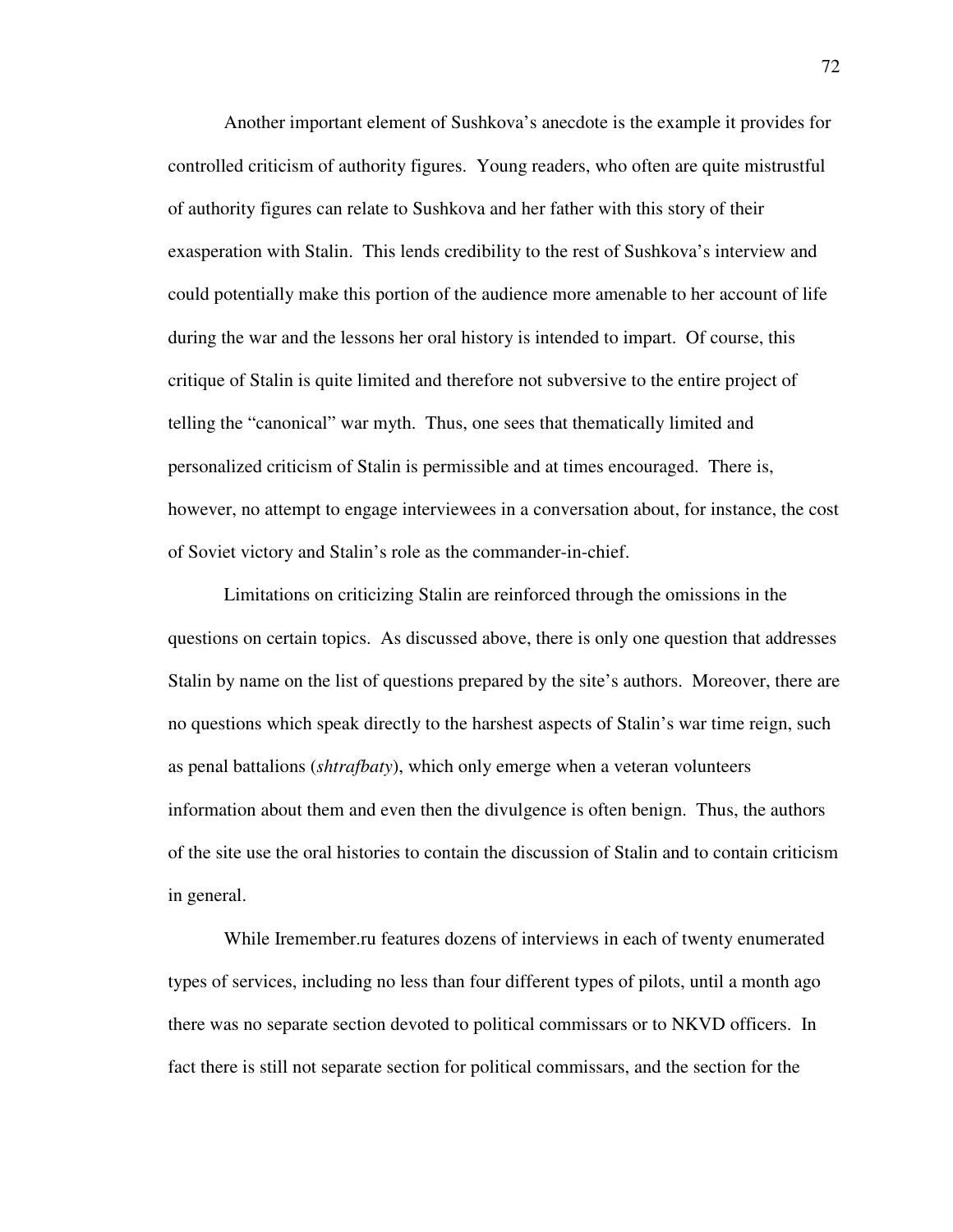Another important element of Sushkova's anecdote is the example it provides for controlled criticism of authority figures. Young readers, who often are quite mistrustful of authority figures can relate to Sushkova and her father with this story of their exasperation with Stalin. This lends credibility to the rest of Sushkova's interview and could potentially make this portion of the audience more amenable to her account of life during the war and the lessons her oral history is intended to impart. Of course, this critique of Stalin is quite limited and therefore not subversive to the entire project of telling the "canonical" war myth. Thus, one sees that thematically limited and personalized criticism of Stalin is permissible and at times encouraged. There is, however, no attempt to engage interviewees in a conversation about, for instance, the cost of Soviet victory and Stalin's role as the commander-in-chief.

Limitations on criticizing Stalin are reinforced through the omissions in the questions on certain topics. As discussed above, there is only one question that addresses Stalin by name on the list of questions prepared by the site's authors. Moreover, there are no questions which speak directly to the harshest aspects of Stalin's war time reign, such as penal battalions (*shtrafbaty*), which only emerge when a veteran volunteers information about them and even then the divulgence is often benign. Thus, the authors of the site use the oral histories to contain the discussion of Stalin and to contain criticism in general.

While Iremember.ru features dozens of interviews in each of twenty enumerated types of services, including no less than four different types of pilots, until a month ago there was no separate section devoted to political commissars or to NKVD officers. In fact there is still not separate section for political commissars, and the section for the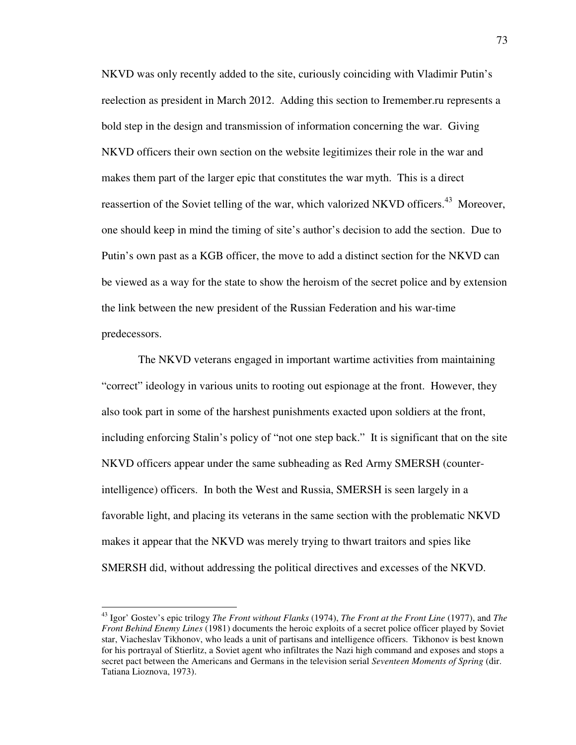NKVD was only recently added to the site, curiously coinciding with Vladimir Putin's reelection as president in March 2012. Adding this section to Iremember.ru represents a bold step in the design and transmission of information concerning the war. Giving NKVD officers their own section on the website legitimizes their role in the war and makes them part of the larger epic that constitutes the war myth. This is a direct reassertion of the Soviet telling of the war, which valorized NKVD officers.[43] Moreover, one should keep in mind the timing of site's author's decision to add the section. Due to Putin's own past as a KGB officer, the move to add a distinct section for the NKVD can be viewed as a way for the state to show the heroism of the secret police and by extension the link between the new president of the Russian Federation and his war-time predecessors.

The NKVD veterans engaged in important wartime activities from maintaining "correct" ideology in various units to rooting out espionage at the front. However, they also took part in some of the harshest punishments exacted upon soldiers at the front, including enforcing Stalin's policy of "not one step back." It is significant that on the site NKVD officers appear under the same subheading as Red Army SMERSH (counter-intelligence) officers. In both the West and Russia, SMERSH is seen largely in a favorable light, and placing its veterans in the same section with the problematic NKVD makes it appear that the NKVD was merely trying to thwart traitors and spies like SMERSH did, without addressing the political directives and excesses of the NKVD.

---

[43] Igor' Gostev's epic trilogy *The Front without Flanks* (1974), *The Front at the Front Line* (1977), and *The Front Behind Enemy Lines* (1981) documents the heroic exploits of a secret police officer played by Soviet star, Viacheslav Tikhonov, who leads a unit of partisans and intelligence officers. Tikhonov is best known for his portrayal of Stierlitz, a Soviet agent who infiltrates the Nazi high command and exposes and stops a secret pact between the Americans and Germans in the television serial *Seventeen Moments of Spring* (dir. Tatiana Lioznova, 1973).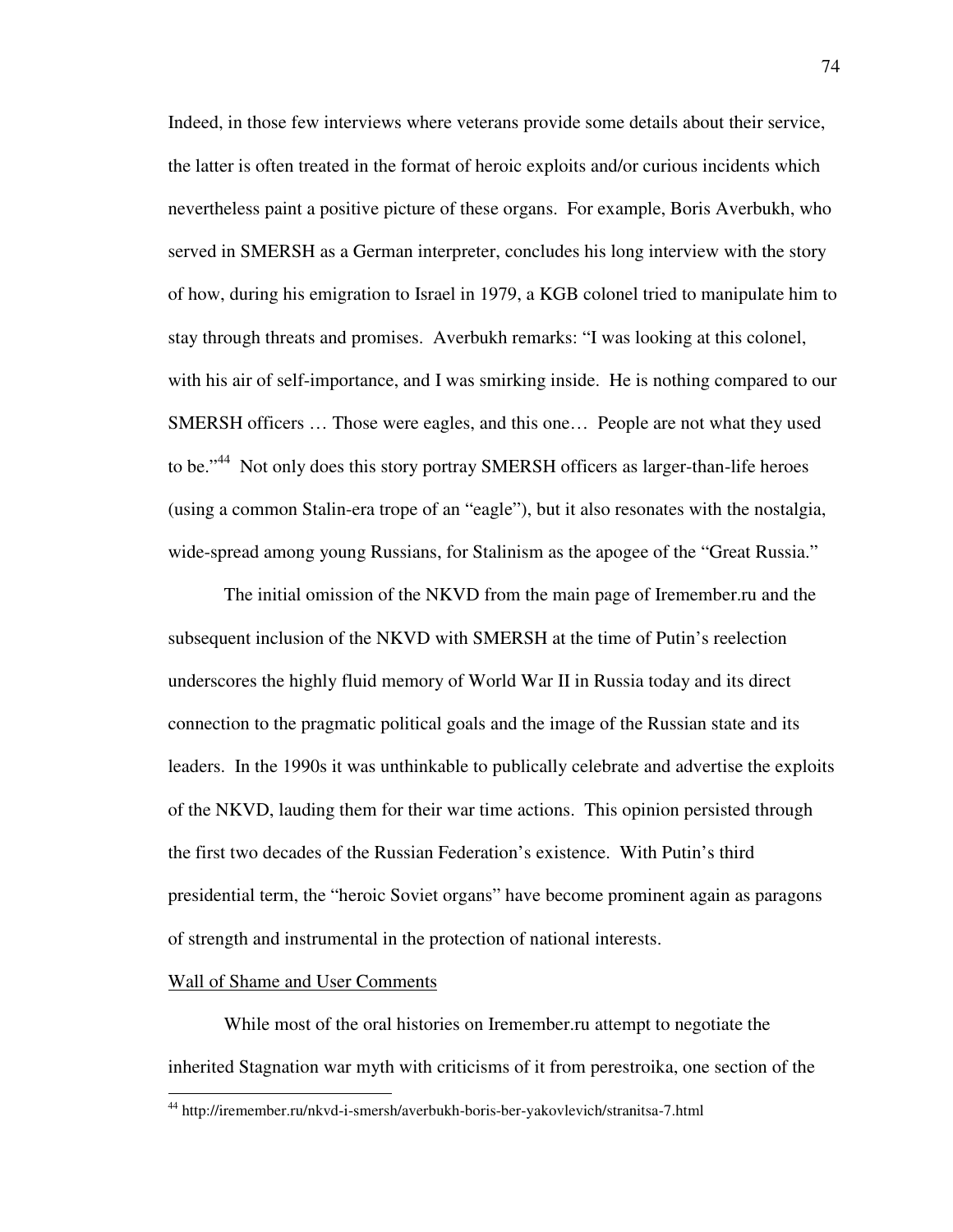Indeed, in those few interviews where veterans provide some details about their service, the latter is often treated in the format of heroic exploits and/or curious incidents which nevertheless paint a positive picture of these organs. For example, Boris Averbukh, who served in SMERSH as a German interpreter, concludes his long interview with the story of how, during his emigration to Israel in 1979, a KGB colonel tried to manipulate him to stay through threats and promises. Averbukh remarks: "I was looking at this colonel, with his air of self-importance, and I was smirking inside. He is nothing compared to our SMERSH officers … Those were eagles, and this one… People are not what they used to be."[44] Not only does this story portray SMERSH officers as larger-than-life heroes (using a common Stalin-era trope of an "eagle"), but it also resonates with the nostalgia, wide-spread among young Russians, for Stalinism as the apogee of the "Great Russia."

The initial omission of the NKVD from the main page of Iremember.ru and the subsequent inclusion of the NKVD with SMERSH at the time of Putin's reelection underscores the highly fluid memory of World War II in Russia today and its direct connection to the pragmatic political goals and the image of the Russian state and its leaders. In the 1990s it was unthinkable to publically celebrate and advertise the exploits of the NKVD, lauding them for their war time actions. This opinion persisted through the first two decades of the Russian Federation's existence. With Putin's third presidential term, the "heroic Soviet organs" have become prominent again as paragons of strength and instrumental in the protection of national interests.

<u>Wall of Shame and User Comments</u>

While most of the oral histories on Iremember.ru attempt to negotiate the inherited Stagnation war myth with criticisms of it from perestroika, one section of the

---

[44] http://iremember.ru/nkvd-i-smersh/averbukh-boris-ber-yakovlevich/stranitsa-7.html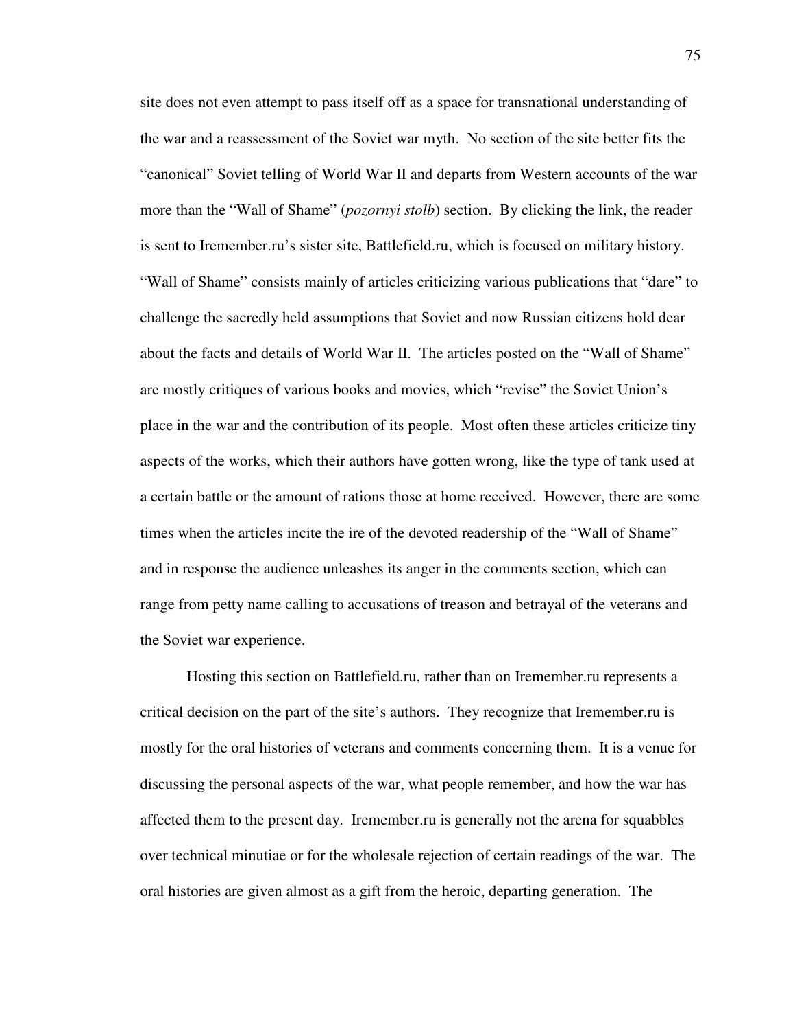site does not even attempt to pass itself off as a space for transnational understanding of the war and a reassessment of the Soviet war myth. No section of the site better fits the "canonical" Soviet telling of World War II and departs from Western accounts of the war more than the "Wall of Shame" (*pozornyi stolb*) section. By clicking the link, the reader is sent to Iremember.ru's sister site, Battlefield.ru, which is focused on military history. "Wall of Shame" consists mainly of articles criticizing various publications that "dare" to challenge the sacredly held assumptions that Soviet and now Russian citizens hold dear about the facts and details of World War II. The articles posted on the "Wall of Shame" are mostly critiques of various books and movies, which "revise" the Soviet Union's place in the war and the contribution of its people. Most often these articles criticize tiny aspects of the works, which their authors have gotten wrong, like the type of tank used at a certain battle or the amount of rations those at home received. However, there are some times when the articles incite the ire of the devoted readership of the "Wall of Shame" and in response the audience unleashes its anger in the comments section, which can range from petty name calling to accusations of treason and betrayal of the veterans and the Soviet war experience.

Hosting this section on Battlefield.ru, rather than on Iremember.ru represents a critical decision on the part of the site's authors. They recognize that Iremember.ru is mostly for the oral histories of veterans and comments concerning them. It is a venue for discussing the personal aspects of the war, what people remember, and how the war has affected them to the present day. Iremember.ru is generally not the arena for squabbles over technical minutiae or for the wholesale rejection of certain readings of the war. The oral histories are given almost as a gift from the heroic, departing generation. The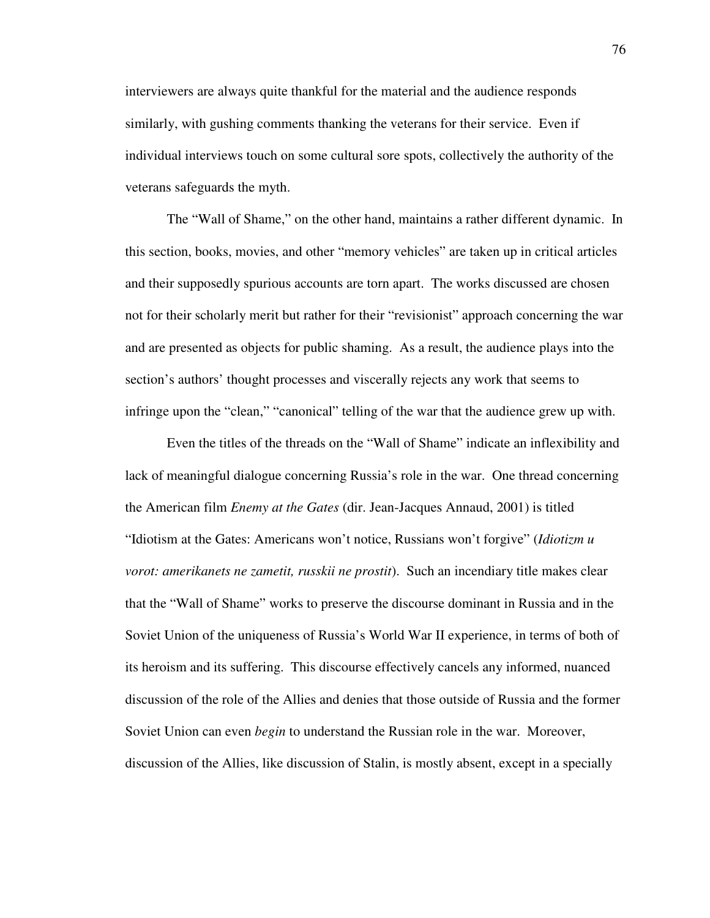interviewers are always quite thankful for the material and the audience responds similarly, with gushing comments thanking the veterans for their service. Even if individual interviews touch on some cultural sore spots, collectively the authority of the veterans safeguards the myth.

The "Wall of Shame," on the other hand, maintains a rather different dynamic. In this section, books, movies, and other "memory vehicles" are taken up in critical articles and their supposedly spurious accounts are torn apart. The works discussed are chosen not for their scholarly merit but rather for their "revisionist" approach concerning the war and are presented as objects for public shaming. As a result, the audience plays into the section's authors' thought processes and viscerally rejects any work that seems to infringe upon the "clean," "canonical" telling of the war that the audience grew up with.

Even the titles of the threads on the "Wall of Shame" indicate an inflexibility and lack of meaningful dialogue concerning Russia's role in the war. One thread concerning the American film *Enemy at the Gates* (dir. Jean-Jacques Annaud, 2001) is titled "Idiotism at the Gates: Americans won't notice, Russians won't forgive" (*Idiotizm u vorot: amerikanets ne zametit, russkii ne prostit*). Such an incendiary title makes clear that the "Wall of Shame" works to preserve the discourse dominant in Russia and in the Soviet Union of the uniqueness of Russia's World War II experience, in terms of both of its heroism and its suffering. This discourse effectively cancels any informed, nuanced discussion of the role of the Allies and denies that those outside of Russia and the former Soviet Union can even *begin* to understand the Russian role in the war. Moreover, discussion of the Allies, like discussion of Stalin, is mostly absent, except in a specially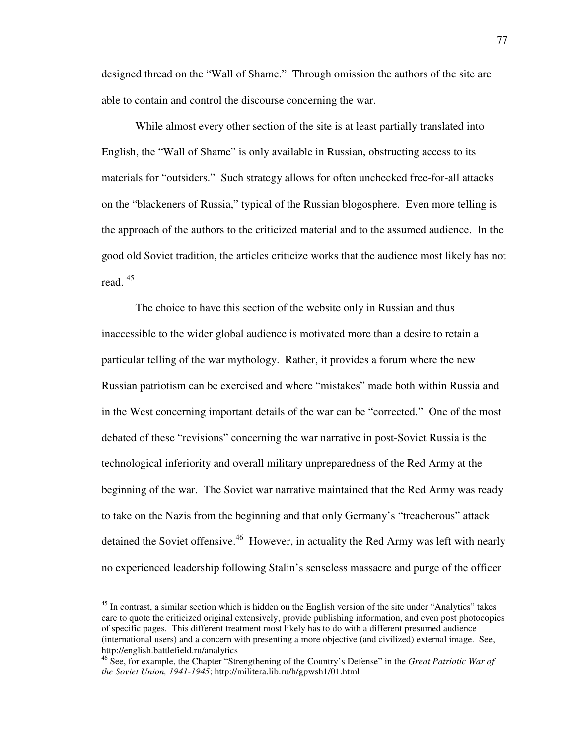designed thread on the "Wall of Shame." Through omission the authors of the site are able to contain and control the discourse concerning the war.

While almost every other section of the site is at least partially translated into English, the "Wall of Shame" is only available in Russian, obstructing access to its materials for "outsiders." Such strategy allows for often unchecked free-for-all attacks on the "blackeners of Russia," typical of the Russian blogosphere. Even more telling is the approach of the authors to the criticized material and to the assumed audience. In the good old Soviet tradition, the articles criticize works that the audience most likely has not read. [45]

The choice to have this section of the website only in Russian and thus inaccessible to the wider global audience is motivated more than a desire to retain a particular telling of the war mythology. Rather, it provides a forum where the new Russian patriotism can be exercised and where "mistakes" made both within Russia and in the West concerning important details of the war can be "corrected." One of the most debated of these "revisions" concerning the war narrative in post-Soviet Russia is the technological inferiority and overall military unpreparedness of the Red Army at the beginning of the war. The Soviet war narrative maintained that the Red Army was ready to take on the Nazis from the beginning and that only Germany's "treacherous" attack detained the Soviet offensive.[46] However, in actuality the Red Army was left with nearly no experienced leadership following Stalin's senseless massacre and purge of the officer

---

[45] In contrast, a similar section which is hidden on the English version of the site under "Analytics" takes care to quote the criticized original extensively, provide publishing information, and even post photocopies of specific pages. This different treatment most likely has to do with a different presumed audience (international users) and a concern with presenting a more objective (and civilized) external image. See, http://english.battlefield.ru/analytics

[46] See, for example, the Chapter "Strengthening of the Country's Defense" in the *Great Patriotic War of the Soviet Union, 1941-1945*; http://militera.lib.ru/h/gpwsh1/01.html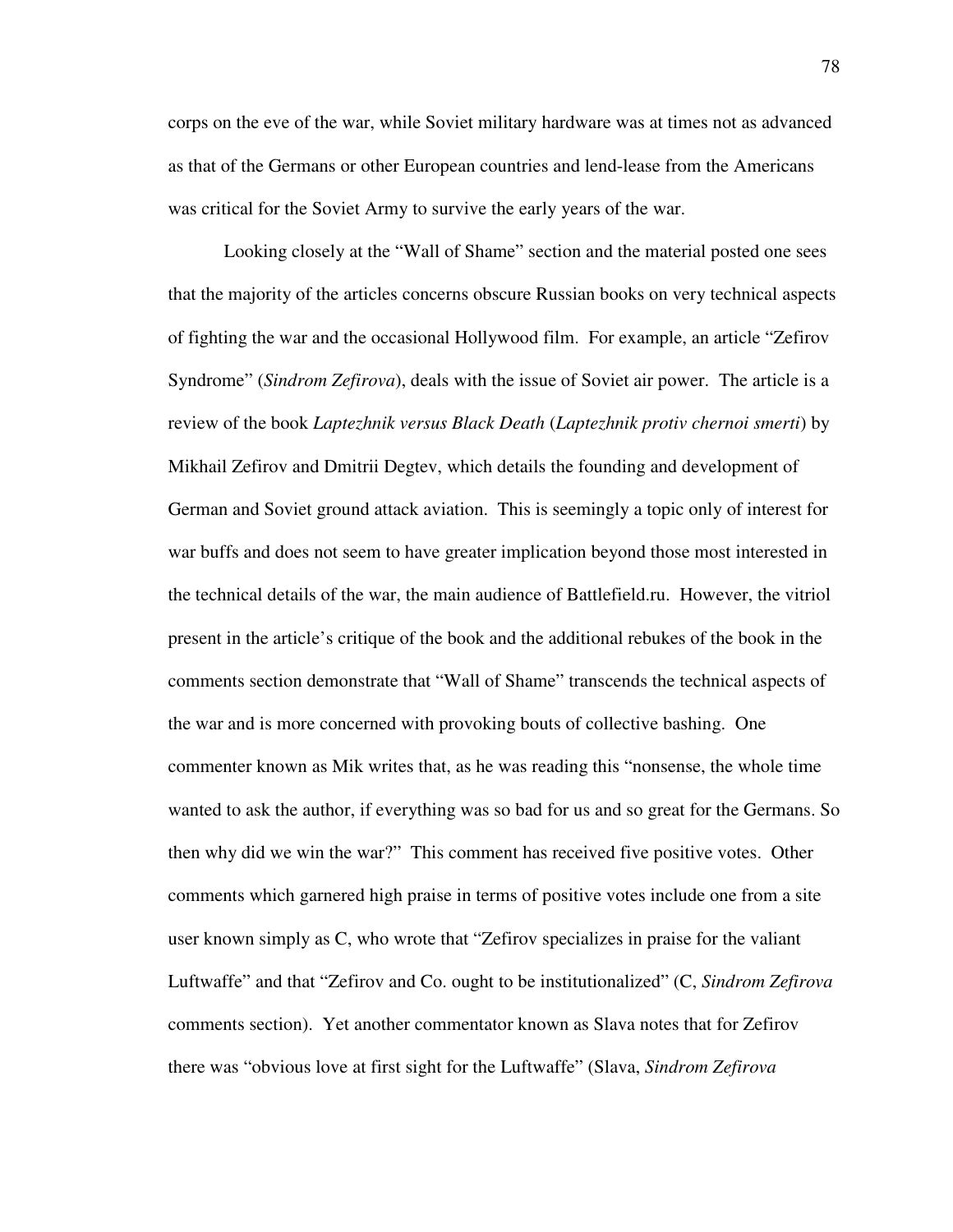corps on the eve of the war, while Soviet military hardware was at times not as advanced as that of the Germans or other European countries and lend-lease from the Americans was critical for the Soviet Army to survive the early years of the war.

Looking closely at the "Wall of Shame" section and the material posted one sees that the majority of the articles concerns obscure Russian books on very technical aspects of fighting the war and the occasional Hollywood film. For example, an article "Zefirov Syndrome" (*Sindrom Zefirova*), deals with the issue of Soviet air power. The article is a review of the book *Laptezhnik versus Black Death* (*Laptezhnik protiv chernoi smerti*) by Mikhail Zefirov and Dmitrii Degtev, which details the founding and development of German and Soviet ground attack aviation. This is seemingly a topic only of interest for war buffs and does not seem to have greater implication beyond those most interested in the technical details of the war, the main audience of Battlefield.ru. However, the vitriol present in the article's critique of the book and the additional rebukes of the book in the comments section demonstrate that "Wall of Shame" transcends the technical aspects of the war and is more concerned with provoking bouts of collective bashing. One commenter known as Mik writes that, as he was reading this "nonsense, the whole time wanted to ask the author, if everything was so bad for us and so great for the Germans. So then why did we win the war?" This comment has received five positive votes. Other comments which garnered high praise in terms of positive votes include one from a site user known simply as C, who wrote that "Zefirov specializes in praise for the valiant Luftwaffe" and that "Zefirov and Co. ought to be institutionalized" (C, *Sindrom Zefirova* comments section). Yet another commentator known as Slava notes that for Zefirov there was "obvious love at first sight for the Luftwaffe" (Slava, *Sindrom Zefirova*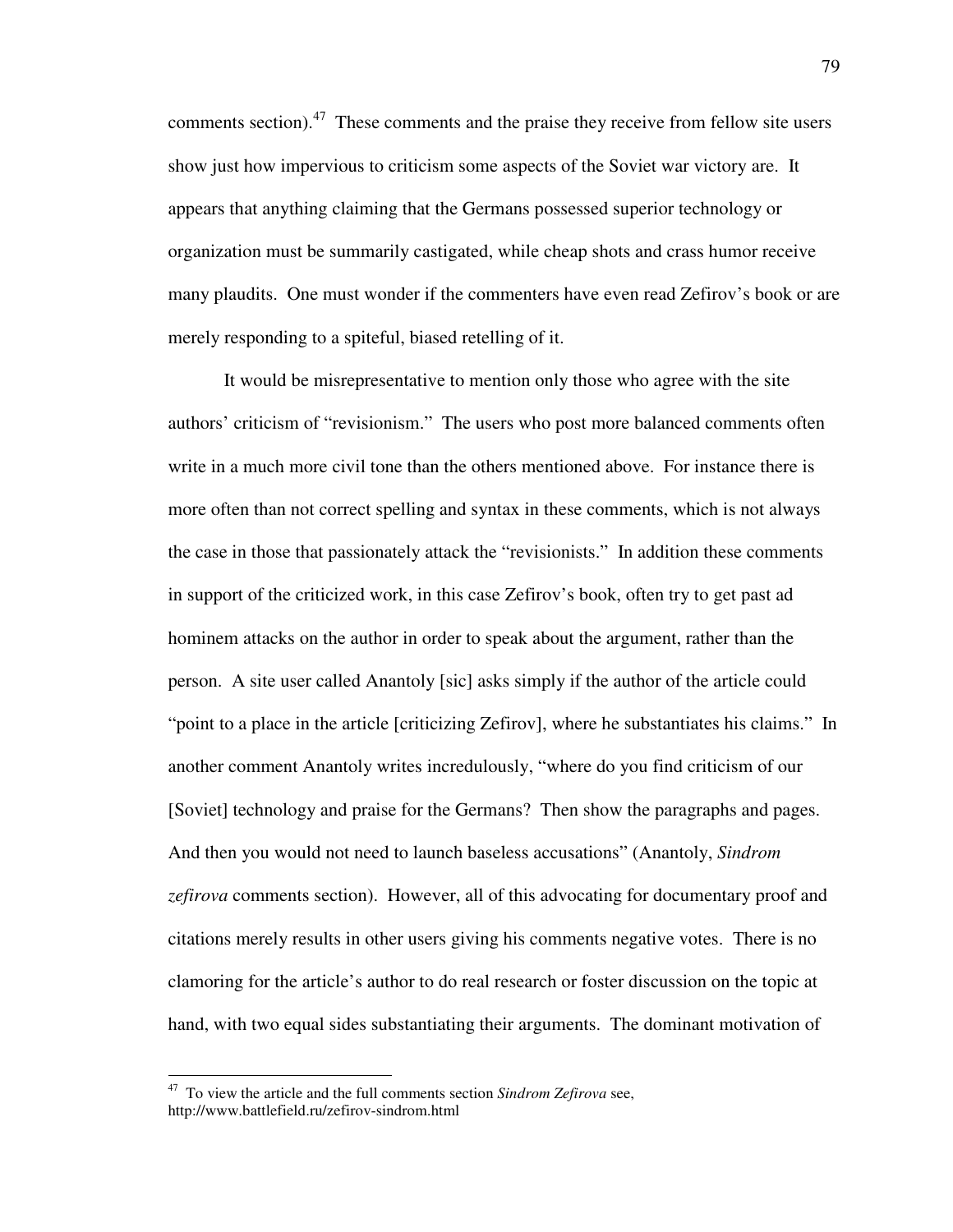comments section).[47] These comments and the praise they receive from fellow site users show just how impervious to criticism some aspects of the Soviet war victory are. It appears that anything claiming that the Germans possessed superior technology or organization must be summarily castigated, while cheap shots and crass humor receive many plaudits. One must wonder if the commenters have even read Zefirov's book or are merely responding to a spiteful, biased retelling of it.

It would be misrepresentative to mention only those who agree with the site authors' criticism of "revisionism." The users who post more balanced comments often write in a much more civil tone than the others mentioned above. For instance there is more often than not correct spelling and syntax in these comments, which is not always the case in those that passionately attack the "revisionists." In addition these comments in support of the criticized work, in this case Zefirov's book, often try to get past ad hominem attacks on the author in order to speak about the argument, rather than the person. A site user called Anantoly [sic] asks simply if the author of the article could "point to a place in the article [criticizing Zefirov], where he substantiates his claims." In another comment Anantoly writes incredulously, "where do you find criticism of our [Soviet] technology and praise for the Germans? Then show the paragraphs and pages. And then you would not need to launch baseless accusations" (Anantoly, *Sindrom zefirova* comments section). However, all of this advocating for documentary proof and citations merely results in other users giving his comments negative votes. There is no clamoring for the article's author to do real research or foster discussion on the topic at hand, with two equal sides substantiating their arguments. The dominant motivation of

---

[47] To view the article and the full comments section *Sindrom Zefirova* see, http://www.battlefield.ru/zefirov-sindrom.html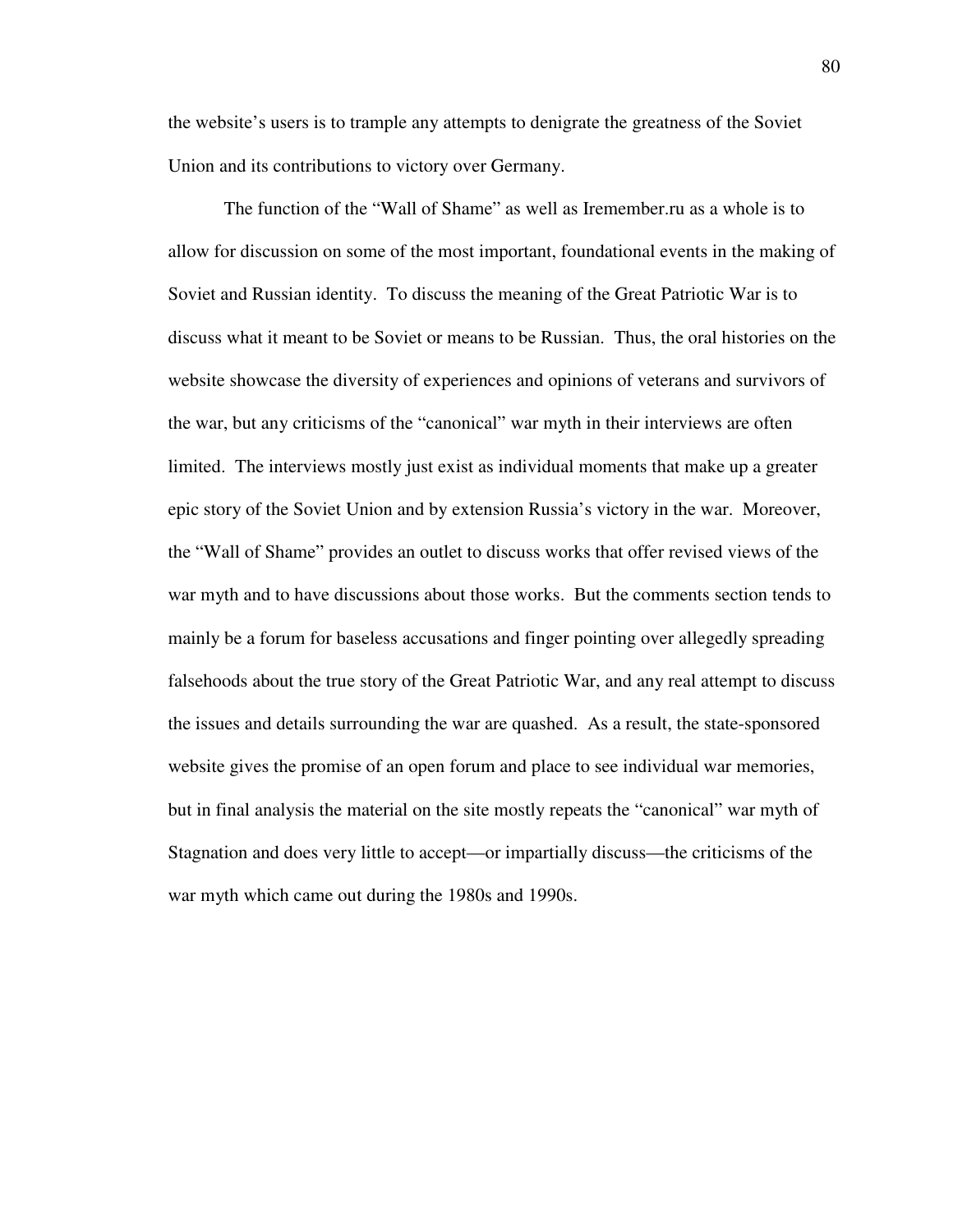the website's users is to trample any attempts to denigrate the greatness of the Soviet Union and its contributions to victory over Germany.

The function of the "Wall of Shame" as well as Iremember.ru as a whole is to allow for discussion on some of the most important, foundational events in the making of Soviet and Russian identity. To discuss the meaning of the Great Patriotic War is to discuss what it meant to be Soviet or means to be Russian. Thus, the oral histories on the website showcase the diversity of experiences and opinions of veterans and survivors of the war, but any criticisms of the "canonical" war myth in their interviews are often limited. The interviews mostly just exist as individual moments that make up a greater epic story of the Soviet Union and by extension Russia's victory in the war. Moreover, the "Wall of Shame" provides an outlet to discuss works that offer revised views of the war myth and to have discussions about those works. But the comments section tends to mainly be a forum for baseless accusations and finger pointing over allegedly spreading falsehoods about the true story of the Great Patriotic War, and any real attempt to discuss the issues and details surrounding the war are quashed. As a result, the state-sponsored website gives the promise of an open forum and place to see individual war memories, but in final analysis the material on the site mostly repeats the "canonical" war myth of Stagnation and does very little to accept—or impartially discuss—the criticisms of the war myth which came out during the 1980s and 1990s.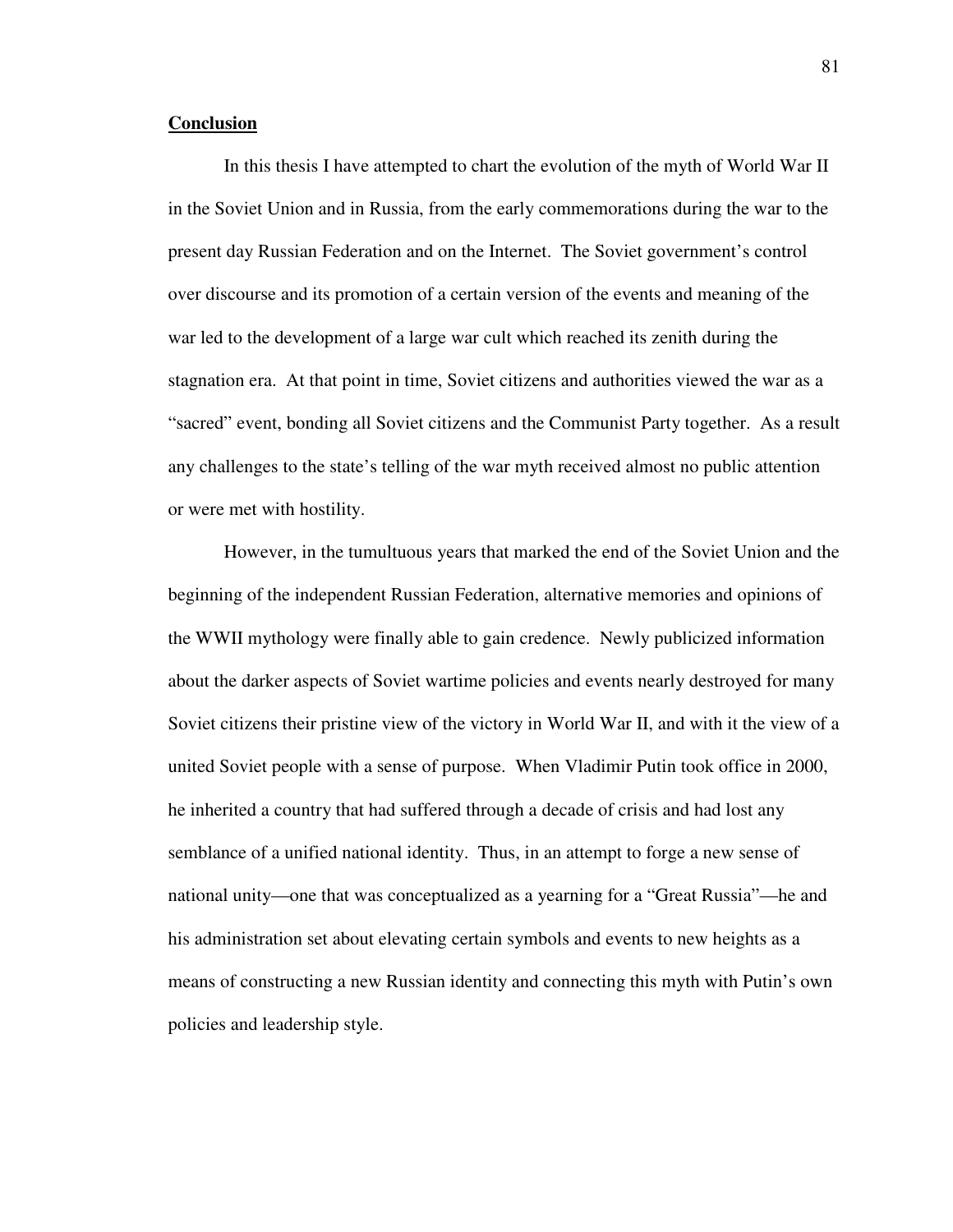**Conclusion**

In this thesis I have attempted to chart the evolution of the myth of World War II in the Soviet Union and in Russia, from the early commemorations during the war to the present day Russian Federation and on the Internet. The Soviet government's control over discourse and its promotion of a certain version of the events and meaning of the war led to the development of a large war cult which reached its zenith during the stagnation era. At that point in time, Soviet citizens and authorities viewed the war as a "sacred" event, bonding all Soviet citizens and the Communist Party together. As a result any challenges to the state's telling of the war myth received almost no public attention or were met with hostility.

However, in the tumultuous years that marked the end of the Soviet Union and the beginning of the independent Russian Federation, alternative memories and opinions of the WWII mythology were finally able to gain credence. Newly publicized information about the darker aspects of Soviet wartime policies and events nearly destroyed for many Soviet citizens their pristine view of the victory in World War II, and with it the view of a united Soviet people with a sense of purpose. When Vladimir Putin took office in 2000, he inherited a country that had suffered through a decade of crisis and had lost any semblance of a unified national identity. Thus, in an attempt to forge a new sense of national unity—one that was conceptualized as a yearning for a "Great Russia"—he and his administration set about elevating certain symbols and events to new heights as a means of constructing a new Russian identity and connecting this myth with Putin's own policies and leadership style.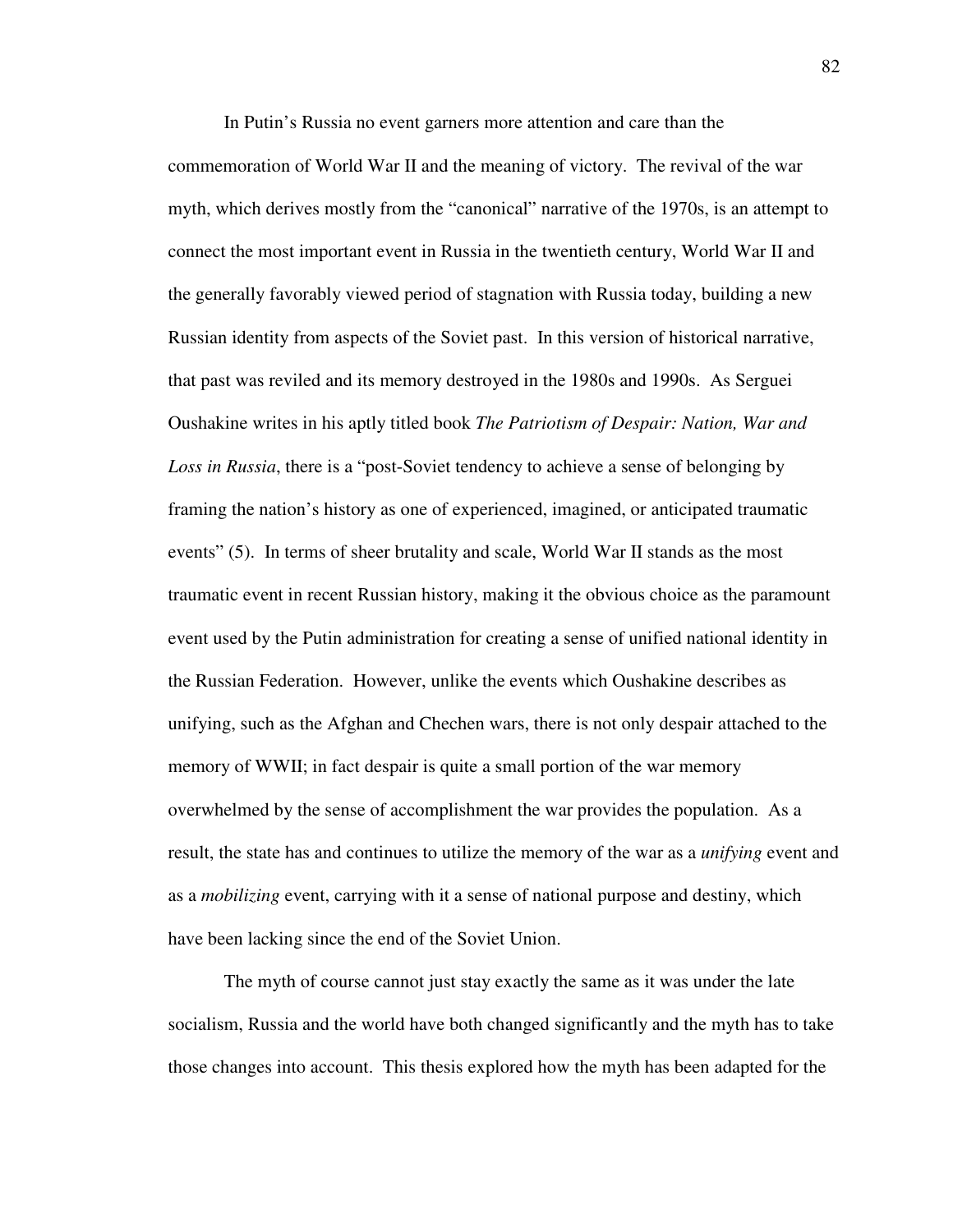In Putin's Russia no event garners more attention and care than the commemoration of World War II and the meaning of victory. The revival of the war myth, which derives mostly from the "canonical" narrative of the 1970s, is an attempt to connect the most important event in Russia in the twentieth century, World War II and the generally favorably viewed period of stagnation with Russia today, building a new Russian identity from aspects of the Soviet past. In this version of historical narrative, that past was reviled and its memory destroyed in the 1980s and 1990s. As Serguei Oushakine writes in his aptly titled book *The Patriotism of Despair: Nation, War and Loss in Russia*, there is a "post-Soviet tendency to achieve a sense of belonging by framing the nation's history as one of experienced, imagined, or anticipated traumatic events" (5). In terms of sheer brutality and scale, World War II stands as the most traumatic event in recent Russian history, making it the obvious choice as the paramount event used by the Putin administration for creating a sense of unified national identity in the Russian Federation. However, unlike the events which Oushakine describes as unifying, such as the Afghan and Chechen wars, there is not only despair attached to the memory of WWII; in fact despair is quite a small portion of the war memory overwhelmed by the sense of accomplishment the war provides the population. As a result, the state has and continues to utilize the memory of the war as a *unifying* event and as a *mobilizing* event, carrying with it a sense of national purpose and destiny, which have been lacking since the end of the Soviet Union.

The myth of course cannot just stay exactly the same as it was under the late socialism, Russia and the world have both changed significantly and the myth has to take those changes into account. This thesis explored how the myth has been adapted for the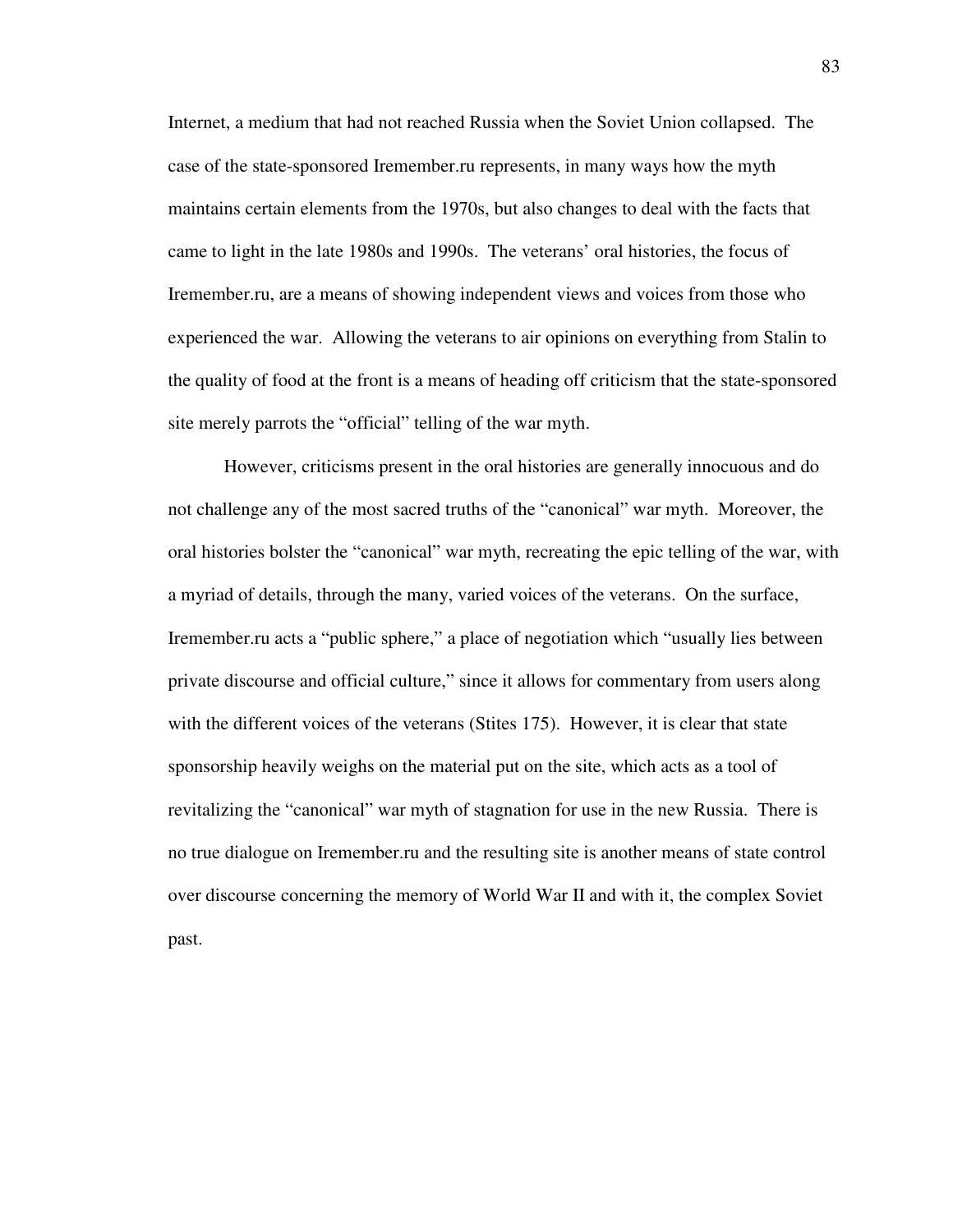Internet, a medium that had not reached Russia when the Soviet Union collapsed. The case of the state-sponsored Iremember.ru represents, in many ways how the myth maintains certain elements from the 1970s, but also changes to deal with the facts that came to light in the late 1980s and 1990s. The veterans' oral histories, the focus of Iremember.ru, are a means of showing independent views and voices from those who experienced the war. Allowing the veterans to air opinions on everything from Stalin to the quality of food at the front is a means of heading off criticism that the state-sponsored site merely parrots the "official" telling of the war myth.

However, criticisms present in the oral histories are generally innocuous and do not challenge any of the most sacred truths of the "canonical" war myth. Moreover, the oral histories bolster the "canonical" war myth, recreating the epic telling of the war, with a myriad of details, through the many, varied voices of the veterans. On the surface, Iremember.ru acts a "public sphere," a place of negotiation which "usually lies between private discourse and official culture," since it allows for commentary from users along with the different voices of the veterans (Stites 175). However, it is clear that state sponsorship heavily weighs on the material put on the site, which acts as a tool of revitalizing the "canonical" war myth of stagnation for use in the new Russia. There is no true dialogue on Iremember.ru and the resulting site is another means of state control over discourse concerning the memory of World War II and with it, the complex Soviet past.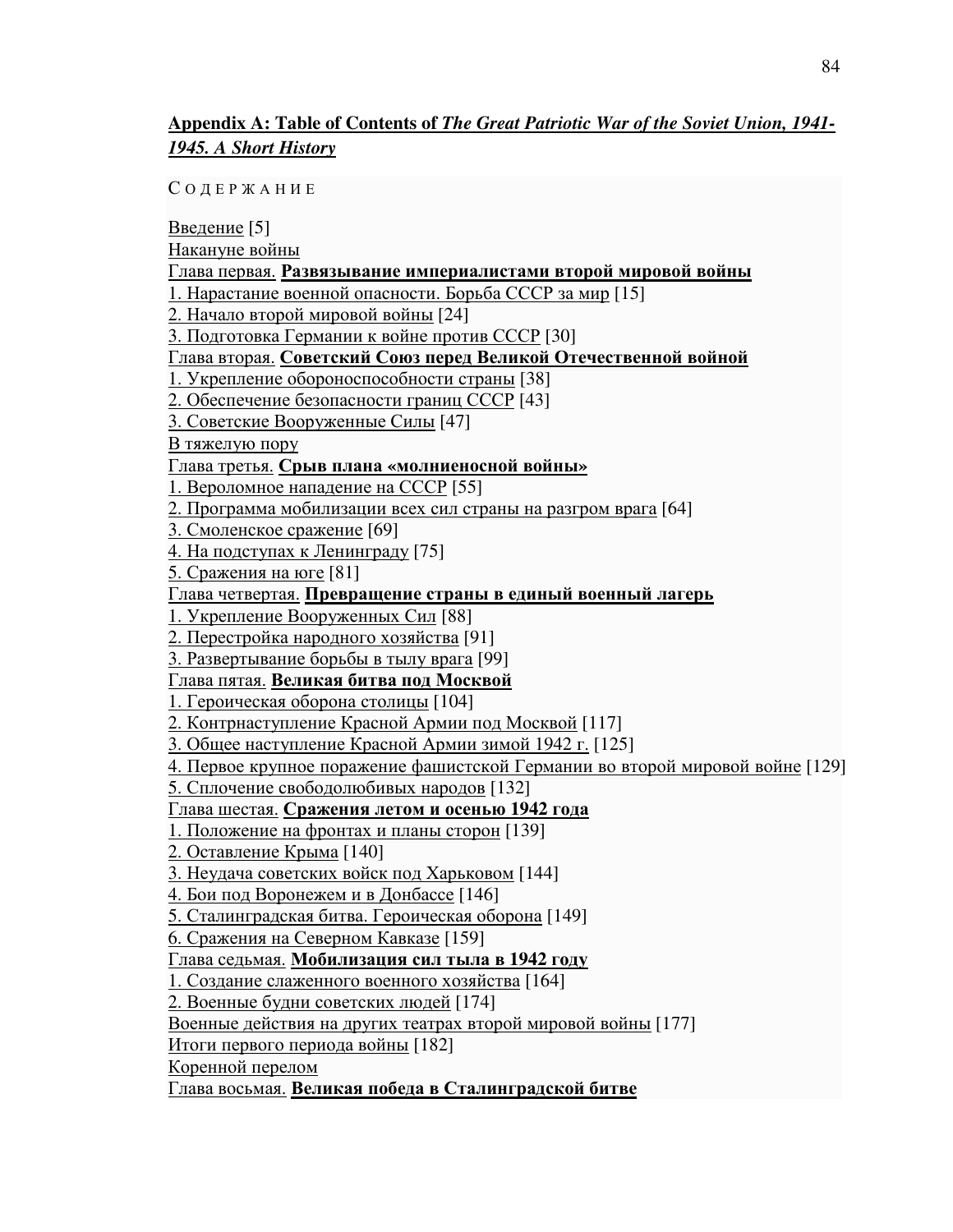## Appendix A: Table of Contents of *The Great Patriotic War of the Soviet Union, 1941-1945. A Short History*

С О Д Е Р Ж А Н И Е

Введение [5]

Накануне войны

Глава первая. **Развязывание империалистами второй мировой войны**

1. Нарастание военной опасности. Борьба СССР за мир [15]
2. Начало второй мировой войны [24]
3. Подготовка Германии к войне против СССР [30]

Глава вторая. **Советский Союз перед Великой Отечественной войной**

1. Укрепление обороноспособности страны [38]
2. Обеспечение безопасности границ СССР [43]
3. Советские Вооруженные Силы [47]

В тяжелую пору

Глава третья. **Срыв плана «молниеносной войны»**

1. Вероломное нападение на СССР [55]
2. Программа мобилизации всех сил страны на разгром врага [64]
3. Смоленское сражение [69]
4. На подступах к Ленинграду [75]
5. Сражения на юге [81]

Глава четвертая. **Превращение страны в единый военный лагерь**

1. Укрепление Вооруженных Сил [88]
2. Перестройка народного хозяйства [91]
3. Развертывание борьбы в тылу врага [99]

Глава пятая. **Великая битва под Москвой**

1. Героическая оборона столицы [104]
2. Контрнаступление Красной Армии под Москвой [117]
3. Общее наступление Красной Армии зимой 1942 г. [125]
4. Первое крупное поражение фашистской Германии во второй мировой войне [129]
5. Сплочение свободолюбивых народов [132]

Глава шестая. **Сражения летом и осенью 1942 года**

1. Положение на фронтах и планы сторон [139]
2. Оставление Крыма [140]
3. Неудача советских войск под Харьковом [144]
4. Бои под Воронежем и в Донбассе [146]
5. Сталинградская битва. Героическая оборона [149]
6. Сражения на Северном Кавказе [159]

Глава седьмая. **Мобилизация сил тыла в 1942 году**

1. Создание слаженного военного хозяйства [164]
2. Военные будни советских людей [174]

Военные действия на других театрах второй мировой войны [177]

Итоги первого периода войны [182]

Коренной перелом

Глава восьмая. **Великая победа в Сталинградской битве**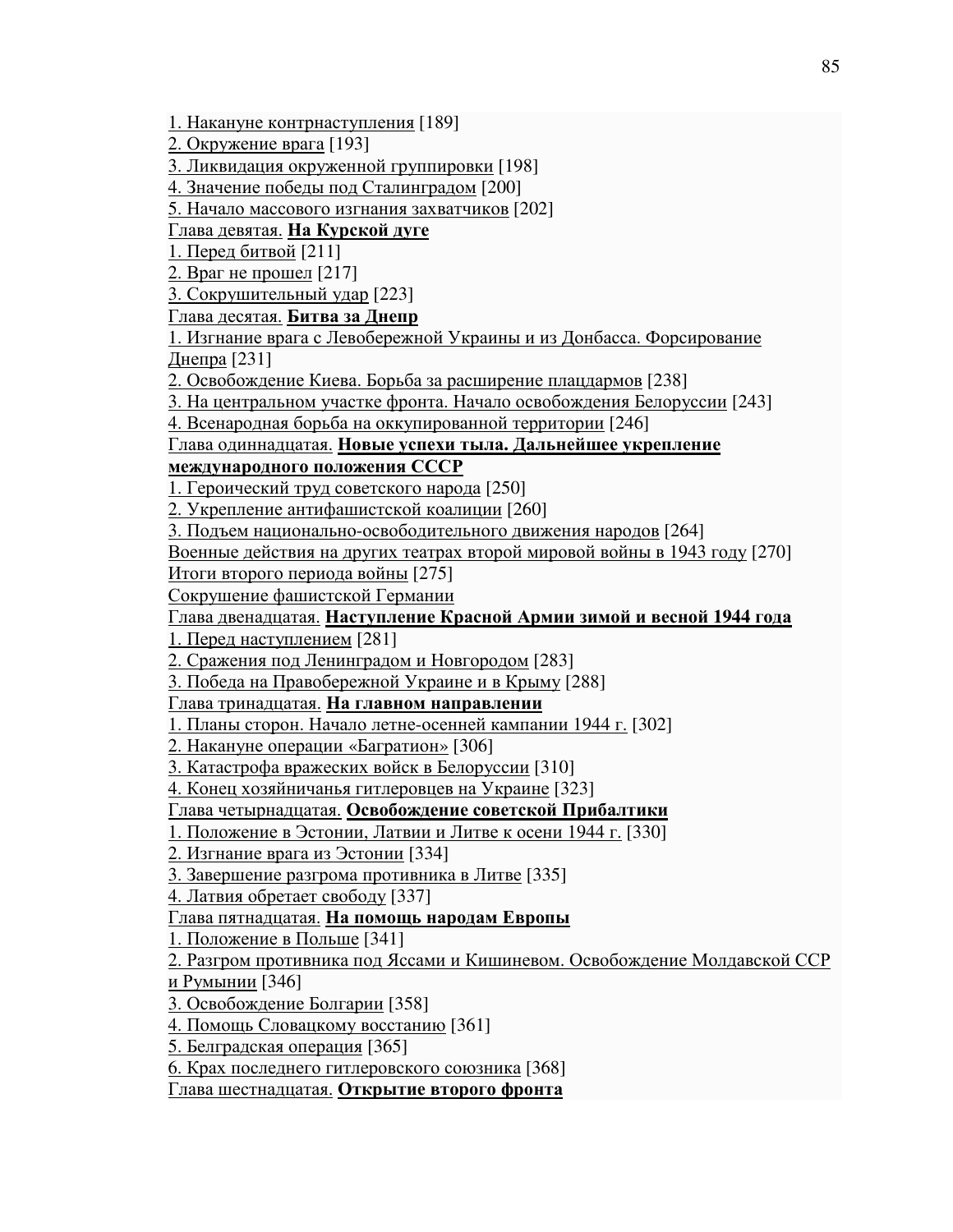1. Накануне контрнаступления [189]
2. Окружение врага [193]
3. Ликвидация окруженной группировки [198]
4. Значение победы под Сталинградом [200]
5. Начало массового изгнания захватчиков [202]
Глава девятая. **На Курской дуге**
1. Перед битвой [211]
2. Враг не прошел [217]
3. Сокрушительный удар [223]
Глава десятая. **Битва за Днепр**
1. Изгнание врага с Левобережной Украины и из Донбасса. Форсирование Днепра [231]
2. Освобождение Киева. Борьба за расширение плацдармов [238]
3. На центральном участке фронта. Начало освобождения Белоруссии [243]
4. Всенародная борьба на оккупированной территории [246]
Глава одиннадцатая. **Новые успехи тыла. Дальнейшее укрепление международного положения СССР**
1. Героический труд советского народа [250]
2. Укрепление антифашистской коалиции [260]
3. Подъем национально-освободительного движения народов [264]
Военные действия на других театрах второй мировой войны в 1943 году [270]
Итоги второго периода войны [275]
Сокрушение фашистской Германии
Глава двенадцатая. **Наступление Красной Армии зимой и весной 1944 года**
1. Перед наступлением [281]
2. Сражения под Ленинградом и Новгородом [283]
3. Победа на Правобережной Украине и в Крыму [288]
Глава тринадцатая. **На главном направлении**
1. Планы сторон. Начало летне-осенней кампании 1944 г. [302]
2. Накануне операции «Багратион» [306]
3. Катастрофа вражеских войск в Белоруссии [310]
4. Конец хозяйничанья гитлеровцев на Украине [323]
Глава четырнадцатая. **Освобождение советской Прибалтики**
1. Положение в Эстонии, Латвии и Литве к осени 1944 г. [330]
2. Изгнание врага из Эстонии [334]
3. Завершение разгрома противника в Литве [335]
4. Латвия обретает свободу [337]
Глава пятнадцатая. **На помощь народам Европы**
1. Положение в Польше [341]
2. Разгром противника под Яссами и Кишиневом. Освобождение Молдавской ССР и Румынии [346]
3. Освобождение Болгарии [358]
4. Помощь Словацкому восстанию [361]
5. Белградская операция [365]
6. Крах последнего гитлеровского союзника [368]
Глава шестнадцатая. **Открытие второго фронта**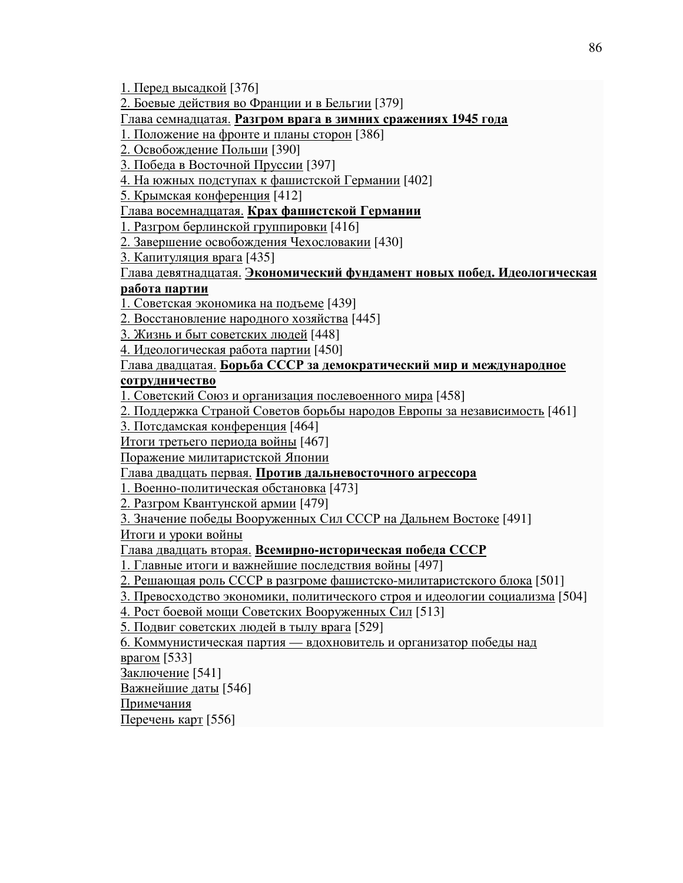1. Перед высадкой [376]
2. Боевые действия во Франции и в Бельгии [379]

Глава семнадцатая. **Разгром врага в зимних сражениях 1945 года**

1. Положение на фронте и планы сторон [386]
2. Освобождение Польши [390]
3. Победа в Восточной Пруссии [397]
4. На южных подступах к фашистской Германии [402]
5. Крымская конференция [412]

Глава восемнадцатая. **Крах фашистской Германии**

1. Разгром берлинской группировки [416]
2. Завершение освобождения Чехословакии [430]
3. Капитуляция врага [435]

Глава девятнадцатая. **Экономический фундамент новых побед. Идеологическая работа партии**

1. Советская экономика на подъеме [439]
2. Восстановление народного хозяйства [445]
3. Жизнь и быт советских людей [448]
4. Идеологическая работа партии [450]

Глава двадцатая. **Борьба СССР за демократический мир и международное сотрудничество**

1. Советский Союз и организация послевоенного мира [458]
2. Поддержка Страной Советов борьбы народов Европы за независимость [461]
3. Потсдамская конференция [464]

Итоги третьего периода войны [467]

Поражение милитаристской Японии

Глава двадцать первая. **Против дальневосточного агрессора**

1. Военно-политическая обстановка [473]
2. Разгром Квантунской армии [479]
3. Значение победы Вооруженных Сил СССР на Дальнем Востоке [491]

Итоги и уроки войны

Глава двадцать вторая. **Всемирно-историческая победа СССР**

1. Главные итоги и важнейшие последствия войны [497]
2. Решающая роль СССР в разгроме фашистско-милитаристского блока [501]
3. Превосходство экономики, политического строя и идеологии социализма [504]
4. Рост боевой мощи Советских Вооруженных Сил [513]
5. Подвиг советских людей в тылу врага [529]
6. Коммунистическая партия — вдохновитель и организатор победы над врагом [533]

Заключение [541]

Важнейшие даты [546]

Примечания

Перечень карт [556]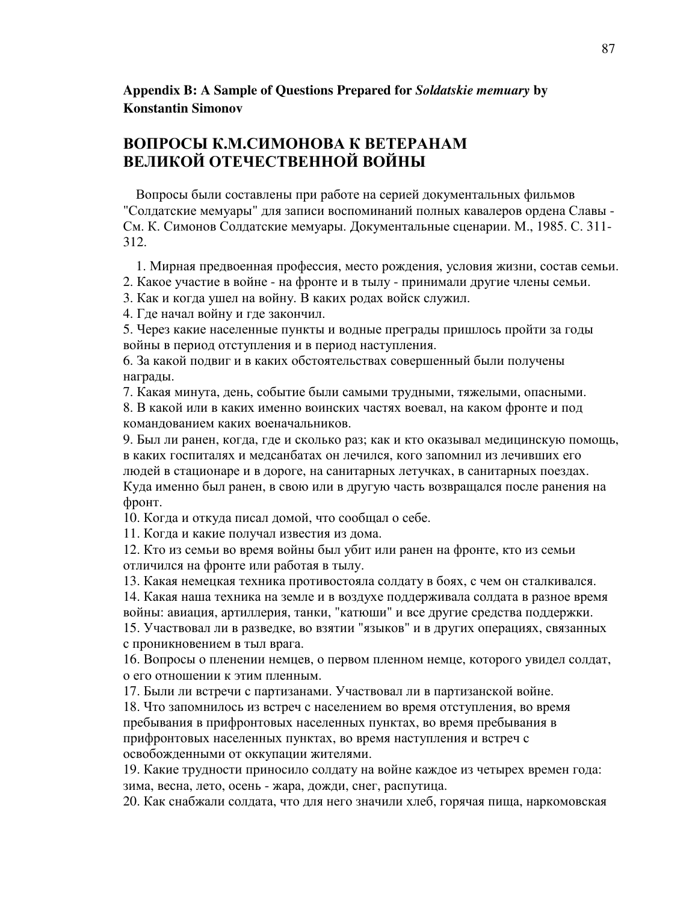**Appendix B: A Sample of Questions Prepared for *Soldatskie memuary* by Konstantin Simonov**

## ВОПРОСЫ К.М.СИМОНОВА К ВЕТЕРАНАМ ВЕЛИКОЙ ОТЕЧЕСТВЕННОЙ ВОЙНЫ

Вопросы были составлены при работе на серией документальных фильмов "Солдатские мемуары" для записи воспоминаний полных кавалеров ордена Славы - См. К. Симонов Солдатские мемуары. Документальные сценарии. М., 1985. С. 311-312.

1. Мирная предвоенная профессия, место рождения, условия жизни, состав семьи.
2. Какое участие в войне - на фронте и в тылу - принимали другие члены семьи.
3. Как и когда ушел на войну. В каких родах войск служил.
4. Где начал войну и где закончил.
5. Через какие населенные пункты и водные преграды пришлось пройти за годы войны в период отступления и в период наступления.
6. За какой подвиг и в каких обстоятельствах совершенный были получены награды.
7. Какая минута, день, событие были самыми трудными, тяжелыми, опасными.
8. В какой или в каких именно воинских частях воевал, на каком фронте и под командованием каких военачальников.
9. Был ли ранен, когда, где и сколько раз; как и кто оказывал медицинскую помощь, в каких госпиталях и медсанбатах он лечился, кого запомнил из лечивших его людей в стационаре и в дороге, на санитарных летучках, в санитарных поездах. Куда именно был ранен, в свою или в другую часть возвращался после ранения на фронт.
10. Когда и откуда писал домой, что сообщал о себе.
11. Когда и какие получал известия из дома.
12. Кто из семьи во время войны был убит или ранен на фронте, кто из семьи отличился на фронте или работая в тылу.
13. Какая немецкая техника противостояла солдату в боях, с чем он сталкивался.
14. Какая наша техника на земле и в воздухе поддерживала солдата в разное время войны: авиация, артиллерия, танки, "катюши" и все другие средства поддержки.
15. Участвовал ли в разведке, во взятии "языков" и в других операциях, связанных с проникновением в тыл врага.
16. Вопросы о пленении немцев, о первом пленном немце, которого увидел солдат, о его отношении к этим пленным.
17. Были ли встречи с партизанами. Участвовал ли в партизанской войне.
18. Что запомнилось из встреч с населением во время отступления, во время пребывания в прифронтовых населенных пунктах, во время пребывания в прифронтовых населенных пунктах, во время наступления и встреч с освобожденными от оккупации жителями.
19. Какие трудности приносило солдату на войне каждое из четырех времен года: зима, весна, лето, осень - жара, дожди, снег, распутица.
20. Как снабжали солдата, что для него значили хлеб, горячая пища, наркомовская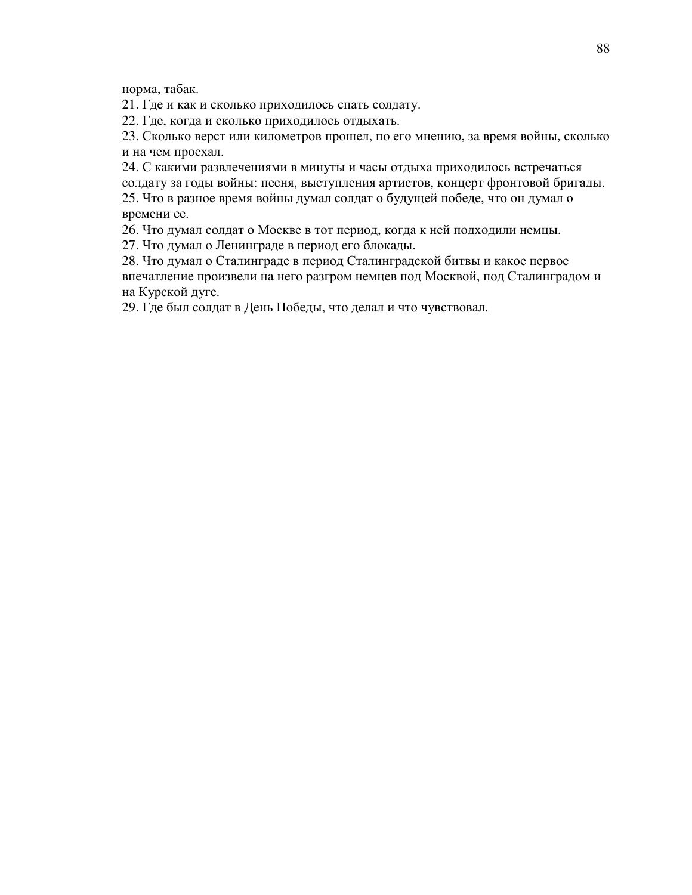норма, табак.

21. Где и как и сколько приходилось спать солдату.
22. Где, когда и сколько приходилось отдыхать.
23. Сколько верст или километров прошел, по его мнению, за время войны, сколько и на чем проехал.
24. С какими развлечениями в минуты и часы отдыха приходилось встречаться солдату за годы войны: песня, выступления артистов, концерт фронтовой бригады.
25. Что в разное время войны думал солдат о будущей победе, что он думал о времени ее.
26. Что думал солдат о Москве в тот период, когда к ней подходили немцы.
27. Что думал о Ленинграде в период его блокады.
28. Что думал о Сталинграде в период Сталинградской битвы и какое первое впечатление произвели на него разгром немцев под Москвой, под Сталинградом и на Курской дуге.
29. Где был солдат в День Победы, что делал и что чувствовал.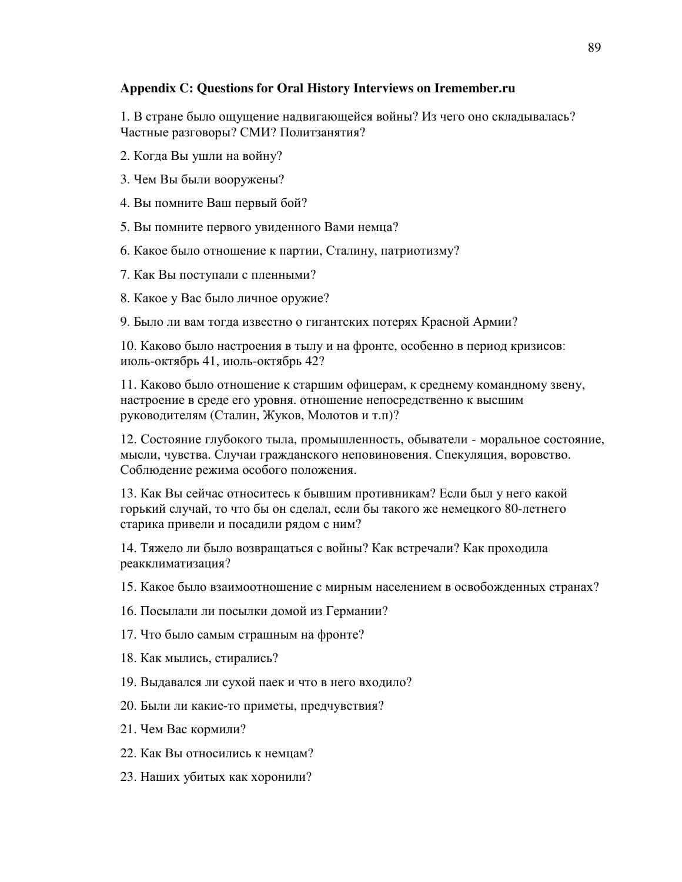**Appendix C: Questions for Oral History Interviews on Iremember.ru**

1. В стране было ощущение надвигающейся войны? Из чего оно складывалась? Частные разговоры? СМИ? Политзанятия?

2. Когда Вы ушли на войну?

3. Чем Вы были вооружены?

4. Вы помните Ваш первый бой?

5. Вы помните первого увиденного Вами немца?

6. Какое было отношение к партии, Сталину, патриотизму?

7. Как Вы поступали с пленными?

8. Какое у Вас было личное оружие?

9. Было ли вам тогда известно о гигантских потерях Красной Армии?

10. Каково было настроения в тылу и на фронте, особенно в период кризисов: июль-октябрь 41, июль-октябрь 42?

11. Каково было отношение к старшим офицерам, к среднему командному звену, настроение в среде его уровня. отношение непосредственно к высшим руководителям (Сталин, Жуков, Молотов и т.п)?

12. Состояние глубокого тыла, промышленность, обыватели - моральное состояние, мысли, чувства. Случаи гражданского неповиновения. Спекуляция, воровство. Соблюдение режима особого положения.

13. Как Вы сейчас относитесь к бывшим противникам? Если был у него какой горький случай, то что бы он сделал, если бы такого же немецкого 80-летнего старика привели и посадили рядом с ним?

14. Тяжело ли было возвращаться с войны? Как встречали? Как проходила реакклиматизация?

15. Какое было взаимоотношение с мирным населением в освобожденных странах?

16. Посылали ли посылки домой из Германии?

17. Что было самым страшным на фронте?

18. Как мылись, стирались?

19. Выдавался ли сухой паек и что в него входило?

20. Были ли какие-то приметы, предчувствия?

21. Чем Вас кормили?

22. Как Вы относились к немцам?

23. Наших убитых как хоронили?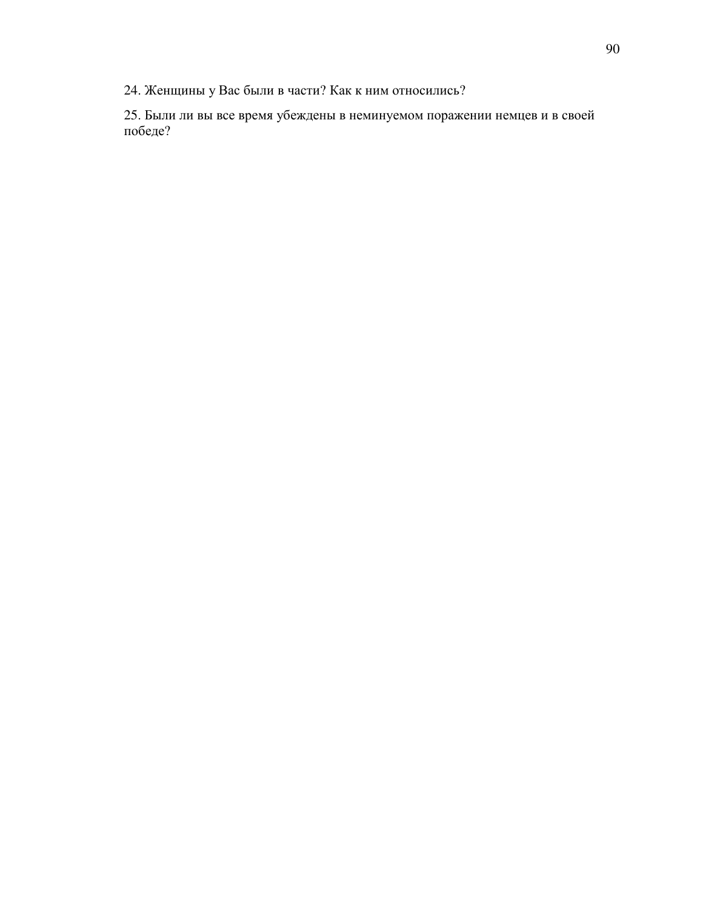24. Женщины у Вас были в части? Как к ним относились?

25. Были ли вы все время убеждены в неминуемом поражении немцев и в своей победе?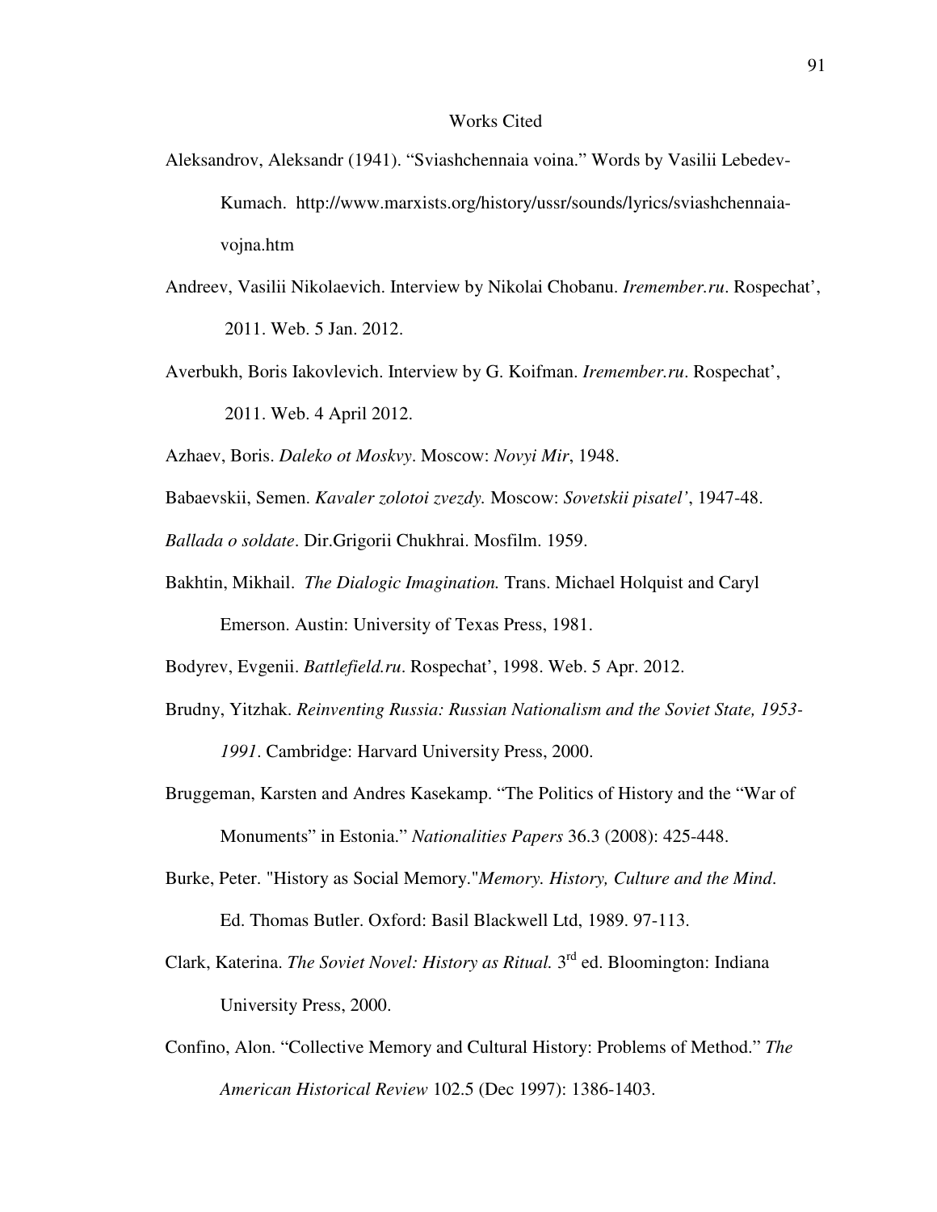# Works Cited

Aleksandrov, Aleksandr (1941). “Sviashchennaia voina.” Words by Vasilii Lebedev-Kumach. http://www.marxists.org/history/ussr/sounds/lyrics/sviashchennaia-vojna.htm

Andreev, Vasilii Nikolaevich. Interview by Nikolai Chobanu. *Iremember.ru*. Rospechat’, 2011. Web. 5 Jan. 2012.

Averbukh, Boris Iakovlevich. Interview by G. Koifman. *Iremember.ru*. Rospechat’, 2011. Web. 4 April 2012.

Azhaev, Boris. *Daleko ot Moskvy*. Moscow: *Novyi Mir*, 1948.

Babaevskii, Semen. *Kavaler zolotoi zvezdy.* Moscow: *Sovetskii pisatel’*, 1947-48.

*Ballada o soldate*. Dir.Grigorii Chukhrai. Mosfilm. 1959.

Bakhtin, Mikhail. *The Dialogic Imagination.* Trans. Michael Holquist and Caryl Emerson. Austin: University of Texas Press, 1981.

Bodyrev, Evgenii. *Battlefield.ru*. Rospechat’, 1998. Web. 5 Apr. 2012.

Brudny, Yitzhak. *Reinventing Russia: Russian Nationalism and the Soviet State, 1953-1991*. Cambridge: Harvard University Press, 2000.

Bruggeman, Karsten and Andres Kasekamp. “The Politics of History and the “War of Monuments” in Estonia.” *Nationalities Papers* 36.3 (2008): 425-448.

Burke, Peter. "History as Social Memory."*Memory. History, Culture and the Mind*. Ed. Thomas Butler. Oxford: Basil Blackwell Ltd, 1989. 97-113.

Clark, Katerina. *The Soviet Novel: History as Ritual.* 3rd ed. Bloomington: Indiana University Press, 2000.

Confino, Alon. “Collective Memory and Cultural History: Problems of Method.” *The American Historical Review* 102.5 (Dec 1997): 1386-1403.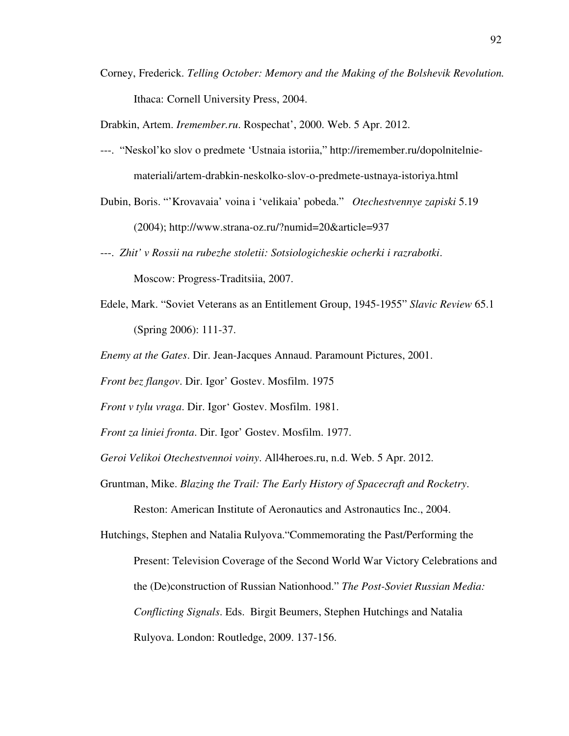Corney, Frederick. *Telling October: Memory and the Making of the Bolshevik Revolution.* Ithaca: Cornell University Press, 2004.

Drabkin, Artem. *Iremember.ru*. Rospechat', 2000. Web. 5 Apr. 2012.

---. "Neskol'ko slov o predmete 'Ustnaia istoriia," http://iremember.ru/dopolnitelnie-materiali/artem-drabkin-neskolko-slov-o-predmete-ustnaya-istoriya.html

Dubin, Boris. "'Krovavaia' voina i 'velikaia' pobeda." *Otechestvennye zapiski* 5.19 (2004); http://www.strana-oz.ru/?numid=20&article=937

---. *Zhit' v Rossii na rubezhe stoletii: Sotsiologicheskie ocherki i razrabotki*. Moscow: Progress-Traditsiia, 2007.

Edele, Mark. "Soviet Veterans as an Entitlement Group, 1945-1955" *Slavic Review* 65.1 (Spring 2006): 111-37.

*Enemy at the Gates*. Dir. Jean-Jacques Annaud. Paramount Pictures, 2001.

*Front bez flangov*. Dir. Igor' Gostev. Mosfilm. 1975

*Front v tylu vraga*. Dir. Igor' Gostev. Mosfilm. 1981.

*Front za liniei fronta*. Dir. Igor' Gostev. Mosfilm. 1977.

*Geroi Velikoi Otechestvennoi voiny*. All4heroes.ru, n.d. Web. 5 Apr. 2012.

Gruntman, Mike. *Blazing the Trail: The Early History of Spacecraft and Rocketry*. Reston: American Institute of Aeronautics and Astronautics Inc., 2004.

Hutchings, Stephen and Natalia Rulyova."Commemorating the Past/Performing the Present: Television Coverage of the Second World War Victory Celebrations and the (De)construction of Russian Nationhood." *The Post-Soviet Russian Media: Conflicting Signals*. Eds. Birgit Beumers, Stephen Hutchings and Natalia Rulyova. London: Routledge, 2009. 137-156.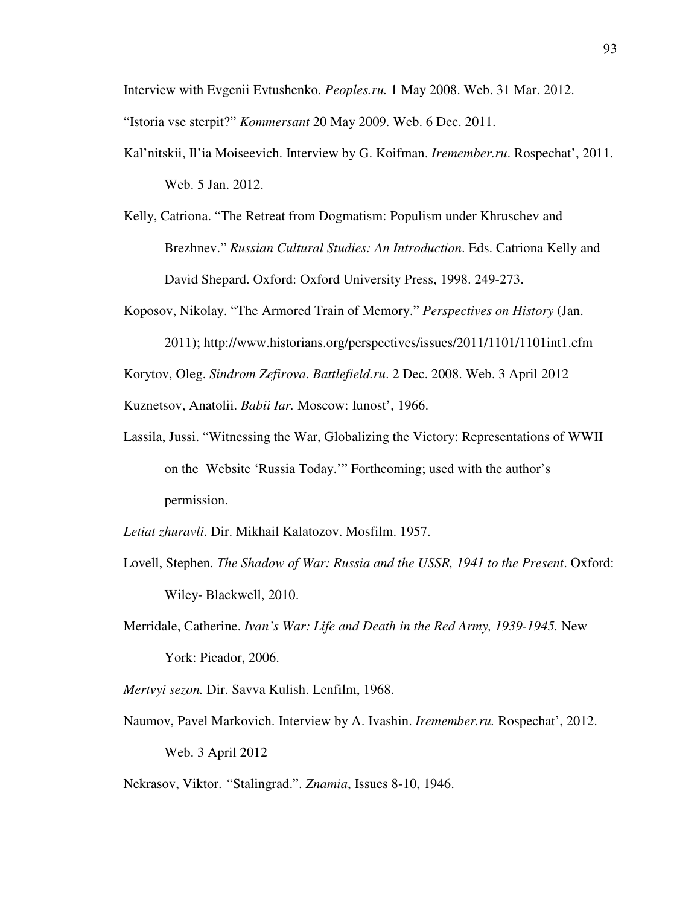Interview with Evgenii Evtushenko. *Peoples.ru.* 1 May 2008. Web. 31 Mar. 2012.

"Istoria vse sterpit?" *Kommersant* 20 May 2009. Web. 6 Dec. 2011.

Kal'nitskii, Il'ia Moiseevich. Interview by G. Koifman. *Iremember.ru*. Rospechat', 2011. Web. 5 Jan. 2012.

Kelly, Catriona. "The Retreat from Dogmatism: Populism under Khruschev and Brezhnev." *Russian Cultural Studies: An Introduction*. Eds. Catriona Kelly and David Shepard. Oxford: Oxford University Press, 1998. 249-273.

Koposov, Nikolay. "The Armored Train of Memory." *Perspectives on History* (Jan. 2011); http://www.historians.org/perspectives/issues/2011/1101/1101int1.cfm

Korytov, Oleg. *Sindrom Zefirova*. *Battlefield.ru*. 2 Dec. 2008. Web. 3 April 2012

Kuznetsov, Anatolii. *Babii Iar.* Moscow: Iunost', 1966.

Lassila, Jussi. "Witnessing the War, Globalizing the Victory: Representations of WWII on the Website 'Russia Today.'" Forthcoming; used with the author's permission.

*Letiat zhuravli*. Dir. Mikhail Kalatozov. Mosfilm. 1957.

Lovell, Stephen. *The Shadow of War: Russia and the USSR, 1941 to the Present*. Oxford: Wiley- Blackwell, 2010.

Merridale, Catherine. *Ivan's War: Life and Death in the Red Army, 1939-1945.* New York: Picador, 2006.

*Mertvyi sezon.* Dir. Savva Kulish. Lenfilm, 1968.

Naumov, Pavel Markovich. Interview by A. Ivashin. *Iremember.ru.* Rospechat', 2012. Web. 3 April 2012

Nekrasov, Viktor. "Stalingrad.". *Znamia*, Issues 8-10, 1946.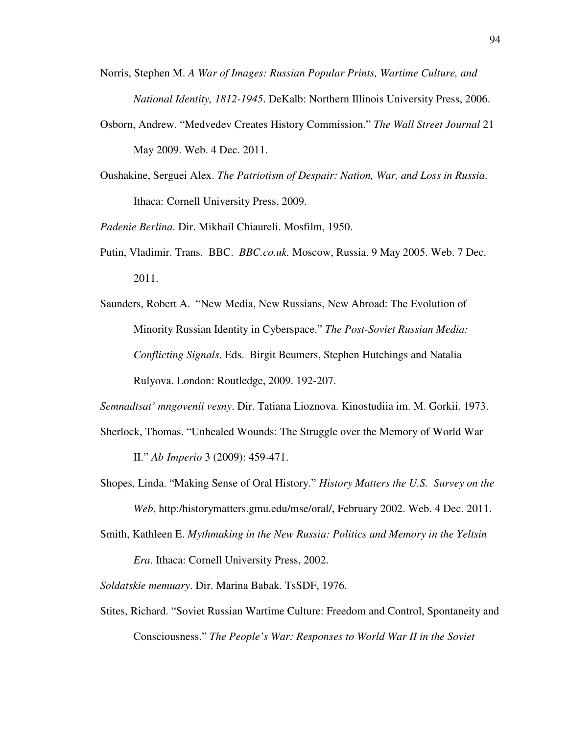Norris, Stephen M. *A War of Images: Russian Popular Prints, Wartime Culture, and National Identity, 1812-1945*. DeKalb: Northern Illinois University Press, 2006.

Osborn, Andrew. "Medvedev Creates History Commission." *The Wall Street Journal* 21 May 2009. Web. 4 Dec. 2011.

Oushakine, Serguei Alex. *The Patriotism of Despair: Nation, War, and Loss in Russia*. Ithaca: Cornell University Press, 2009.

*Padenie Berlina*. Dir. Mikhail Chiaureli. Mosfilm, 1950.

Putin, Vladimir. Trans. BBC. *BBC.co.uk.* Moscow, Russia. 9 May 2005. Web. 7 Dec. 2011.

Saunders, Robert A. "New Media, New Russians, New Abroad: The Evolution of Minority Russian Identity in Cyberspace." *The Post-Soviet Russian Media: Conflicting Signals*. Eds. Birgit Beumers, Stephen Hutchings and Natalia Rulyova. London: Routledge, 2009. 192-207.

*Semnadtsat' mngovenii vesny*. Dir. Tatiana Lioznova. Kinostudiia im. M. Gorkii. 1973.

Sherlock, Thomas. "Unhealed Wounds: The Struggle over the Memory of World War II." *Ab Imperio* 3 (2009): 459-471.

Shopes, Linda. "Making Sense of Oral History." *History Matters the U.S. Survey on the Web*, http:/historymatters.gmu.edu/mse/oral/, February 2002. Web. 4 Dec. 2011.

Smith, Kathleen E. *Mythmaking in the New Russia: Politics and Memory in the Yeltsin Era*. Ithaca: Cornell University Press, 2002.

*Soldatskie memuary*. Dir. Marina Babak. TsSDF, 1976.

Stites, Richard. "Soviet Russian Wartime Culture: Freedom and Control, Spontaneity and Consciousness." *The People's War: Responses to World War II in the Soviet*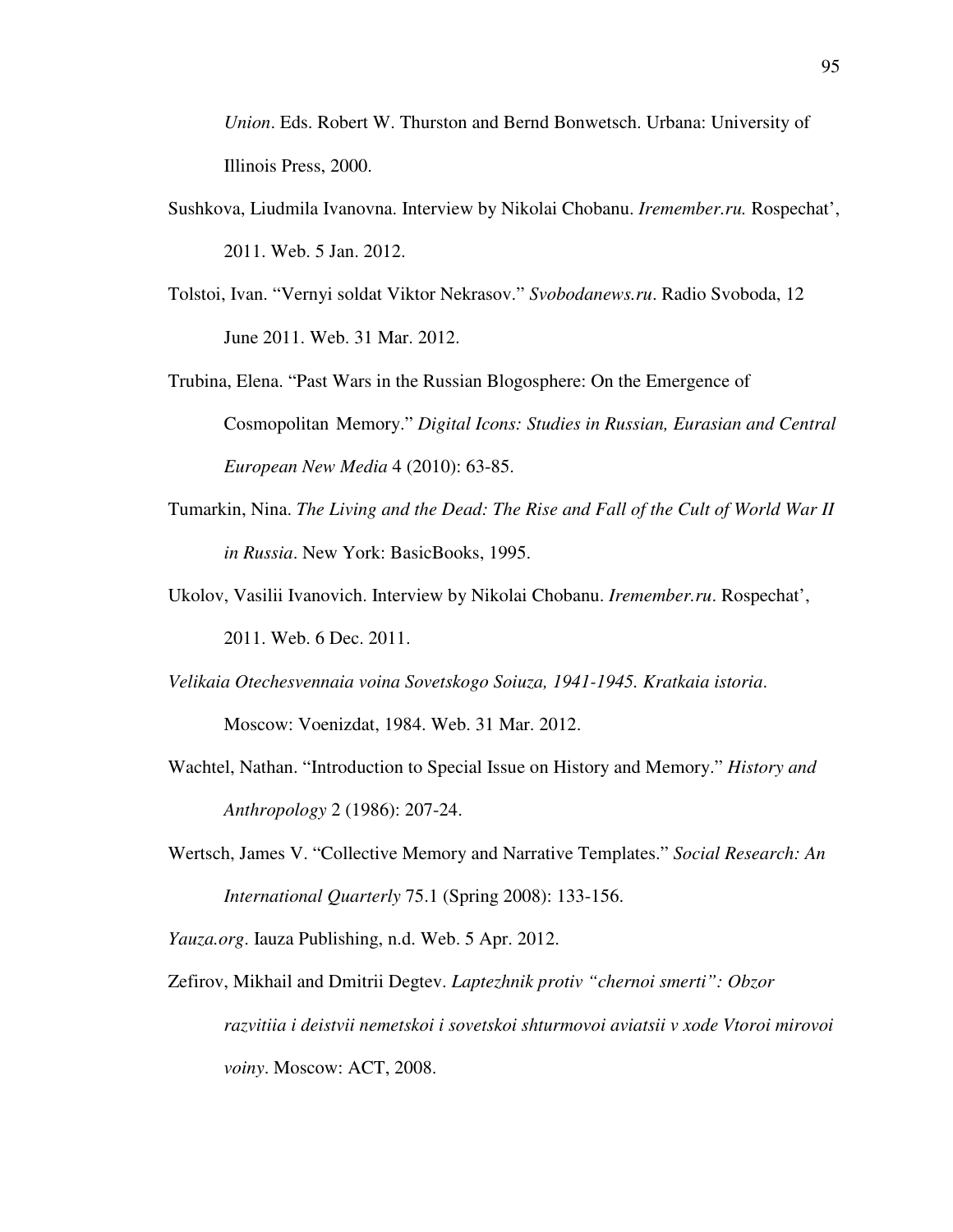*Union*. Eds. Robert W. Thurston and Bernd Bonwetsch. Urbana: University of Illinois Press, 2000.

Sushkova, Liudmila Ivanovna. Interview by Nikolai Chobanu. *Iremember.ru.* Rospechat', 2011. Web. 5 Jan. 2012.

Tolstoi, Ivan. "Vernyi soldat Viktor Nekrasov." *Svobodanews.ru*. Radio Svoboda, 12 June 2011. Web. 31 Mar. 2012.

Trubina, Elena. "Past Wars in the Russian Blogosphere: On the Emergence of Cosmopolitan Memory." *Digital Icons: Studies in Russian, Eurasian and Central European New Media* 4 (2010): 63-85.

Tumarkin, Nina. *The Living and the Dead: The Rise and Fall of the Cult of World War II in Russia*. New York: BasicBooks, 1995.

Ukolov, Vasilii Ivanovich. Interview by Nikolai Chobanu. *Iremember.ru*. Rospechat', 2011. Web. 6 Dec. 2011.

*Velikaia Otechesvennaia voina Sovetskogo Soiuza, 1941-1945. Kratkaia istoria*. Moscow: Voenizdat, 1984. Web. 31 Mar. 2012.

Wachtel, Nathan. "Introduction to Special Issue on History and Memory." *History and Anthropology* 2 (1986): 207-24.

Wertsch, James V. "Collective Memory and Narrative Templates." *Social Research: An International Quarterly* 75.1 (Spring 2008): 133-156.

*Yauza.org*. Iauza Publishing, n.d. Web. 5 Apr. 2012.

Zefirov, Mikhail and Dmitrii Degtev. *Laptezhnik protiv "chernoi smerti": Obzor razvitiia i deistvii nemetskoi i sovetskoi shturmovoi aviatsii v xode Vtoroi mirovoi voiny*. Moscow: ACT, 2008.